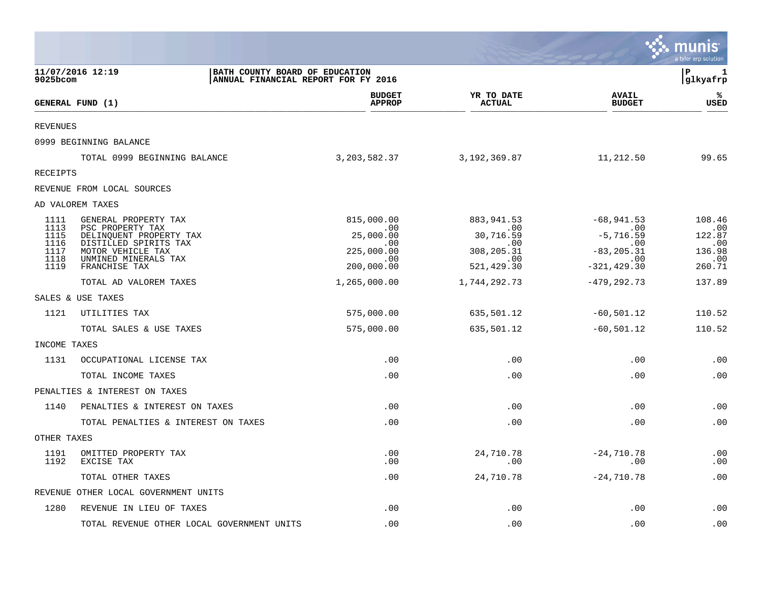BATH COUNTY BOARD OF EDUCATION
ANNUAL FINANCIAL REPORT FOR FY 2016

11/07/2016 12:19
9025bcom

| GENERAL FUND (1) | | BUDGET APPROP | YR TO DATE ACTUAL | AVAIL BUDGET | % USED |
|---|---|---|---|---|---|
| REVENUES | | | | | |
| 0999 BEGINNING BALANCE | | | | | |
| | TOTAL 0999 BEGINNING BALANCE | 3,203,582.37 | 3,192,369.87 | 11,212.50 | 99.65 |
| RECEIPTS | | | | | |
| REVENUE FROM LOCAL SOURCES | | | | | |
| AD VALOREM TAXES | | | | | |
| 1111 | GENERAL PROPERTY TAX | 815,000.00 | 883,941.53 | -68,941.53 | 108.46 |
| 1113 | PSC PROPERTY TAX | .00 | .00 | .00 | .00 |
| 1115 | DELINQUENT PROPERTY TAX | 25,000.00 | 30,716.59 | -5,716.59 | 122.87 |
| 1116 | DISTILLED SPIRITS TAX | .00 | .00 | .00 | .00 |
| 1117 | MOTOR VEHICLE TAX | 225,000.00 | 308,205.31 | -83,205.31 | 136.98 |
| 1118 | UNMINED MINERALS TAX | .00 | .00 | .00 | .00 |
| 1119 | FRANCHISE TAX | 200,000.00 | 521,429.30 | -321,429.30 | 260.71 |
| | TOTAL AD VALOREM TAXES | 1,265,000.00 | 1,744,292.73 | -479,292.73 | 137.89 |
| SALES & USE TAXES | | | | | |
| 1121 | UTILITIES TAX | 575,000.00 | 635,501.12 | -60,501.12 | 110.52 |
| | TOTAL SALES & USE TAXES | 575,000.00 | 635,501.12 | -60,501.12 | 110.52 |
| INCOME TAXES | | | | | |
| 1131 | OCCUPATIONAL LICENSE TAX | .00 | .00 | .00 | .00 |
| | TOTAL INCOME TAXES | .00 | .00 | .00 | .00 |
| PENALTIES & INTEREST ON TAXES | | | | | |
| 1140 | PENALTIES & INTEREST ON TAXES | .00 | .00 | .00 | .00 |
| | TOTAL PENALTIES & INTEREST ON TAXES | .00 | .00 | .00 | .00 |
| OTHER TAXES | | | | | |
| 1191 | OMITTED PROPERTY TAX | .00 | 24,710.78 | -24,710.78 | .00 |
| 1192 | EXCISE TAX | .00 | .00 | .00 | .00 |
| | TOTAL OTHER TAXES | .00 | 24,710.78 | -24,710.78 | .00 |
| REVENUE OTHER LOCAL GOVERNMENT UNITS | | | | | |
| 1280 | REVENUE IN LIEU OF TAXES | .00 | .00 | .00 | .00 |
| | TOTAL REVENUE OTHER LOCAL GOVERNMENT UNITS | .00 | .00 | .00 | .00 |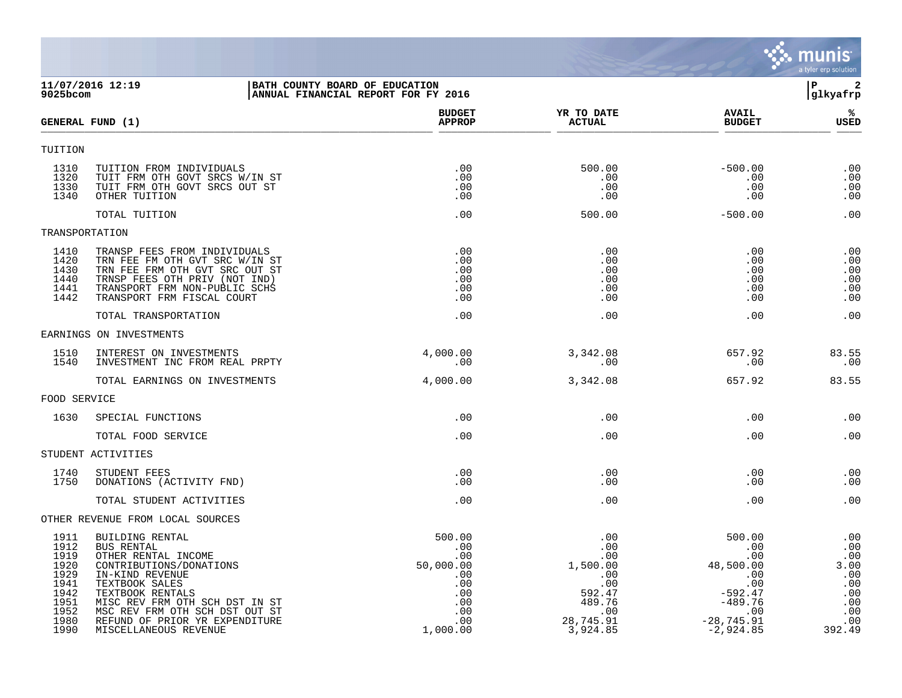11/07/2016 12:19 | BATH COUNTY BOARD OF EDUCATION
9025bcom | ANNUAL FINANCIAL REPORT FOR FY 2016

| GENERAL FUND (1) | | BUDGET APPROP | YR TO DATE ACTUAL | AVAIL BUDGET | % USED |
|---|---|---|---|---|---|
| **TUITION** | | | | | |
| 1310 | TUITION FROM INDIVIDUALS | .00 | 500.00 | -500.00 | .00 |
| 1320 | TUIT FRM OTH GOVT SRCS W/IN ST | .00 | .00 | .00 | .00 |
| 1330 | TUIT FRM OTH GOVT SRCS OUT ST | .00 | .00 | .00 | .00 |
| 1340 | OTHER TUITION | .00 | .00 | .00 | .00 |
| | TOTAL TUITION | .00 | 500.00 | -500.00 | .00 |
| **TRANSPORTATION** | | | | | |
| 1410 | TRANSP FEES FROM INDIVIDUALS | .00 | .00 | .00 | .00 |
| 1420 | TRN FEE FM OTH GVT SRC W/IN ST | .00 | .00 | .00 | .00 |
| 1430 | TRN FEE FRM OTH GVT SRC OUT ST | .00 | .00 | .00 | .00 |
| 1440 | TRNSP FEES OTH PRIV (NOT IND) | .00 | .00 | .00 | .00 |
| 1441 | TRANSPORT FRM NON-PUBLIC SCHS | .00 | .00 | .00 | .00 |
| 1442 | TRANSPORT FRM FISCAL COURT | .00 | .00 | .00 | .00 |
| | TOTAL TRANSPORTATION | .00 | .00 | .00 | .00 |
| **EARNINGS ON INVESTMENTS** | | | | | |
| 1510 | INTEREST ON INVESTMENTS | 4,000.00 | 3,342.08 | 657.92 | 83.55 |
| 1540 | INVESTMENT INC FROM REAL PRPTY | .00 | .00 | .00 | .00 |
| | TOTAL EARNINGS ON INVESTMENTS | 4,000.00 | 3,342.08 | 657.92 | 83.55 |
| **FOOD SERVICE** | | | | | |
| 1630 | SPECIAL FUNCTIONS | .00 | .00 | .00 | .00 |
| | TOTAL FOOD SERVICE | .00 | .00 | .00 | .00 |
| **STUDENT ACTIVITIES** | | | | | |
| 1740 | STUDENT FEES | .00 | .00 | .00 | .00 |
| 1750 | DONATIONS (ACTIVITY FND) | .00 | .00 | .00 | .00 |
| | TOTAL STUDENT ACTIVITIES | .00 | .00 | .00 | .00 |
| **OTHER REVENUE FROM LOCAL SOURCES** | | | | | |
| 1911 | BUILDING RENTAL | 500.00 | .00 | 500.00 | .00 |
| 1912 | BUS RENTAL | .00 | .00 | .00 | .00 |
| 1919 | OTHER RENTAL INCOME | .00 | .00 | .00 | .00 |
| 1920 | CONTRIBUTIONS/DONATIONS | 50,000.00 | 1,500.00 | 48,500.00 | 3.00 |
| 1929 | IN-KIND REVENUE | .00 | .00 | .00 | .00 |
| 1941 | TEXTBOOK SALES | .00 | .00 | .00 | .00 |
| 1942 | TEXTBOOK RENTALS | .00 | 592.47 | -592.47 | .00 |
| 1951 | MISC REV FRM OTH SCH DST IN ST | .00 | 489.76 | -489.76 | .00 |
| 1952 | MSC REV FRM OTH SCH DST OUT ST | .00 | .00 | .00 | .00 |
| 1980 | REFUND OF PRIOR YR EXPENDITURE | .00 | 28,745.91 | -28,745.91 | .00 |
| 1990 | MISCELLANEOUS REVENUE | 1,000.00 | 3,924.85 | -2,924.85 | 392.49 |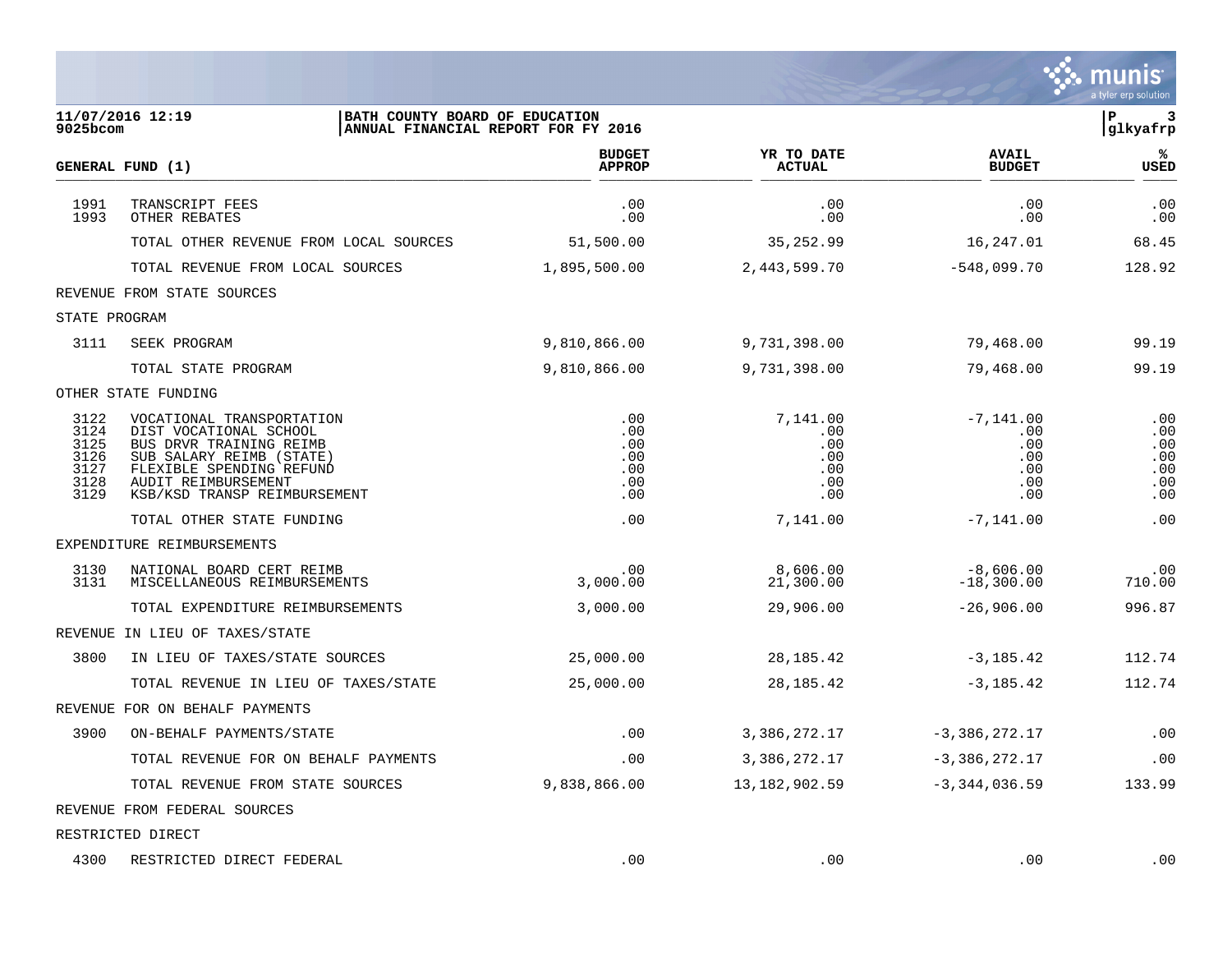11/07/2016 12:19 | BATH COUNTY BOARD OF EDUCATION | P 3
9025bcom | ANNUAL FINANCIAL REPORT FOR FY 2016 | glkyafrp

| GENERAL FUND (1) | | BUDGET APPROP | YR TO DATE ACTUAL | AVAIL BUDGET | % USED |
|---|---|---|---|---|---|
| 1991 | TRANSCRIPT FEES | .00 | .00 | .00 | .00 |
| 1993 | OTHER REBATES | .00 | .00 | .00 | .00 |
| | TOTAL OTHER REVENUE FROM LOCAL SOURCES | 51,500.00 | 35,252.99 | 16,247.01 | 68.45 |
| | TOTAL REVENUE FROM LOCAL SOURCES | 1,895,500.00 | 2,443,599.70 | -548,099.70 | 128.92 |
| REVENUE FROM STATE SOURCES | | | | | |
| STATE PROGRAM | | | | | |
| 3111 | SEEK PROGRAM | 9,810,866.00 | 9,731,398.00 | 79,468.00 | 99.19 |
| | TOTAL STATE PROGRAM | 9,810,866.00 | 9,731,398.00 | 79,468.00 | 99.19 |
| OTHER STATE FUNDING | | | | | |
| 3122 | VOCATIONAL TRANSPORTATION | .00 | 7,141.00 | -7,141.00 | .00 |
| 3124 | DIST VOCATIONAL SCHOOL | .00 | .00 | .00 | .00 |
| 3125 | BUS DRVR TRAINING REIMB | .00 | .00 | .00 | .00 |
| 3126 | SUB SALARY REIMB (STATE) | .00 | .00 | .00 | .00 |
| 3127 | FLEXIBLE SPENDING REFUND | .00 | .00 | .00 | .00 |
| 3128 | AUDIT REIMBURSEMENT | .00 | .00 | .00 | .00 |
| 3129 | KSB/KSD TRANSP REIMBURSEMENT | .00 | .00 | .00 | .00 |
| | TOTAL OTHER STATE FUNDING | .00 | 7,141.00 | -7,141.00 | .00 |
| EXPENDITURE REIMBURSEMENTS | | | | | |
| 3130 | NATIONAL BOARD CERT REIMB | .00 | 8,606.00 | -8,606.00 | .00 |
| 3131 | MISCELLANEOUS REIMBURSEMENTS | 3,000.00 | 21,300.00 | -18,300.00 | 710.00 |
| | TOTAL EXPENDITURE REIMBURSEMENTS | 3,000.00 | 29,906.00 | -26,906.00 | 996.87 |
| REVENUE IN LIEU OF TAXES/STATE | | | | | |
| 3800 | IN LIEU OF TAXES/STATE SOURCES | 25,000.00 | 28,185.42 | -3,185.42 | 112.74 |
| | TOTAL REVENUE IN LIEU OF TAXES/STATE | 25,000.00 | 28,185.42 | -3,185.42 | 112.74 |
| REVENUE FOR ON BEHALF PAYMENTS | | | | | |
| 3900 | ON-BEHALF PAYMENTS/STATE | .00 | 3,386,272.17 | -3,386,272.17 | .00 |
| | TOTAL REVENUE FOR ON BEHALF PAYMENTS | .00 | 3,386,272.17 | -3,386,272.17 | .00 |
| | TOTAL REVENUE FROM STATE SOURCES | 9,838,866.00 | 13,182,902.59 | -3,344,036.59 | 133.99 |
| REVENUE FROM FEDERAL SOURCES | | | | | |
| RESTRICTED DIRECT | | | | | |
| 4300 | RESTRICTED DIRECT FEDERAL | .00 | .00 | .00 | .00 |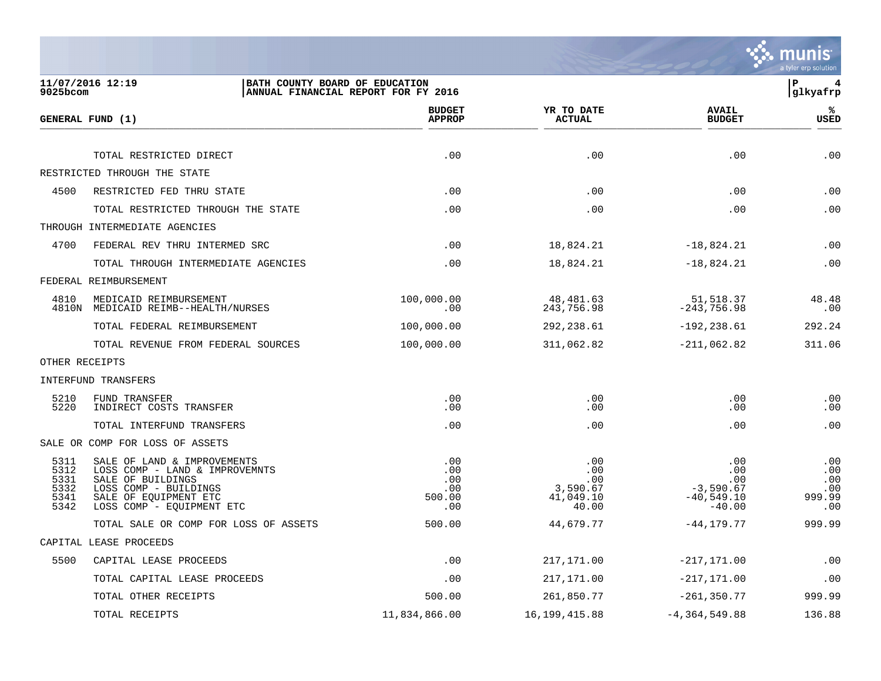**BATH COUNTY BOARD OF EDUCATION**
**ANNUAL FINANCIAL REPORT FOR FY 2016**

11/07/2016 12:19
9025bcom

| GENERAL FUND (1) | | BUDGET APPROP | YR TO DATE ACTUAL | AVAIL BUDGET | % USED |
|---|---|---|---|---|---|
| | TOTAL RESTRICTED DIRECT | .00 | .00 | .00 | .00 |
| RESTRICTED THROUGH THE STATE | | | | | |
| 4500 | RESTRICTED FED THRU STATE | .00 | .00 | .00 | .00 |
| | TOTAL RESTRICTED THROUGH THE STATE | .00 | .00 | .00 | .00 |
| THROUGH INTERMEDIATE AGENCIES | | | | | |
| 4700 | FEDERAL REV THRU INTERMED SRC | .00 | 18,824.21 | -18,824.21 | .00 |
| | TOTAL THROUGH INTERMEDIATE AGENCIES | .00 | 18,824.21 | -18,824.21 | .00 |
| FEDERAL REIMBURSEMENT | | | | | |
| 4810 | MEDICAID REIMBURSEMENT | 100,000.00 | 48,481.63 | 51,518.37 | 48.48 |
| 4810N | MEDICAID REIMB--HEALTH/NURSES | .00 | 243,756.98 | -243,756.98 | .00 |
| | TOTAL FEDERAL REIMBURSEMENT | 100,000.00 | 292,238.61 | -192,238.61 | 292.24 |
| | TOTAL REVENUE FROM FEDERAL SOURCES | 100,000.00 | 311,062.82 | -211,062.82 | 311.06 |
| OTHER RECEIPTS | | | | | |
| INTERFUND TRANSFERS | | | | | |
| 5210 | FUND TRANSFER | .00 | .00 | .00 | .00 |
| 5220 | INDIRECT COSTS TRANSFER | .00 | .00 | .00 | .00 |
| | TOTAL INTERFUND TRANSFERS | .00 | .00 | .00 | .00 |
| SALE OR COMP FOR LOSS OF ASSETS | | | | | |
| 5311 | SALE OF LAND & IMPROVEMENTS | .00 | .00 | .00 | .00 |
| 5312 | LOSS COMP - LAND & IMPROVEMNTS | .00 | .00 | .00 | .00 |
| 5331 | SALE OF BUILDINGS | .00 | .00 | .00 | .00 |
| 5332 | LOSS COMP - BUILDINGS | .00 | 3,590.67 | -3,590.67 | .00 |
| 5341 | SALE OF EQUIPMENT ETC | 500.00 | 41,049.10 | -40,549.10 | 999.99 |
| 5342 | LOSS COMP - EQUIPMENT ETC | .00 | 40.00 | -40.00 | .00 |
| | TOTAL SALE OR COMP FOR LOSS OF ASSETS | 500.00 | 44,679.77 | -44,179.77 | 999.99 |
| CAPITAL LEASE PROCEEDS | | | | | |
| 5500 | CAPITAL LEASE PROCEEDS | .00 | 217,171.00 | -217,171.00 | .00 |
| | TOTAL CAPITAL LEASE PROCEEDS | .00 | 217,171.00 | -217,171.00 | .00 |
| | TOTAL OTHER RECEIPTS | 500.00 | 261,850.77 | -261,350.77 | 999.99 |
| | TOTAL RECEIPTS | 11,834,866.00 | 16,199,415.88 | -4,364,549.88 | 136.88 |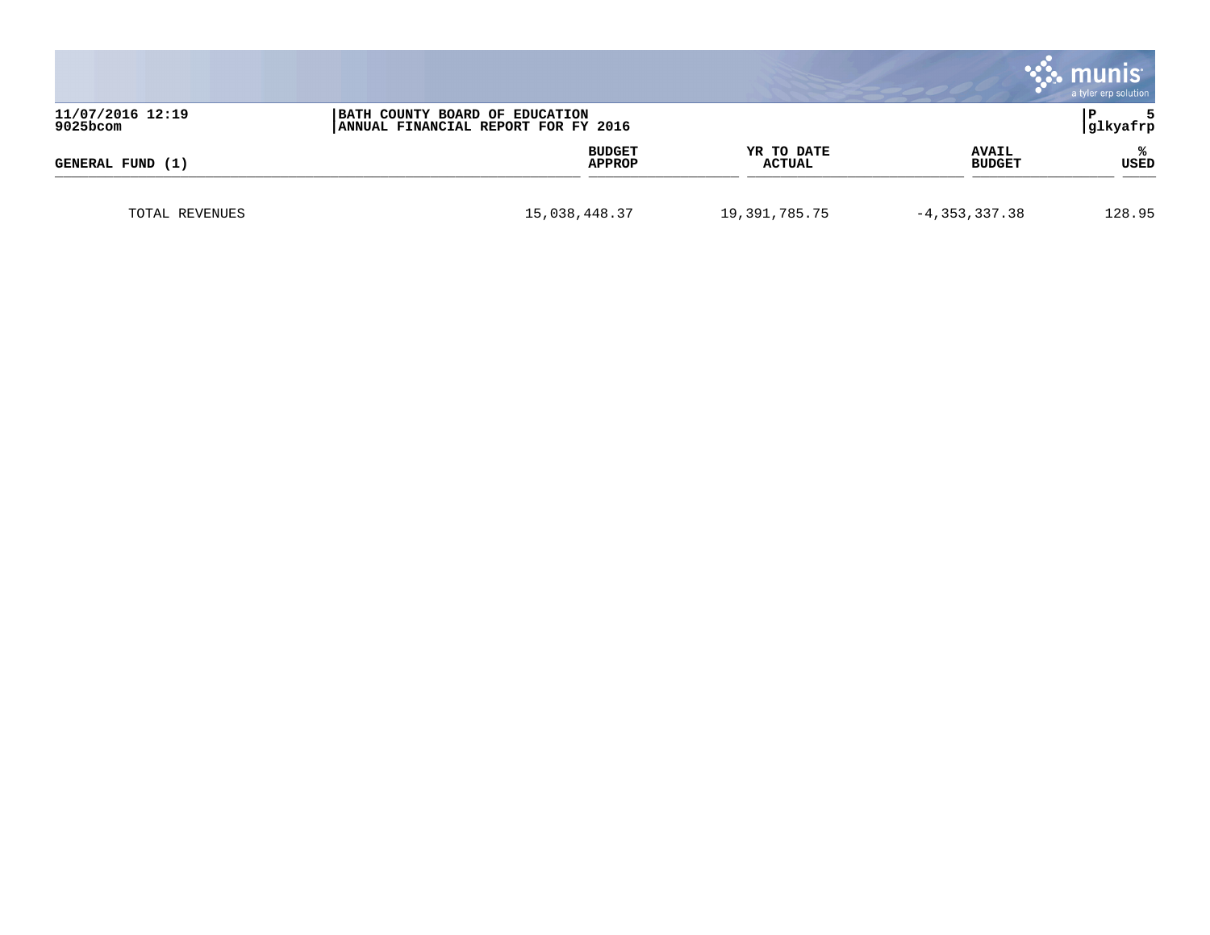| GENERAL FUND (1) | BUDGET APPROP | YR TO DATE ACTUAL | AVAIL BUDGET | % USED |
|---|---|---|---|---|
| TOTAL REVENUES | 15,038,448.37 | 19,391,785.75 | -4,353,337.38 | 128.95 |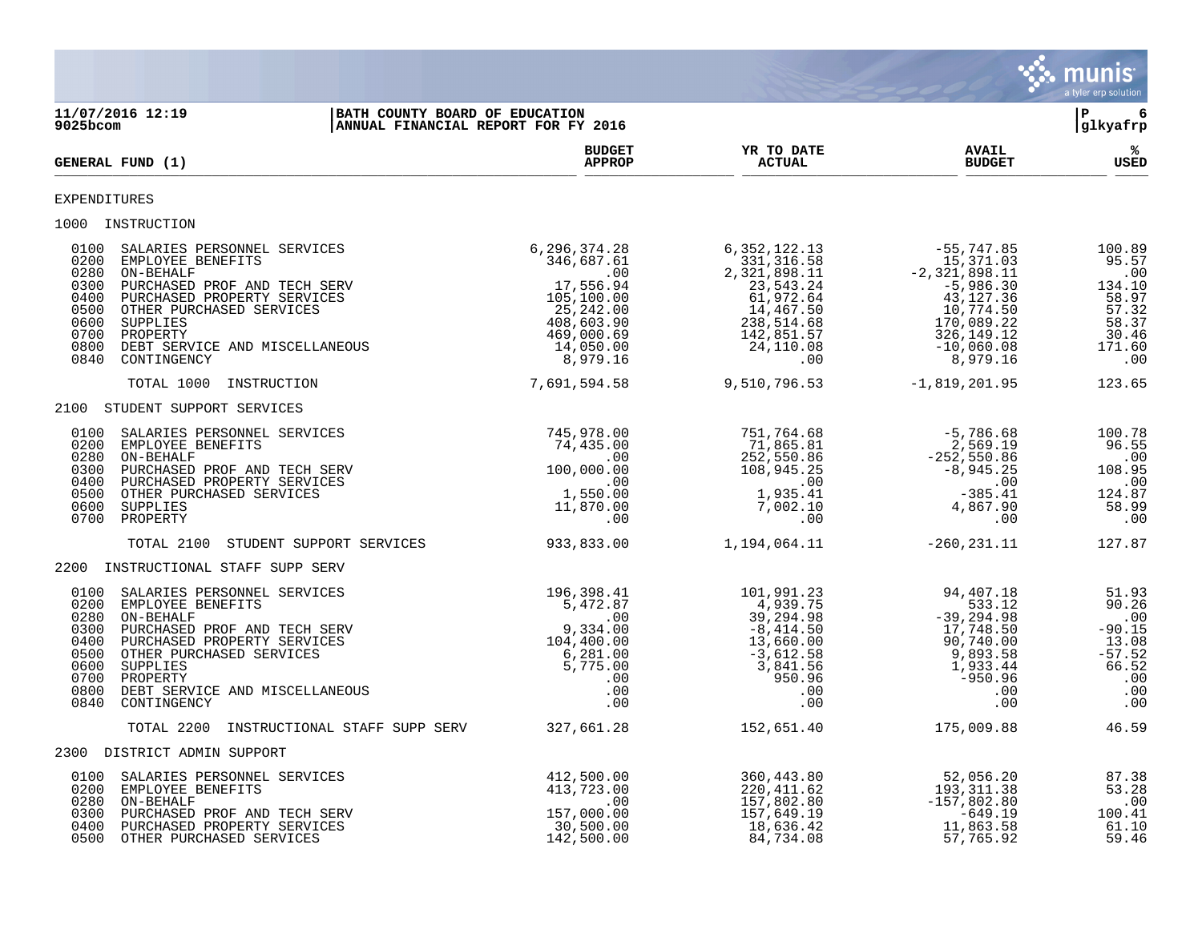**11/07/2016 12:19** | **BATH COUNTY BOARD OF EDUCATION**
**9025bcom** | **ANNUAL FINANCIAL REPORT FOR FY 2016** | **glkyafrp**

| GENERAL FUND (1) | BUDGET APPROP | YR TO DATE ACTUAL | AVAIL BUDGET | % USED |
|---|---|---|---|---|
| **EXPENDITURES** | | | | |
| **1000 INSTRUCTION** | | | | |
| 0100 SALARIES PERSONNEL SERVICES | 6,296,374.28 | 6,352,122.13 | -55,747.85 | 100.89 |
| 0200 EMPLOYEE BENEFITS | 346,687.61 | 331,316.58 | 15,371.03 | 95.57 |
| 0280 ON-BEHALF | .00 | 2,321,898.11 | -2,321,898.11 | .00 |
| 0300 PURCHASED PROF AND TECH SERV | 17,556.94 | 23,543.24 | -5,986.30 | 134.10 |
| 0400 PURCHASED PROPERTY SERVICES | 105,100.00 | 61,972.64 | 43,127.36 | 58.97 |
| 0500 OTHER PURCHASED SERVICES | 25,242.00 | 14,467.50 | 10,774.50 | 57.32 |
| 0600 SUPPLIES | 408,603.90 | 238,514.68 | 170,089.22 | 58.37 |
| 0700 PROPERTY | 469,000.69 | 142,851.57 | 326,149.12 | 30.46 |
| 0800 DEBT SERVICE AND MISCELLANEOUS | 14,050.00 | 24,110.08 | -10,060.08 | 171.60 |
| 0840 CONTINGENCY | 8,979.16 | .00 | 8,979.16 | .00 |
| TOTAL 1000 INSTRUCTION | 7,691,594.58 | 9,510,796.53 | -1,819,201.95 | 123.65 |
| **2100 STUDENT SUPPORT SERVICES** | | | | |
| 0100 SALARIES PERSONNEL SERVICES | 745,978.00 | 751,764.68 | -5,786.68 | 100.78 |
| 0200 EMPLOYEE BENEFITS | 74,435.00 | 71,865.81 | 2,569.19 | 96.55 |
| 0280 ON-BEHALF | .00 | 252,550.86 | -252,550.86 | .00 |
| 0300 PURCHASED PROF AND TECH SERV | 100,000.00 | 108,945.25 | -8,945.25 | 108.95 |
| 0400 PURCHASED PROPERTY SERVICES | .00 | .00 | .00 | .00 |
| 0500 OTHER PURCHASED SERVICES | 1,550.00 | 1,935.41 | -385.41 | 124.87 |
| 0600 SUPPLIES | 11,870.00 | 7,002.10 | 4,867.90 | 58.99 |
| 0700 PROPERTY | .00 | .00 | .00 | .00 |
| TOTAL 2100 STUDENT SUPPORT SERVICES | 933,833.00 | 1,194,064.11 | -260,231.11 | 127.87 |
| **2200 INSTRUCTIONAL STAFF SUPP SERV** | | | | |
| 0100 SALARIES PERSONNEL SERVICES | 196,398.41 | 101,991.23 | 94,407.18 | 51.93 |
| 0200 EMPLOYEE BENEFITS | 5,472.87 | 4,939.75 | 533.12 | 90.26 |
| 0280 ON-BEHALF | .00 | 39,294.98 | -39,294.98 | .00 |
| 0300 PURCHASED PROF AND TECH SERV | 9,334.00 | -8,414.50 | 17,748.50 | -90.15 |
| 0400 PURCHASED PROPERTY SERVICES | 104,400.00 | 13,660.00 | 90,740.00 | 13.08 |
| 0500 OTHER PURCHASED SERVICES | 6,281.00 | -3,612.58 | 9,893.58 | -57.52 |
| 0600 SUPPLIES | 5,775.00 | 3,841.56 | 1,933.44 | 66.52 |
| 0700 PROPERTY | .00 | 950.96 | -950.96 | .00 |
| 0800 DEBT SERVICE AND MISCELLANEOUS | .00 | .00 | .00 | .00 |
| 0840 CONTINGENCY | .00 | .00 | .00 | .00 |
| TOTAL 2200 INSTRUCTIONAL STAFF SUPP SERV | 327,661.28 | 152,651.40 | 175,009.88 | 46.59 |
| **2300 DISTRICT ADMIN SUPPORT** | | | | |
| 0100 SALARIES PERSONNEL SERVICES | 412,500.00 | 360,443.80 | 52,056.20 | 87.38 |
| 0200 EMPLOYEE BENEFITS | 413,723.00 | 220,411.62 | 193,311.38 | 53.28 |
| 0280 ON-BEHALF | .00 | 157,802.80 | -157,802.80 | .00 |
| 0300 PURCHASED PROF AND TECH SERV | 157,000.00 | 157,649.19 | -649.19 | 100.41 |
| 0400 PURCHASED PROPERTY SERVICES | 30,500.00 | 18,636.42 | 11,863.58 | 61.10 |
| 0500 OTHER PURCHASED SERVICES | 142,500.00 | 84,734.08 | 57,765.92 | 59.46 |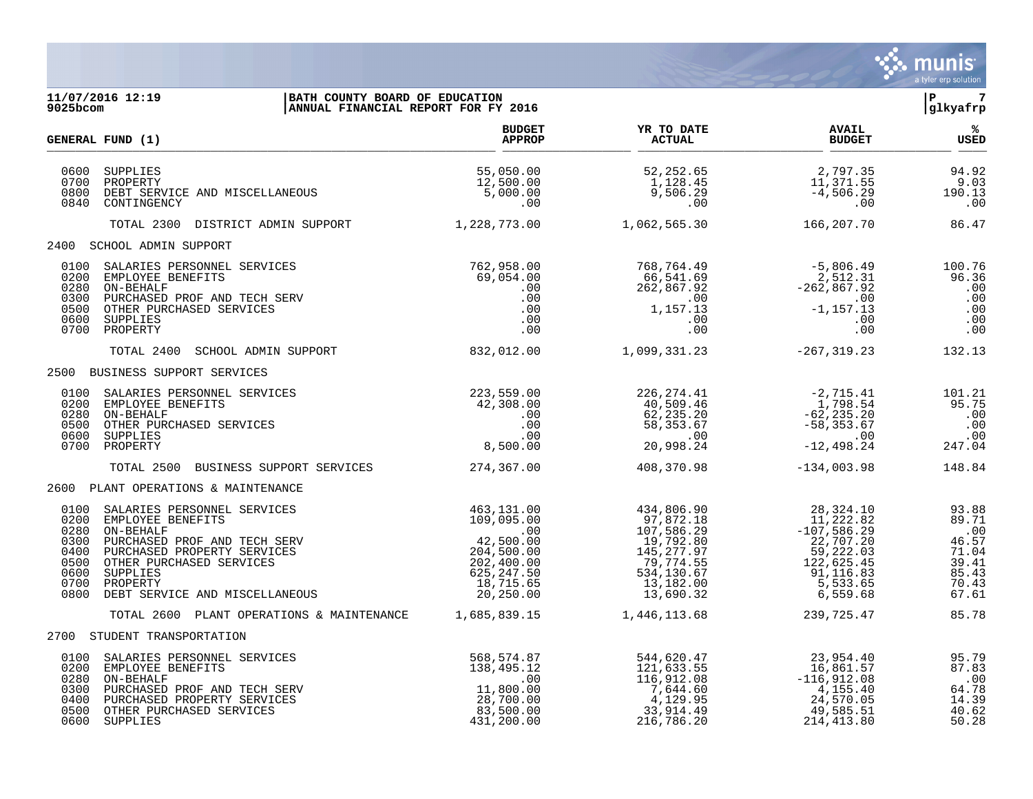11/07/2016 12:19 | BATH COUNTY BOARD OF EDUCATION
9025bcom | ANNUAL FINANCIAL REPORT FOR FY 2016

| GENERAL FUND (1) | BUDGET APPROP | YR TO DATE ACTUAL | AVAIL BUDGET | % USED |
|---|---|---|---|---|
| 0600 SUPPLIES | 55,050.00 | 52,252.65 | 2,797.35 | 94.92 |
| 0700 PROPERTY | 12,500.00 | 1,128.45 | 11,371.55 | 9.03 |
| 0800 DEBT SERVICE AND MISCELLANEOUS | 5,000.00 | 9,506.29 | -4,506.29 | 190.13 |
| 0840 CONTINGENCY | .00 | .00 | .00 | .00 |
| TOTAL 2300 DISTRICT ADMIN SUPPORT | 1,228,773.00 | 1,062,565.30 | 166,207.70 | 86.47 |
| **2400 SCHOOL ADMIN SUPPORT** | | | | |
| 0100 SALARIES PERSONNEL SERVICES | 762,958.00 | 768,764.49 | -5,806.49 | 100.76 |
| 0200 EMPLOYEE BENEFITS | 69,054.00 | 66,541.69 | 2,512.31 | 96.36 |
| 0280 ON-BEHALF | .00 | 262,867.92 | -262,867.92 | .00 |
| 0300 PURCHASED PROF AND TECH SERV | .00 | .00 | .00 | .00 |
| 0500 OTHER PURCHASED SERVICES | .00 | 1,157.13 | -1,157.13 | .00 |
| 0600 SUPPLIES | .00 | .00 | .00 | .00 |
| 0700 PROPERTY | .00 | .00 | .00 | .00 |
| TOTAL 2400 SCHOOL ADMIN SUPPORT | 832,012.00 | 1,099,331.23 | -267,319.23 | 132.13 |
| **2500 BUSINESS SUPPORT SERVICES** | | | | |
| 0100 SALARIES PERSONNEL SERVICES | 223,559.00 | 226,274.41 | -2,715.41 | 101.21 |
| 0200 EMPLOYEE BENEFITS | 42,308.00 | 40,509.46 | 1,798.54 | 95.75 |
| 0280 ON-BEHALF | .00 | 62,235.20 | -62,235.20 | .00 |
| 0500 OTHER PURCHASED SERVICES | .00 | 58,353.67 | -58,353.67 | .00 |
| 0600 SUPPLIES | .00 | .00 | .00 | .00 |
| 0700 PROPERTY | 8,500.00 | 20,998.24 | -12,498.24 | 247.04 |
| TOTAL 2500 BUSINESS SUPPORT SERVICES | 274,367.00 | 408,370.98 | -134,003.98 | 148.84 |
| **2600 PLANT OPERATIONS & MAINTENANCE** | | | | |
| 0100 SALARIES PERSONNEL SERVICES | 463,131.00 | 434,806.90 | 28,324.10 | 93.88 |
| 0200 EMPLOYEE BENEFITS | 109,095.00 | 97,872.18 | 11,222.82 | 89.71 |
| 0280 ON-BEHALF | .00 | 107,586.29 | -107,586.29 | .00 |
| 0300 PURCHASED PROF AND TECH SERV | 42,500.00 | 19,792.80 | 22,707.20 | 46.57 |
| 0400 PURCHASED PROPERTY SERVICES | 204,500.00 | 145,277.97 | 59,222.03 | 71.04 |
| 0500 OTHER PURCHASED SERVICES | 202,400.00 | 79,774.55 | 122,625.45 | 39.41 |
| 0600 SUPPLIES | 625,247.50 | 534,130.67 | 91,116.83 | 85.43 |
| 0700 PROPERTY | 18,715.65 | 13,182.00 | 5,533.65 | 70.43 |
| 0800 DEBT SERVICE AND MISCELLANEOUS | 20,250.00 | 13,690.32 | 6,559.68 | 67.61 |
| TOTAL 2600 PLANT OPERATIONS & MAINTENANCE | 1,685,839.15 | 1,446,113.68 | 239,725.47 | 85.78 |
| **2700 STUDENT TRANSPORTATION** | | | | |
| 0100 SALARIES PERSONNEL SERVICES | 568,574.87 | 544,620.47 | 23,954.40 | 95.79 |
| 0200 EMPLOYEE BENEFITS | 138,495.12 | 121,633.55 | 16,861.57 | 87.83 |
| 0280 ON-BEHALF | .00 | 116,912.08 | -116,912.08 | .00 |
| 0300 PURCHASED PROF AND TECH SERV | 11,800.00 | 7,644.60 | 4,155.40 | 64.78 |
| 0400 PURCHASED PROPERTY SERVICES | 28,700.00 | 4,129.95 | 24,570.05 | 14.39 |
| 0500 OTHER PURCHASED SERVICES | 83,500.00 | 33,914.49 | 49,585.51 | 40.62 |
| 0600 SUPPLIES | 431,200.00 | 216,786.20 | 214,413.80 | 50.28 |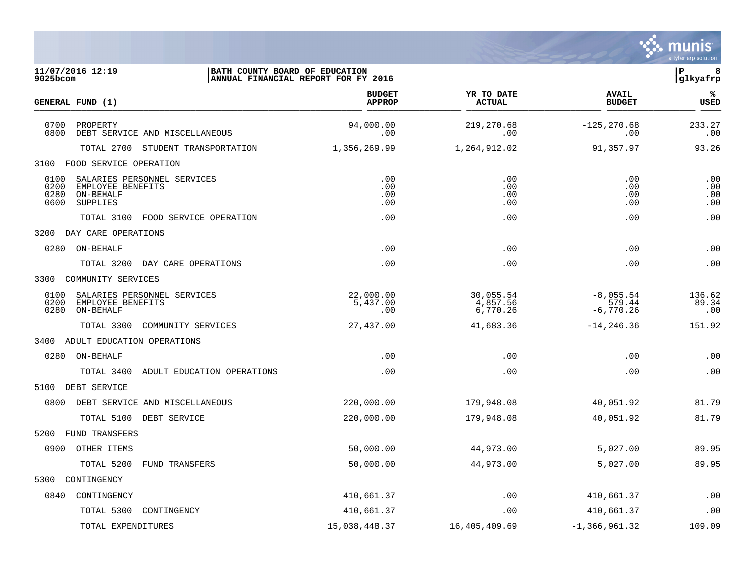11/07/2016 12:19 | BATH COUNTY BOARD OF EDUCATION | P 8
9025bcom | ANNUAL FINANCIAL REPORT FOR FY 2016 | glkyafrp

| GENERAL FUND (1) | BUDGET APPROP | YR TO DATE ACTUAL | AVAIL BUDGET | % USED |
|---|---|---|---|---|
| 0700 PROPERTY | 94,000.00 | 219,270.68 | -125,270.68 | 233.27 |
| 0800 DEBT SERVICE AND MISCELLANEOUS | .00 | .00 | .00 | .00 |
| TOTAL 2700 STUDENT TRANSPORTATION | 1,356,269.99 | 1,264,912.02 | 91,357.97 | 93.26 |
| 3100 FOOD SERVICE OPERATION | | | | |
| 0100 SALARIES PERSONNEL SERVICES | .00 | .00 | .00 | .00 |
| 0200 EMPLOYEE BENEFITS | .00 | .00 | .00 | .00 |
| 0280 ON-BEHALF | .00 | .00 | .00 | .00 |
| 0600 SUPPLIES | .00 | .00 | .00 | .00 |
| TOTAL 3100 FOOD SERVICE OPERATION | .00 | .00 | .00 | .00 |
| 3200 DAY CARE OPERATIONS | | | | |
| 0280 ON-BEHALF | .00 | .00 | .00 | .00 |
| TOTAL 3200 DAY CARE OPERATIONS | .00 | .00 | .00 | .00 |
| 3300 COMMUNITY SERVICES | | | | |
| 0100 SALARIES PERSONNEL SERVICES | 22,000.00 | 30,055.54 | -8,055.54 | 136.62 |
| 0200 EMPLOYEE BENEFITS | 5,437.00 | 4,857.56 | 579.44 | 89.34 |
| 0280 ON-BEHALF | .00 | 6,770.26 | -6,770.26 | .00 |
| TOTAL 3300 COMMUNITY SERVICES | 27,437.00 | 41,683.36 | -14,246.36 | 151.92 |
| 3400 ADULT EDUCATION OPERATIONS | | | | |
| 0280 ON-BEHALF | .00 | .00 | .00 | .00 |
| TOTAL 3400 ADULT EDUCATION OPERATIONS | .00 | .00 | .00 | .00 |
| 5100 DEBT SERVICE | | | | |
| 0800 DEBT SERVICE AND MISCELLANEOUS | 220,000.00 | 179,948.08 | 40,051.92 | 81.79 |
| TOTAL 5100 DEBT SERVICE | 220,000.00 | 179,948.08 | 40,051.92 | 81.79 |
| 5200 FUND TRANSFERS | | | | |
| 0900 OTHER ITEMS | 50,000.00 | 44,973.00 | 5,027.00 | 89.95 |
| TOTAL 5200 FUND TRANSFERS | 50,000.00 | 44,973.00 | 5,027.00 | 89.95 |
| 5300 CONTINGENCY | | | | |
| 0840 CONTINGENCY | 410,661.37 | .00 | 410,661.37 | .00 |
| TOTAL 5300 CONTINGENCY | 410,661.37 | .00 | 410,661.37 | .00 |
| TOTAL EXPENDITURES | 15,038,448.37 | 16,405,409.69 | -1,366,961.32 | 109.09 |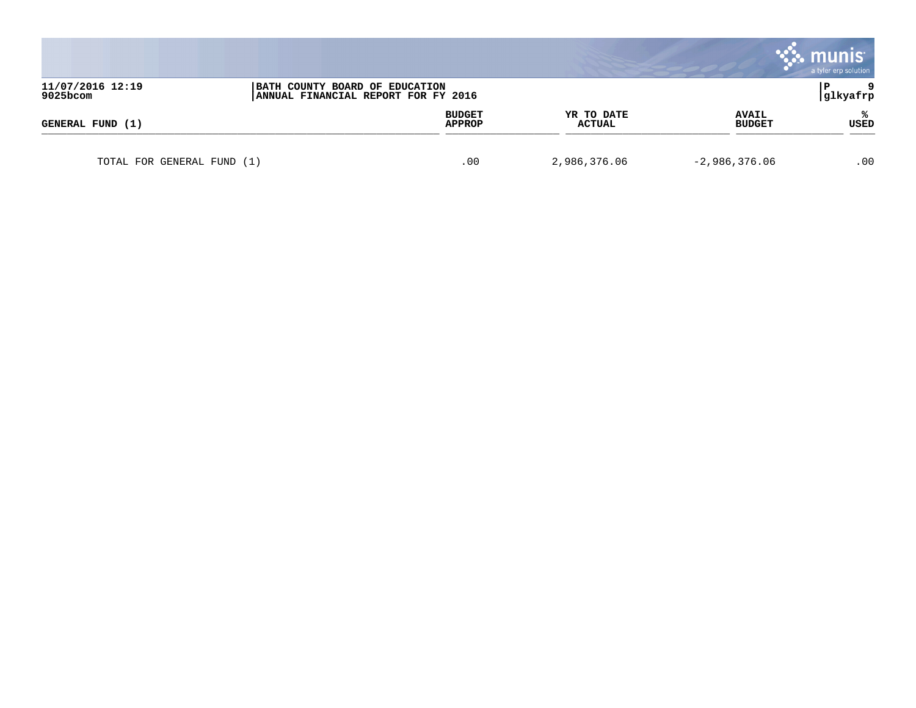# BATH COUNTY BOARD OF EDUCATION
## ANNUAL FINANCIAL REPORT FOR FY 2016

11/07/2016 12:19
9025bcom

P 9
glkyafrp

| GENERAL FUND (1) | BUDGET APPROP | YR TO DATE ACTUAL | AVAIL BUDGET | % USED |
|---|---|---|---|---|
| TOTAL FOR GENERAL FUND (1) | .00 | 2,986,376.06 | -2,986,376.06 | .00 |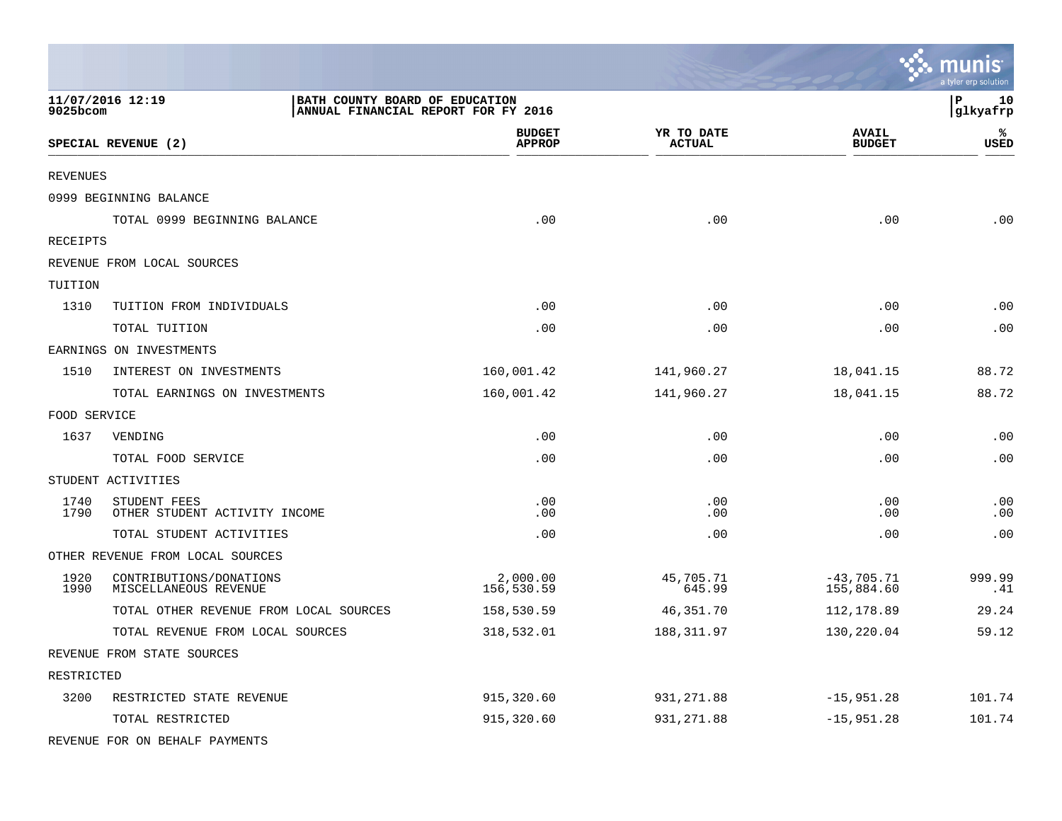11/07/2016 12:19 | BATH COUNTY BOARD OF EDUCATION | P 10
9025bcom | ANNUAL FINANCIAL REPORT FOR FY 2016 | glkyafrp

| SPECIAL REVENUE (2) | | BUDGET APPROP | YR TO DATE ACTUAL | AVAIL BUDGET | % USED |
|---|---|---|---|---|---|
| REVENUES | | | | | |
| 0999 BEGINNING BALANCE | | | | | |
| | TOTAL 0999 BEGINNING BALANCE | .00 | .00 | .00 | .00 |
| RECEIPTS | | | | | |
| REVENUE FROM LOCAL SOURCES | | | | | |
| TUITION | | | | | |
| 1310 | TUITION FROM INDIVIDUALS | .00 | .00 | .00 | .00 |
| | TOTAL TUITION | .00 | .00 | .00 | .00 |
| EARNINGS ON INVESTMENTS | | | | | |
| 1510 | INTEREST ON INVESTMENTS | 160,001.42 | 141,960.27 | 18,041.15 | 88.72 |
| | TOTAL EARNINGS ON INVESTMENTS | 160,001.42 | 141,960.27 | 18,041.15 | 88.72 |
| FOOD SERVICE | | | | | |
| 1637 | VENDING | .00 | .00 | .00 | .00 |
| | TOTAL FOOD SERVICE | .00 | .00 | .00 | .00 |
| STUDENT ACTIVITIES | | | | | |
| 1740 | STUDENT FEES | .00 | .00 | .00 | .00 |
| 1790 | OTHER STUDENT ACTIVITY INCOME | .00 | .00 | .00 | .00 |
| | TOTAL STUDENT ACTIVITIES | .00 | .00 | .00 | .00 |
| OTHER REVENUE FROM LOCAL SOURCES | | | | | |
| 1920 | CONTRIBUTIONS/DONATIONS | 2,000.00 | 45,705.71 | -43,705.71 | 999.99 |
| 1990 | MISCELLANEOUS REVENUE | 156,530.59 | 645.99 | 155,884.60 | .41 |
| | TOTAL OTHER REVENUE FROM LOCAL SOURCES | 158,530.59 | 46,351.70 | 112,178.89 | 29.24 |
| | TOTAL REVENUE FROM LOCAL SOURCES | 318,532.01 | 188,311.97 | 130,220.04 | 59.12 |
| REVENUE FROM STATE SOURCES | | | | | |
| RESTRICTED | | | | | |
| 3200 | RESTRICTED STATE REVENUE | 915,320.60 | 931,271.88 | -15,951.28 | 101.74 |
| | TOTAL RESTRICTED | 915,320.60 | 931,271.88 | -15,951.28 | 101.74 |
| REVENUE FOR ON BEHALF PAYMENTS | | | | | |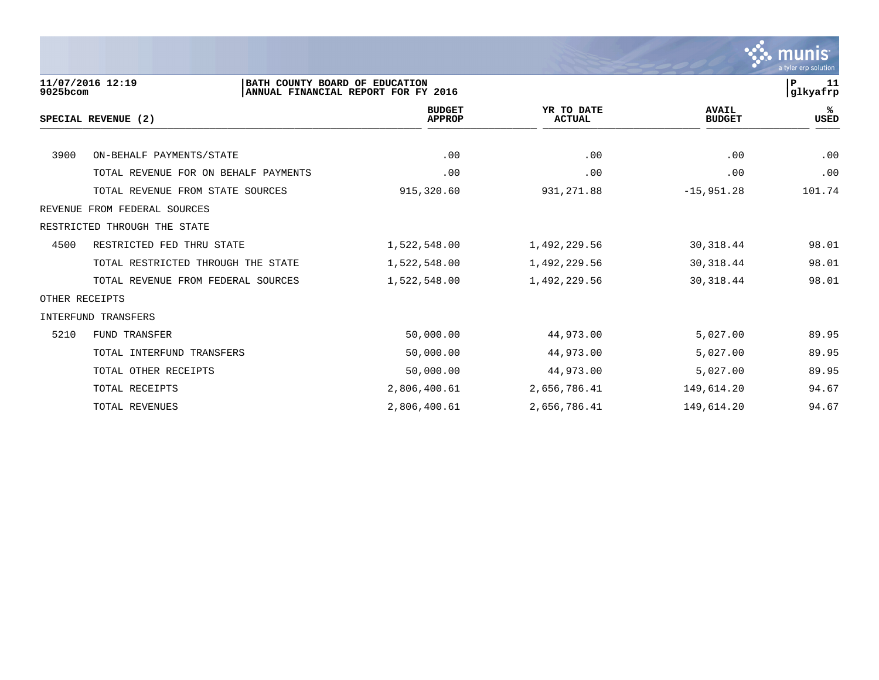11/07/2016 12:19 | BATH COUNTY BOARD OF EDUCATION
9025bcom | ANNUAL FINANCIAL REPORT FOR FY 2016

glkyafrp

| SPECIAL REVENUE (2) | | BUDGET APPROP | YR TO DATE ACTUAL | AVAIL BUDGET | % USED |
|---|---|---|---|---|---|
| 3900 | ON-BEHALF PAYMENTS/STATE | .00 | .00 | .00 | .00 |
| | TOTAL REVENUE FOR ON BEHALF PAYMENTS | .00 | .00 | .00 | .00 |
| | TOTAL REVENUE FROM STATE SOURCES | 915,320.60 | 931,271.88 | -15,951.28 | 101.74 |
| REVENUE FROM FEDERAL SOURCES | | | | | |
| RESTRICTED THROUGH THE STATE | | | | | |
| 4500 | RESTRICTED FED THRU STATE | 1,522,548.00 | 1,492,229.56 | 30,318.44 | 98.01 |
| | TOTAL RESTRICTED THROUGH THE STATE | 1,522,548.00 | 1,492,229.56 | 30,318.44 | 98.01 |
| | TOTAL REVENUE FROM FEDERAL SOURCES | 1,522,548.00 | 1,492,229.56 | 30,318.44 | 98.01 |
| OTHER RECEIPTS | | | | | |
| INTERFUND TRANSFERS | | | | | |
| 5210 | FUND TRANSFER | 50,000.00 | 44,973.00 | 5,027.00 | 89.95 |
| | TOTAL INTERFUND TRANSFERS | 50,000.00 | 44,973.00 | 5,027.00 | 89.95 |
| | TOTAL OTHER RECEIPTS | 50,000.00 | 44,973.00 | 5,027.00 | 89.95 |
| | TOTAL RECEIPTS | 2,806,400.61 | 2,656,786.41 | 149,614.20 | 94.67 |
| | TOTAL REVENUES | 2,806,400.61 | 2,656,786.41 | 149,614.20 | 94.67 |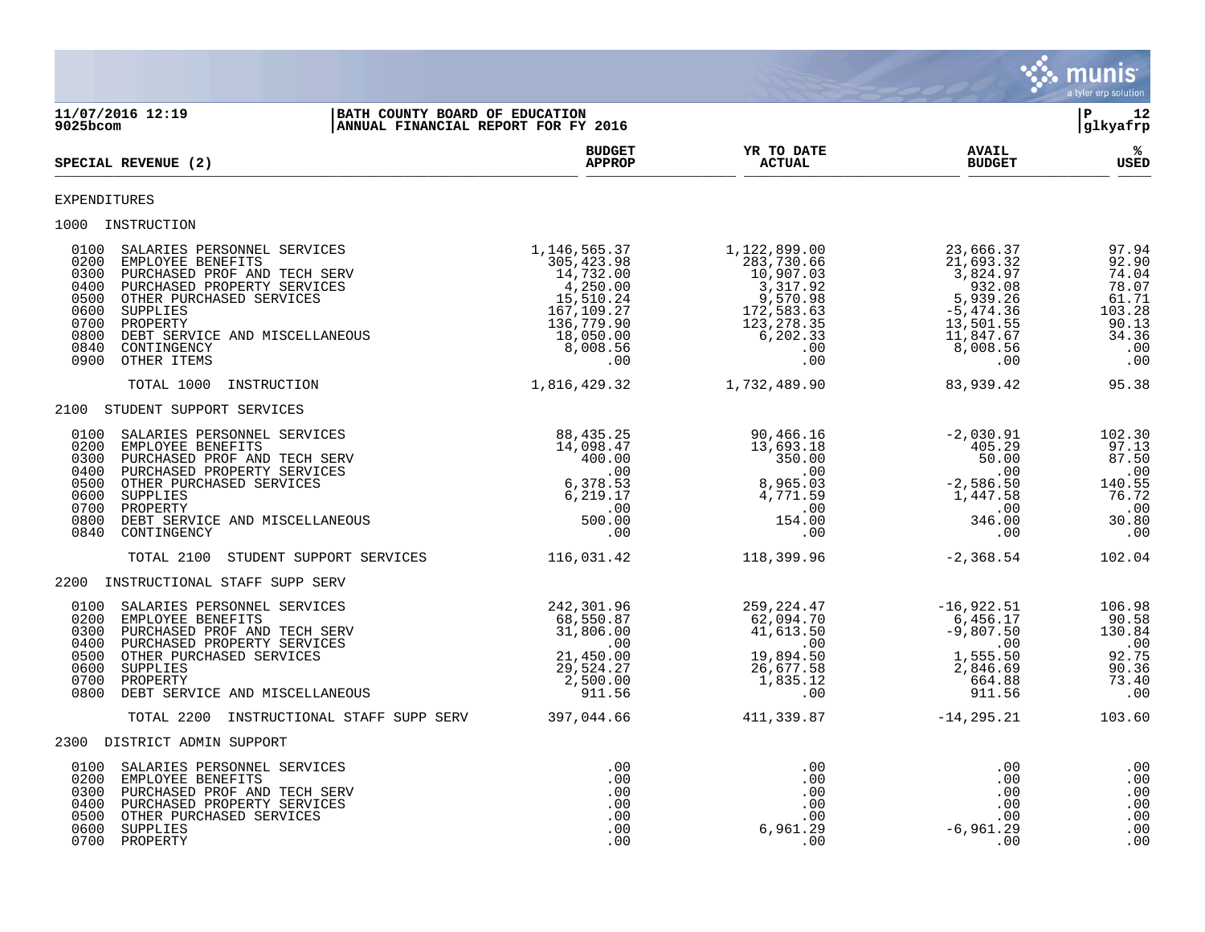11/07/2016 12:19 | BATH COUNTY BOARD OF EDUCATION
9025bcom | ANNUAL FINANCIAL REPORT FOR FY 2016
P 12 | glkyafrp

| SPECIAL REVENUE (2) | BUDGET APPROP | YR TO DATE ACTUAL | AVAIL BUDGET | % USED |
|---|---|---|---|---|
| **EXPENDITURES** | | | | |
| **1000 INSTRUCTION** | | | | |
| 0100 SALARIES PERSONNEL SERVICES | 1,146,565.37 | 1,122,899.00 | 23,666.37 | 97.94 |
| 0200 EMPLOYEE BENEFITS | 305,423.98 | 283,730.66 | 21,693.32 | 92.90 |
| 0300 PURCHASED PROF AND TECH SERV | 14,732.00 | 10,907.03 | 3,824.97 | 74.04 |
| 0400 PURCHASED PROPERTY SERVICES | 4,250.00 | 3,317.92 | 932.08 | 78.07 |
| 0500 OTHER PURCHASED SERVICES | 15,510.24 | 9,570.98 | 5,939.26 | 61.71 |
| 0600 SUPPLIES | 167,109.27 | 172,583.63 | -5,474.36 | 103.28 |
| 0700 PROPERTY | 136,779.90 | 123,278.35 | 13,501.55 | 90.13 |
| 0800 DEBT SERVICE AND MISCELLANEOUS | 18,050.00 | 6,202.33 | 11,847.67 | 34.36 |
| 0840 CONTINGENCY | 8,008.56 | .00 | 8,008.56 | .00 |
| 0900 OTHER ITEMS | .00 | .00 | .00 | .00 |
| TOTAL 1000 INSTRUCTION | 1,816,429.32 | 1,732,489.90 | 83,939.42 | 95.38 |
| **2100 STUDENT SUPPORT SERVICES** | | | | |
| 0100 SALARIES PERSONNEL SERVICES | 88,435.25 | 90,466.16 | -2,030.91 | 102.30 |
| 0200 EMPLOYEE BENEFITS | 14,098.47 | 13,693.18 | 405.29 | 97.13 |
| 0300 PURCHASED PROF AND TECH SERV | 400.00 | 350.00 | 50.00 | 87.50 |
| 0400 PURCHASED PROPERTY SERVICES | .00 | .00 | .00 | .00 |
| 0500 OTHER PURCHASED SERVICES | 6,378.53 | 8,965.03 | -2,586.50 | 140.55 |
| 0600 SUPPLIES | 6,219.17 | 4,771.59 | 1,447.58 | 76.72 |
| 0700 PROPERTY | .00 | .00 | .00 | .00 |
| 0800 DEBT SERVICE AND MISCELLANEOUS | 500.00 | 154.00 | 346.00 | 30.80 |
| 0840 CONTINGENCY | .00 | .00 | .00 | .00 |
| TOTAL 2100 STUDENT SUPPORT SERVICES | 116,031.42 | 118,399.96 | -2,368.54 | 102.04 |
| **2200 INSTRUCTIONAL STAFF SUPP SERV** | | | | |
| 0100 SALARIES PERSONNEL SERVICES | 242,301.96 | 259,224.47 | -16,922.51 | 106.98 |
| 0200 EMPLOYEE BENEFITS | 68,550.87 | 62,094.70 | 6,456.17 | 90.58 |
| 0300 PURCHASED PROF AND TECH SERV | 31,806.00 | 41,613.50 | -9,807.50 | 130.84 |
| 0400 PURCHASED PROPERTY SERVICES | .00 | .00 | .00 | .00 |
| 0500 OTHER PURCHASED SERVICES | 21,450.00 | 19,894.50 | 1,555.50 | 92.75 |
| 0600 SUPPLIES | 29,524.27 | 26,677.58 | 2,846.69 | 90.36 |
| 0700 PROPERTY | 2,500.00 | 1,835.12 | 664.88 | 73.40 |
| 0800 DEBT SERVICE AND MISCELLANEOUS | 911.56 | .00 | 911.56 | .00 |
| TOTAL 2200 INSTRUCTIONAL STAFF SUPP SERV | 397,044.66 | 411,339.87 | -14,295.21 | 103.60 |
| **2300 DISTRICT ADMIN SUPPORT** | | | | |
| 0100 SALARIES PERSONNEL SERVICES | .00 | .00 | .00 | .00 |
| 0200 EMPLOYEE BENEFITS | .00 | .00 | .00 | .00 |
| 0300 PURCHASED PROF AND TECH SERV | .00 | .00 | .00 | .00 |
| 0400 PURCHASED PROPERTY SERVICES | .00 | .00 | .00 | .00 |
| 0500 OTHER PURCHASED SERVICES | .00 | .00 | .00 | .00 |
| 0600 SUPPLIES | .00 | 6,961.29 | -6,961.29 | .00 |
| 0700 PROPERTY | .00 | .00 | .00 | .00 |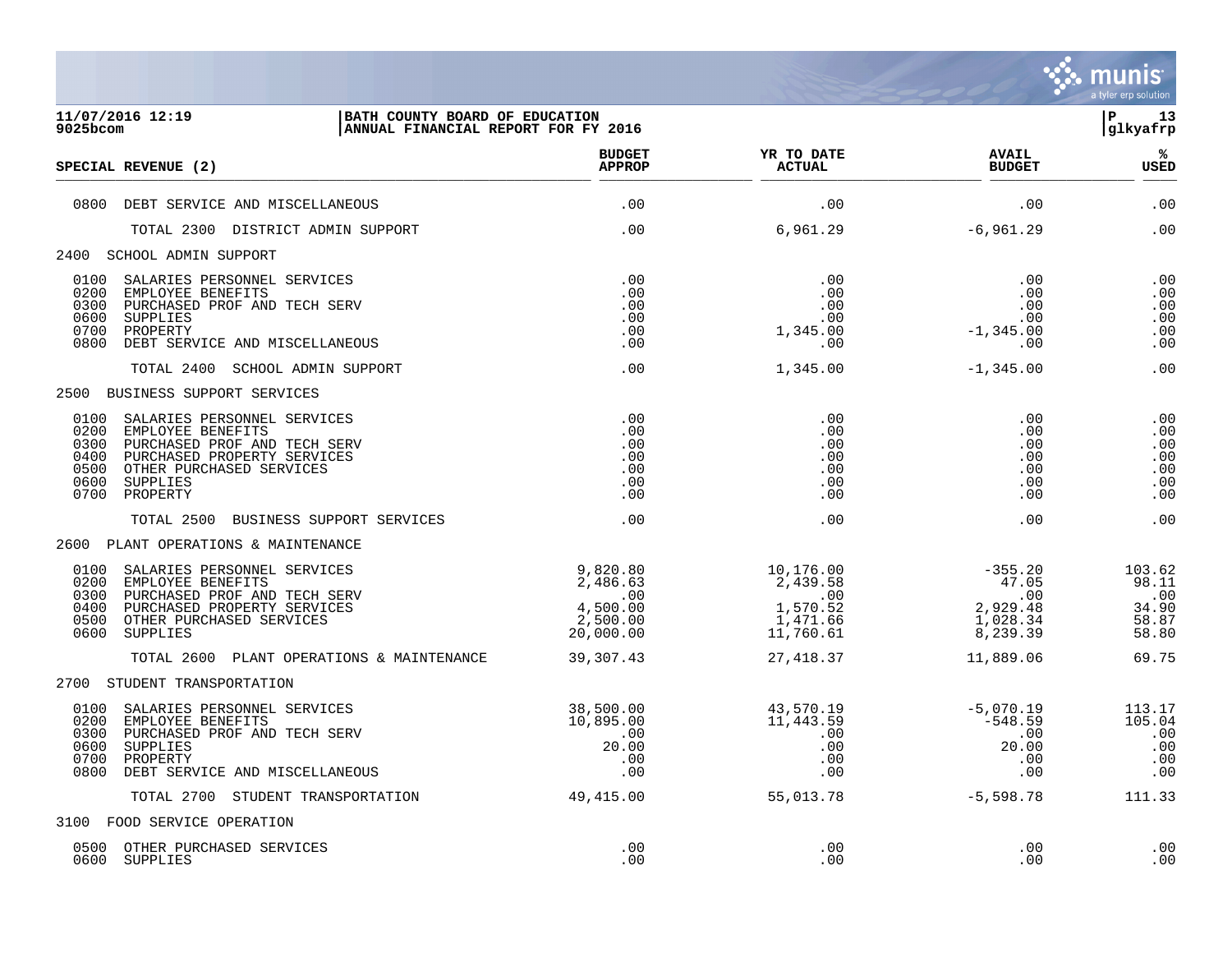**11/07/2016 12:19** | **BATH COUNTY BOARD OF EDUCATION** | **P 13**
**9025bcom** | **ANNUAL FINANCIAL REPORT FOR FY 2016** | **glkyafrp**

| SPECIAL REVENUE (2) | BUDGET APPROP | YR TO DATE ACTUAL | AVAIL BUDGET | % USED |
|---|---|---|---|---|
| 0800 DEBT SERVICE AND MISCELLANEOUS | .00 | .00 | .00 | .00 |
| TOTAL 2300 DISTRICT ADMIN SUPPORT | .00 | 6,961.29 | -6,961.29 | .00 |
| **2400 SCHOOL ADMIN SUPPORT** | | | | |
| 0100 SALARIES PERSONNEL SERVICES | .00 | .00 | .00 | .00 |
| 0200 EMPLOYEE BENEFITS | .00 | .00 | .00 | .00 |
| 0300 PURCHASED PROF AND TECH SERV | .00 | .00 | .00 | .00 |
| 0600 SUPPLIES | .00 | .00 | .00 | .00 |
| 0700 PROPERTY | .00 | 1,345.00 | -1,345.00 | .00 |
| 0800 DEBT SERVICE AND MISCELLANEOUS | .00 | .00 | .00 | .00 |
| TOTAL 2400 SCHOOL ADMIN SUPPORT | .00 | 1,345.00 | -1,345.00 | .00 |
| **2500 BUSINESS SUPPORT SERVICES** | | | | |
| 0100 SALARIES PERSONNEL SERVICES | .00 | .00 | .00 | .00 |
| 0200 EMPLOYEE BENEFITS | .00 | .00 | .00 | .00 |
| 0300 PURCHASED PROF AND TECH SERV | .00 | .00 | .00 | .00 |
| 0400 PURCHASED PROPERTY SERVICES | .00 | .00 | .00 | .00 |
| 0500 OTHER PURCHASED SERVICES | .00 | .00 | .00 | .00 |
| 0600 SUPPLIES | .00 | .00 | .00 | .00 |
| 0700 PROPERTY | .00 | .00 | .00 | .00 |
| TOTAL 2500 BUSINESS SUPPORT SERVICES | .00 | .00 | .00 | .00 |
| **2600 PLANT OPERATIONS & MAINTENANCE** | | | | |
| 0100 SALARIES PERSONNEL SERVICES | 9,820.80 | 10,176.00 | -355.20 | 103.62 |
| 0200 EMPLOYEE BENEFITS | 2,486.63 | 2,439.58 | 47.05 | 98.11 |
| 0300 PURCHASED PROF AND TECH SERV | .00 | .00 | .00 | .00 |
| 0400 PURCHASED PROPERTY SERVICES | 4,500.00 | 1,570.52 | 2,929.48 | 34.90 |
| 0500 OTHER PURCHASED SERVICES | 2,500.00 | 1,471.66 | 1,028.34 | 58.87 |
| 0600 SUPPLIES | 20,000.00 | 11,760.61 | 8,239.39 | 58.80 |
| TOTAL 2600 PLANT OPERATIONS & MAINTENANCE | 39,307.43 | 27,418.37 | 11,889.06 | 69.75 |
| **2700 STUDENT TRANSPORTATION** | | | | |
| 0100 SALARIES PERSONNEL SERVICES | 38,500.00 | 43,570.19 | -5,070.19 | 113.17 |
| 0200 EMPLOYEE BENEFITS | 10,895.00 | 11,443.59 | -548.59 | 105.04 |
| 0300 PURCHASED PROF AND TECH SERV | .00 | .00 | .00 | .00 |
| 0600 SUPPLIES | 20.00 | .00 | 20.00 | .00 |
| 0700 PROPERTY | .00 | .00 | .00 | .00 |
| 0800 DEBT SERVICE AND MISCELLANEOUS | .00 | .00 | .00 | .00 |
| TOTAL 2700 STUDENT TRANSPORTATION | 49,415.00 | 55,013.78 | -5,598.78 | 111.33 |
| **3100 FOOD SERVICE OPERATION** | | | | |
| 0500 OTHER PURCHASED SERVICES | .00 | .00 | .00 | .00 |
| 0600 SUPPLIES | .00 | .00 | .00 | .00 |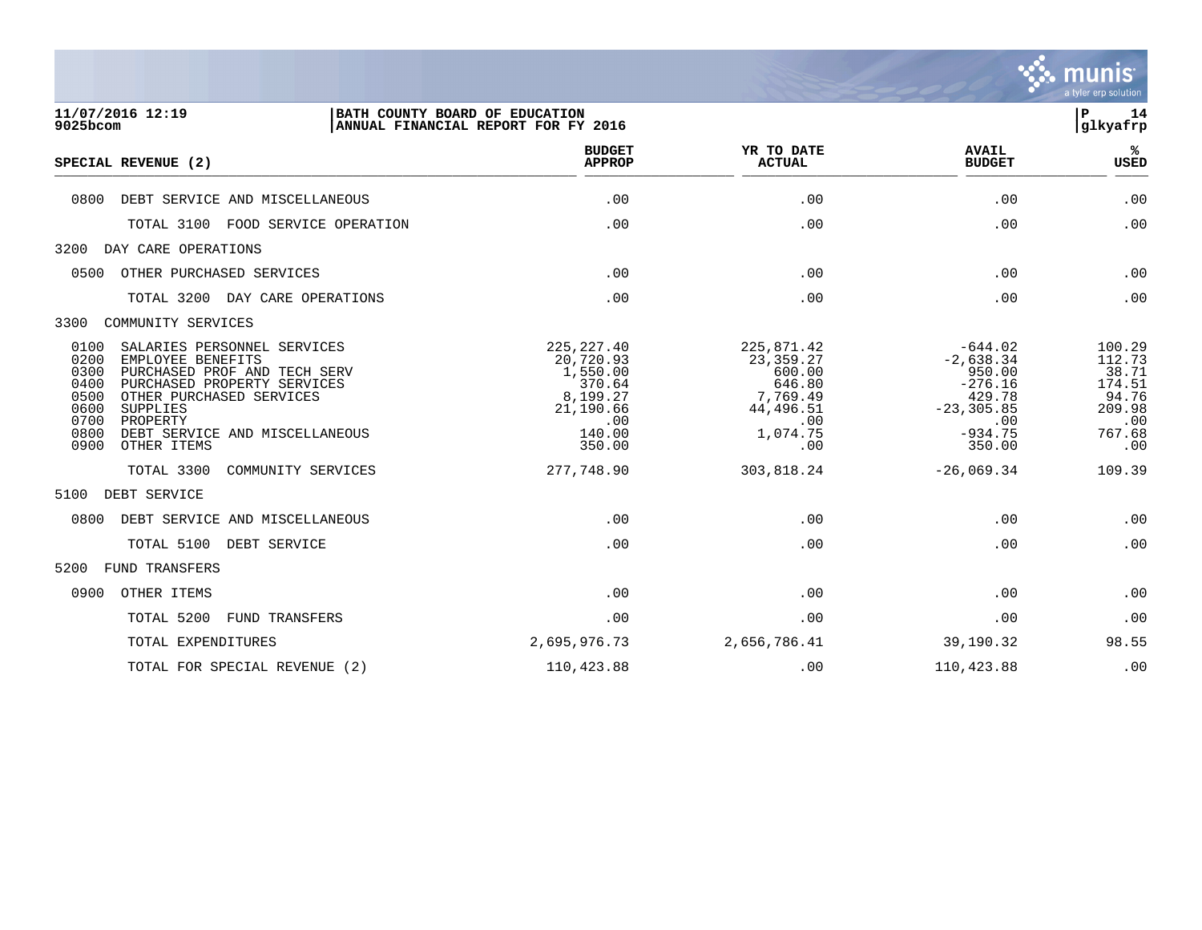BATH COUNTY BOARD OF EDUCATION
ANNUAL FINANCIAL REPORT FOR FY 2016

| SPECIAL REVENUE (2) | BUDGET APPROP | YR TO DATE ACTUAL | AVAIL BUDGET | % USED |
|---|---|---|---|---|
| 0800 DEBT SERVICE AND MISCELLANEOUS | .00 | .00 | .00 | .00 |
| TOTAL 3100 FOOD SERVICE OPERATION | .00 | .00 | .00 | .00 |
| 3200 DAY CARE OPERATIONS | | | | |
| 0500 OTHER PURCHASED SERVICES | .00 | .00 | .00 | .00 |
| TOTAL 3200 DAY CARE OPERATIONS | .00 | .00 | .00 | .00 |
| 3300 COMMUNITY SERVICES | | | | |
| 0100 SALARIES PERSONNEL SERVICES | 225,227.40 | 225,871.42 | -644.02 | 100.29 |
| 0200 EMPLOYEE BENEFITS | 20,720.93 | 23,359.27 | -2,638.34 | 112.73 |
| 0300 PURCHASED PROF AND TECH SERV | 1,550.00 | 600.00 | 950.00 | 38.71 |
| 0400 PURCHASED PROPERTY SERVICES | 370.64 | 646.80 | -276.16 | 174.51 |
| 0500 OTHER PURCHASED SERVICES | 8,199.27 | 7,769.49 | 429.78 | 94.76 |
| 0600 SUPPLIES | 21,190.66 | 44,496.51 | -23,305.85 | 209.98 |
| 0700 PROPERTY | .00 | .00 | .00 | .00 |
| 0800 DEBT SERVICE AND MISCELLANEOUS | 140.00 | 1,074.75 | -934.75 | 767.68 |
| 0900 OTHER ITEMS | 350.00 | .00 | 350.00 | .00 |
| TOTAL 3300 COMMUNITY SERVICES | 277,748.90 | 303,818.24 | -26,069.34 | 109.39 |
| 5100 DEBT SERVICE | | | | |
| 0800 DEBT SERVICE AND MISCELLANEOUS | .00 | .00 | .00 | .00 |
| TOTAL 5100 DEBT SERVICE | .00 | .00 | .00 | .00 |
| 5200 FUND TRANSFERS | | | | |
| 0900 OTHER ITEMS | .00 | .00 | .00 | .00 |
| TOTAL 5200 FUND TRANSFERS | .00 | .00 | .00 | .00 |
| TOTAL EXPENDITURES | 2,695,976.73 | 2,656,786.41 | 39,190.32 | 98.55 |
| TOTAL FOR SPECIAL REVENUE (2) | 110,423.88 | .00 | 110,423.88 | .00 |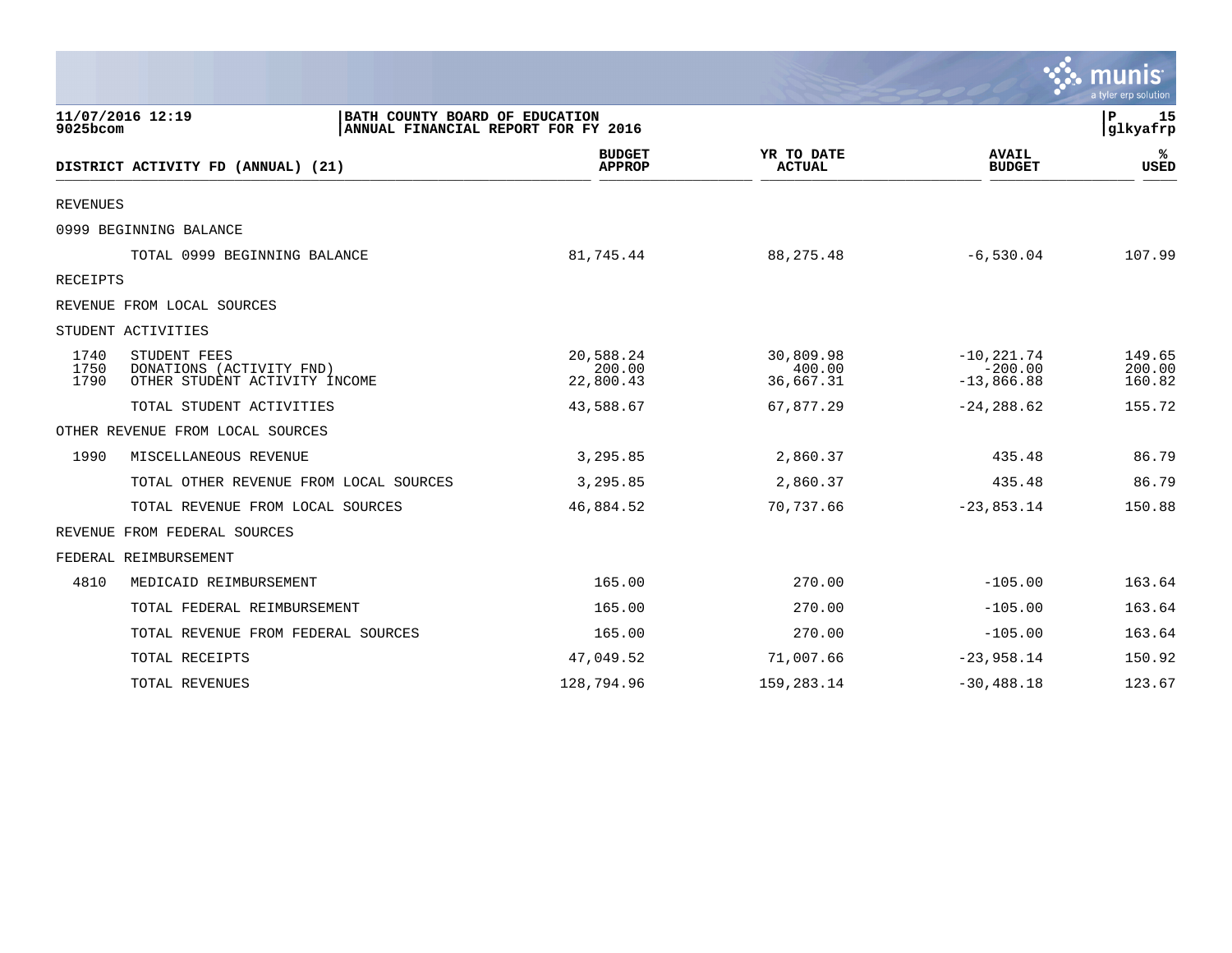**BATH COUNTY BOARD OF EDUCATION**
**ANNUAL FINANCIAL REPORT FOR FY 2016**

11/07/2016 12:19
9025bcom

| DISTRICT ACTIVITY FD (ANNUAL) (21) | | BUDGET APPROP | YR TO DATE ACTUAL | AVAIL BUDGET | % USED |
|---|---|---|---|---|---|
| REVENUES | | | | | |
| 0999 BEGINNING BALANCE | | | | | |
| | TOTAL 0999 BEGINNING BALANCE | 81,745.44 | 88,275.48 | -6,530.04 | 107.99 |
| RECEIPTS | | | | | |
| REVENUE FROM LOCAL SOURCES | | | | | |
| STUDENT ACTIVITIES | | | | | |
| 1740 | STUDENT FEES | 20,588.24 | 30,809.98 | -10,221.74 | 149.65 |
| 1750 | DONATIONS (ACTIVITY FND) | 200.00 | 400.00 | -200.00 | 200.00 |
| 1790 | OTHER STUDENT ACTIVITY INCOME | 22,800.43 | 36,667.31 | -13,866.88 | 160.82 |
| | TOTAL STUDENT ACTIVITIES | 43,588.67 | 67,877.29 | -24,288.62 | 155.72 |
| OTHER REVENUE FROM LOCAL SOURCES | | | | | |
| 1990 | MISCELLANEOUS REVENUE | 3,295.85 | 2,860.37 | 435.48 | 86.79 |
| | TOTAL OTHER REVENUE FROM LOCAL SOURCES | 3,295.85 | 2,860.37 | 435.48 | 86.79 |
| | TOTAL REVENUE FROM LOCAL SOURCES | 46,884.52 | 70,737.66 | -23,853.14 | 150.88 |
| REVENUE FROM FEDERAL SOURCES | | | | | |
| FEDERAL REIMBURSEMENT | | | | | |
| 4810 | MEDICAID REIMBURSEMENT | 165.00 | 270.00 | -105.00 | 163.64 |
| | TOTAL FEDERAL REIMBURSEMENT | 165.00 | 270.00 | -105.00 | 163.64 |
| | TOTAL REVENUE FROM FEDERAL SOURCES | 165.00 | 270.00 | -105.00 | 163.64 |
| | TOTAL RECEIPTS | 47,049.52 | 71,007.66 | -23,958.14 | 150.92 |
| | TOTAL REVENUES | 128,794.96 | 159,283.14 | -30,488.18 | 123.67 |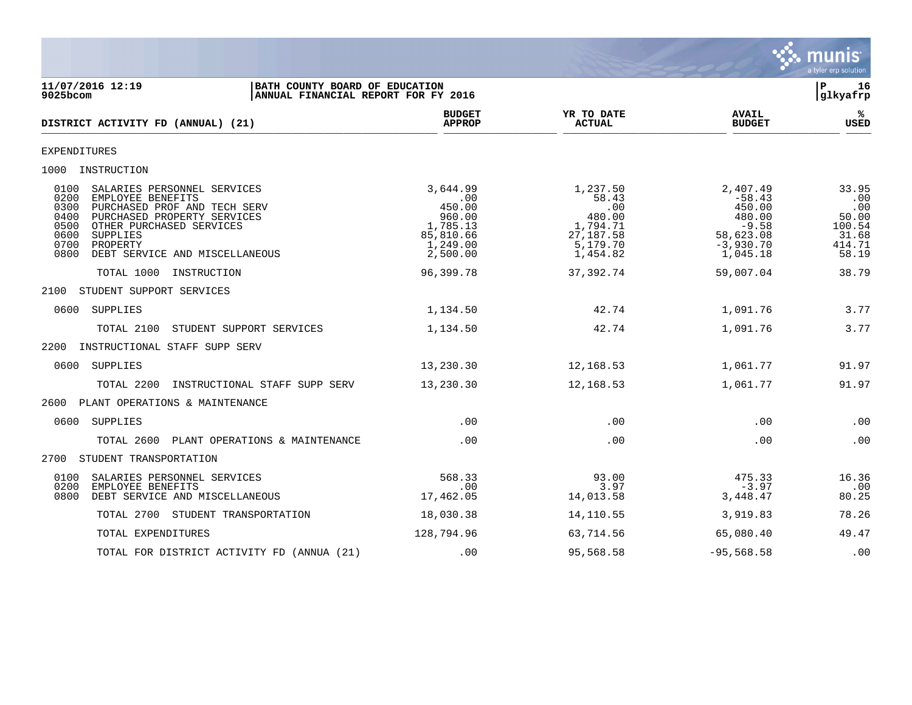11/07/2016 12:19 | BATH COUNTY BOARD OF EDUCATION
9025bcom | ANNUAL FINANCIAL REPORT FOR FY 2016

P 16
glkyafrp

| DISTRICT ACTIVITY FD (ANNUAL) (21) | BUDGET APPROP | YR TO DATE ACTUAL | AVAIL BUDGET | % USED |
|---|---|---|---|---|
| EXPENDITURES | | | | |
| 1000 INSTRUCTION | | | | |
| 0100 SALARIES PERSONNEL SERVICES | 3,644.99 | 1,237.50 | 2,407.49 | 33.95 |
| 0200 EMPLOYEE BENEFITS | .00 | 58.43 | -58.43 | .00 |
| 0300 PURCHASED PROF AND TECH SERV | 450.00 | .00 | 450.00 | .00 |
| 0400 PURCHASED PROPERTY SERVICES | 960.00 | 480.00 | 480.00 | 50.00 |
| 0500 OTHER PURCHASED SERVICES | 1,785.13 | 1,794.71 | -9.58 | 100.54 |
| 0600 SUPPLIES | 85,810.66 | 27,187.58 | 58,623.08 | 31.68 |
| 0700 PROPERTY | 1,249.00 | 5,179.70 | -3,930.70 | 414.71 |
| 0800 DEBT SERVICE AND MISCELLANEOUS | 2,500.00 | 1,454.82 | 1,045.18 | 58.19 |
| TOTAL 1000 INSTRUCTION | 96,399.78 | 37,392.74 | 59,007.04 | 38.79 |
| 2100 STUDENT SUPPORT SERVICES | | | | |
| 0600 SUPPLIES | 1,134.50 | 42.74 | 1,091.76 | 3.77 |
| TOTAL 2100 STUDENT SUPPORT SERVICES | 1,134.50 | 42.74 | 1,091.76 | 3.77 |
| 2200 INSTRUCTIONAL STAFF SUPP SERV | | | | |
| 0600 SUPPLIES | 13,230.30 | 12,168.53 | 1,061.77 | 91.97 |
| TOTAL 2200 INSTRUCTIONAL STAFF SUPP SERV | 13,230.30 | 12,168.53 | 1,061.77 | 91.97 |
| 2600 PLANT OPERATIONS & MAINTENANCE | | | | |
| 0600 SUPPLIES | .00 | .00 | .00 | .00 |
| TOTAL 2600 PLANT OPERATIONS & MAINTENANCE | .00 | .00 | .00 | .00 |
| 2700 STUDENT TRANSPORTATION | | | | |
| 0100 SALARIES PERSONNEL SERVICES | 568.33 | 93.00 | 475.33 | 16.36 |
| 0200 EMPLOYEE BENEFITS | .00 | 3.97 | -3.97 | .00 |
| 0800 DEBT SERVICE AND MISCELLANEOUS | 17,462.05 | 14,013.58 | 3,448.47 | 80.25 |
| TOTAL 2700 STUDENT TRANSPORTATION | 18,030.38 | 14,110.55 | 3,919.83 | 78.26 |
| TOTAL EXPENDITURES | 128,794.96 | 63,714.56 | 65,080.40 | 49.47 |
| TOTAL FOR DISTRICT ACTIVITY FD (ANNUA (21) | .00 | 95,568.58 | -95,568.58 | .00 |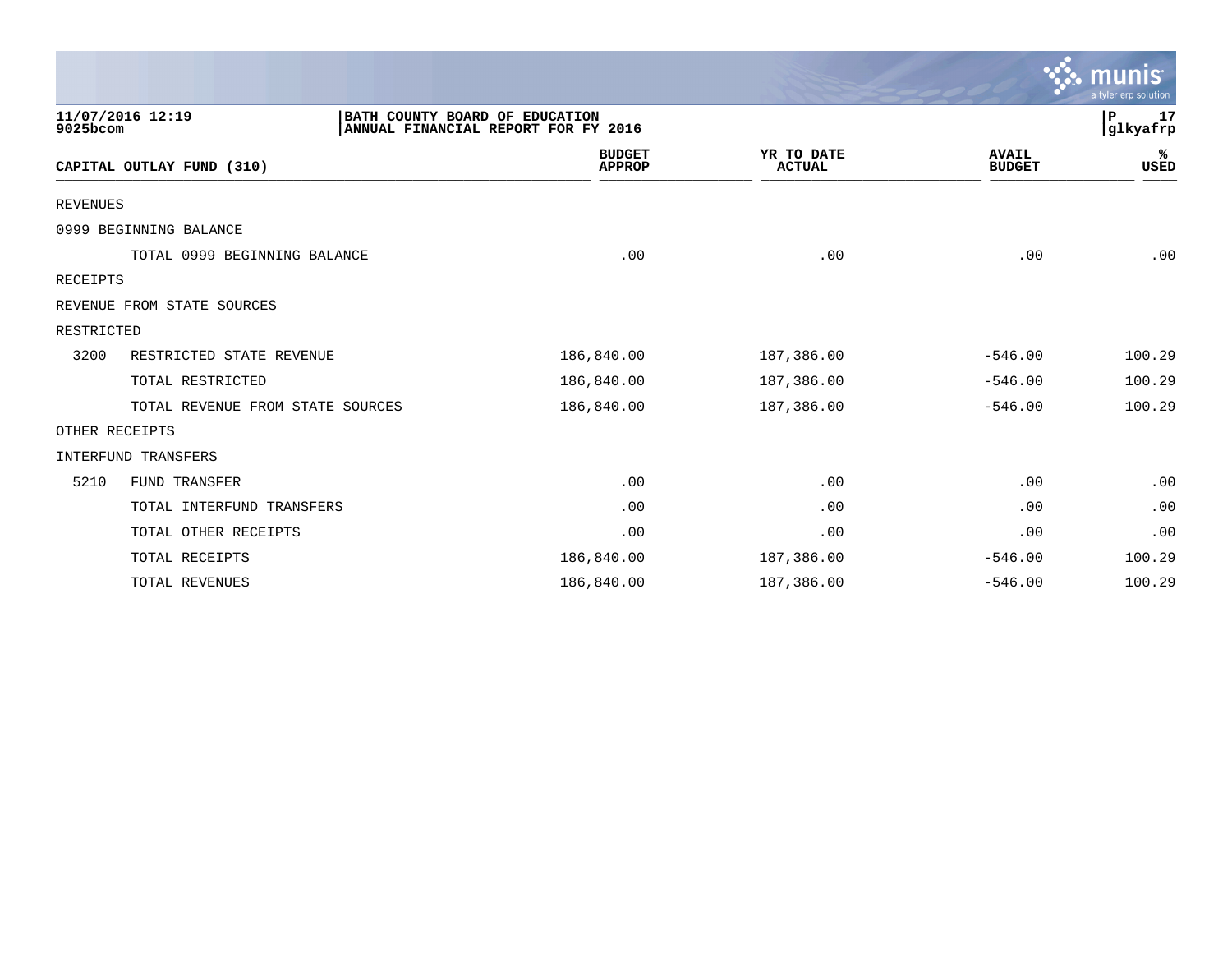**BATH COUNTY BOARD OF EDUCATION**
**ANNUAL FINANCIAL REPORT FOR FY 2016**

11/07/2016 12:19
9025bcom

| CAPITAL OUTLAY FUND (310) | | BUDGET APPROP | YR TO DATE ACTUAL | AVAIL BUDGET | % USED |
|---|---|---|---|---|---|
| REVENUES | | | | | |
| 0999 BEGINNING BALANCE | | | | | |
| | TOTAL 0999 BEGINNING BALANCE | .00 | .00 | .00 | .00 |
| RECEIPTS | | | | | |
| REVENUE FROM STATE SOURCES | | | | | |
| RESTRICTED | | | | | |
| 3200 | RESTRICTED STATE REVENUE | 186,840.00 | 187,386.00 | -546.00 | 100.29 |
| | TOTAL RESTRICTED | 186,840.00 | 187,386.00 | -546.00 | 100.29 |
| | TOTAL REVENUE FROM STATE SOURCES | 186,840.00 | 187,386.00 | -546.00 | 100.29 |
| OTHER RECEIPTS | | | | | |
| INTERFUND TRANSFERS | | | | | |
| 5210 | FUND TRANSFER | .00 | .00 | .00 | .00 |
| | TOTAL INTERFUND TRANSFERS | .00 | .00 | .00 | .00 |
| | TOTAL OTHER RECEIPTS | .00 | .00 | .00 | .00 |
| | TOTAL RECEIPTS | 186,840.00 | 187,386.00 | -546.00 | 100.29 |
| | TOTAL REVENUES | 186,840.00 | 187,386.00 | -546.00 | 100.29 |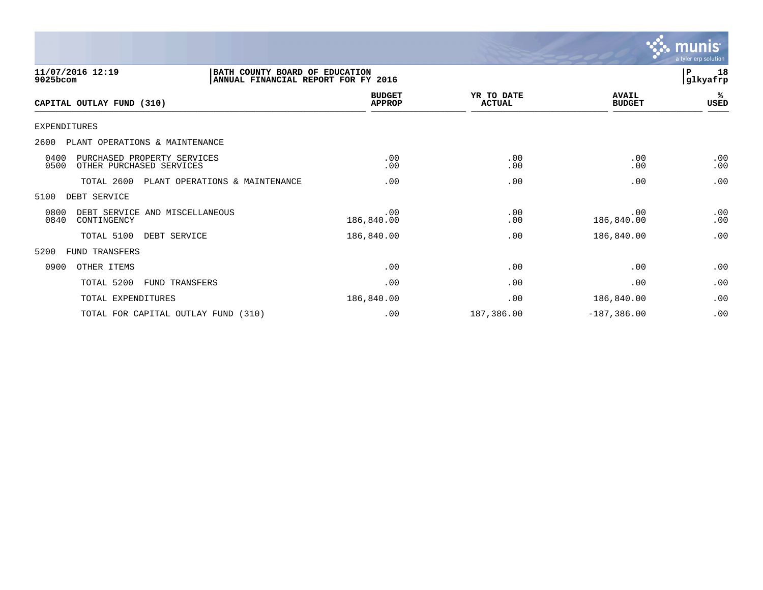11/07/2016 12:19
9025bcom

**BATH COUNTY BOARD OF EDUCATION**
**ANNUAL FINANCIAL REPORT FOR FY 2016**

P 18
glkyafrp

| CAPITAL OUTLAY FUND (310) | BUDGET APPROP | YR TO DATE ACTUAL | AVAIL BUDGET | % USED |
|---|---|---|---|---|
| EXPENDITURES | | | | |
| 2600 PLANT OPERATIONS & MAINTENANCE | | | | |
| 0400 PURCHASED PROPERTY SERVICES | .00 | .00 | .00 | .00 |
| 0500 OTHER PURCHASED SERVICES | .00 | .00 | .00 | .00 |
| TOTAL 2600 PLANT OPERATIONS & MAINTENANCE | .00 | .00 | .00 | .00 |
| 5100 DEBT SERVICE | | | | |
| 0800 DEBT SERVICE AND MISCELLANEOUS | .00 | .00 | .00 | .00 |
| 0840 CONTINGENCY | 186,840.00 | .00 | 186,840.00 | .00 |
| TOTAL 5100 DEBT SERVICE | 186,840.00 | .00 | 186,840.00 | .00 |
| 5200 FUND TRANSFERS | | | | |
| 0900 OTHER ITEMS | .00 | .00 | .00 | .00 |
| TOTAL 5200 FUND TRANSFERS | .00 | .00 | .00 | .00 |
| TOTAL EXPENDITURES | 186,840.00 | .00 | 186,840.00 | .00 |
| TOTAL FOR CAPITAL OUTLAY FUND (310) | .00 | 187,386.00 | -187,386.00 | .00 |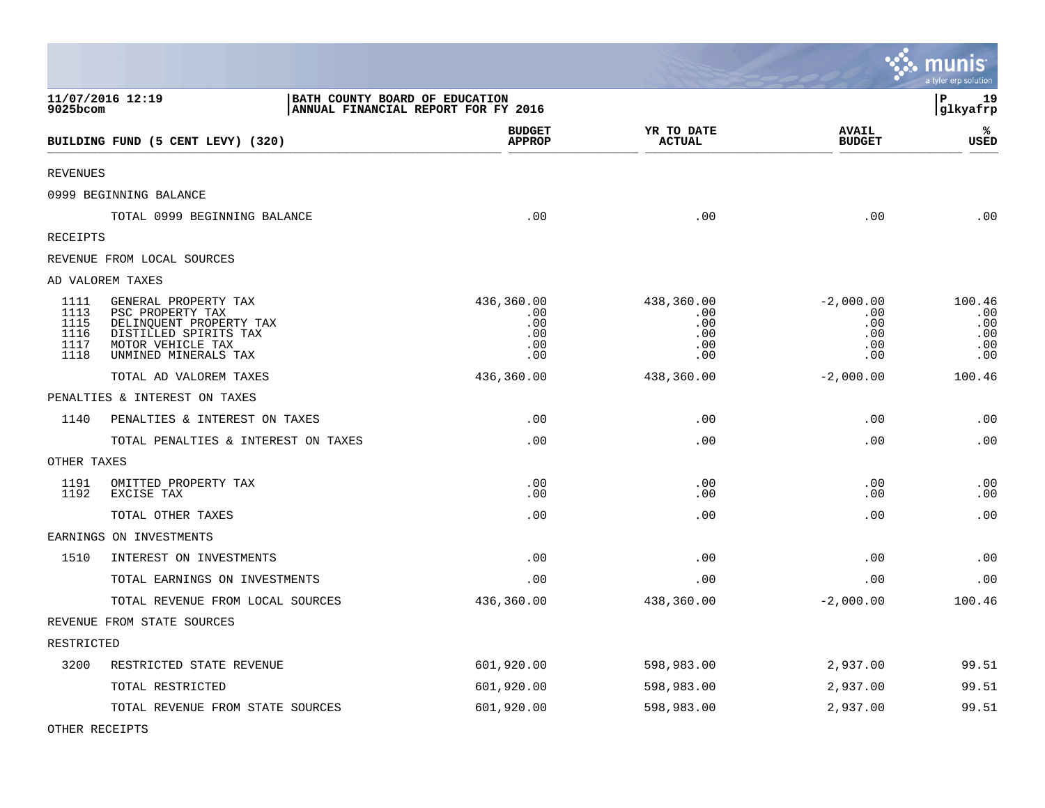11/07/2016 12:19
9025bcom

BATH COUNTY BOARD OF EDUCATION
ANNUAL FINANCIAL REPORT FOR FY 2016

P 19
glkyafrp

| BUILDING FUND (5 CENT LEVY) (320) | | BUDGET APPROP | YR TO DATE ACTUAL | AVAIL BUDGET | % USED |
|---|---|---|---|---|---|
| REVENUES | | | | | |
| 0999 BEGINNING BALANCE | | | | | |
| | TOTAL 0999 BEGINNING BALANCE | .00 | .00 | .00 | .00 |
| RECEIPTS | | | | | |
| REVENUE FROM LOCAL SOURCES | | | | | |
| AD VALOREM TAXES | | | | | |
| 1111 | GENERAL PROPERTY TAX | 436,360.00 | 438,360.00 | -2,000.00 | 100.46 |
| 1113 | PSC PROPERTY TAX | .00 | .00 | .00 | .00 |
| 1115 | DELINQUENT PROPERTY TAX | .00 | .00 | .00 | .00 |
| 1116 | DISTILLED SPIRITS TAX | .00 | .00 | .00 | .00 |
| 1117 | MOTOR VEHICLE TAX | .00 | .00 | .00 | .00 |
| 1118 | UNMINED MINERALS TAX | .00 | .00 | .00 | .00 |
| | TOTAL AD VALOREM TAXES | 436,360.00 | 438,360.00 | -2,000.00 | 100.46 |
| PENALTIES & INTEREST ON TAXES | | | | | |
| 1140 | PENALTIES & INTEREST ON TAXES | .00 | .00 | .00 | .00 |
| | TOTAL PENALTIES & INTEREST ON TAXES | .00 | .00 | .00 | .00 |
| OTHER TAXES | | | | | |
| 1191 | OMITTED PROPERTY TAX | .00 | .00 | .00 | .00 |
| 1192 | EXCISE TAX | .00 | .00 | .00 | .00 |
| | TOTAL OTHER TAXES | .00 | .00 | .00 | .00 |
| EARNINGS ON INVESTMENTS | | | | | |
| 1510 | INTEREST ON INVESTMENTS | .00 | .00 | .00 | .00 |
| | TOTAL EARNINGS ON INVESTMENTS | .00 | .00 | .00 | .00 |
| | TOTAL REVENUE FROM LOCAL SOURCES | 436,360.00 | 438,360.00 | -2,000.00 | 100.46 |
| REVENUE FROM STATE SOURCES | | | | | |
| RESTRICTED | | | | | |
| 3200 | RESTRICTED STATE REVENUE | 601,920.00 | 598,983.00 | 2,937.00 | 99.51 |
| | TOTAL RESTRICTED | 601,920.00 | 598,983.00 | 2,937.00 | 99.51 |
| | TOTAL REVENUE FROM STATE SOURCES | 601,920.00 | 598,983.00 | 2,937.00 | 99.51 |
| OTHER RECEIPTS | | | | | |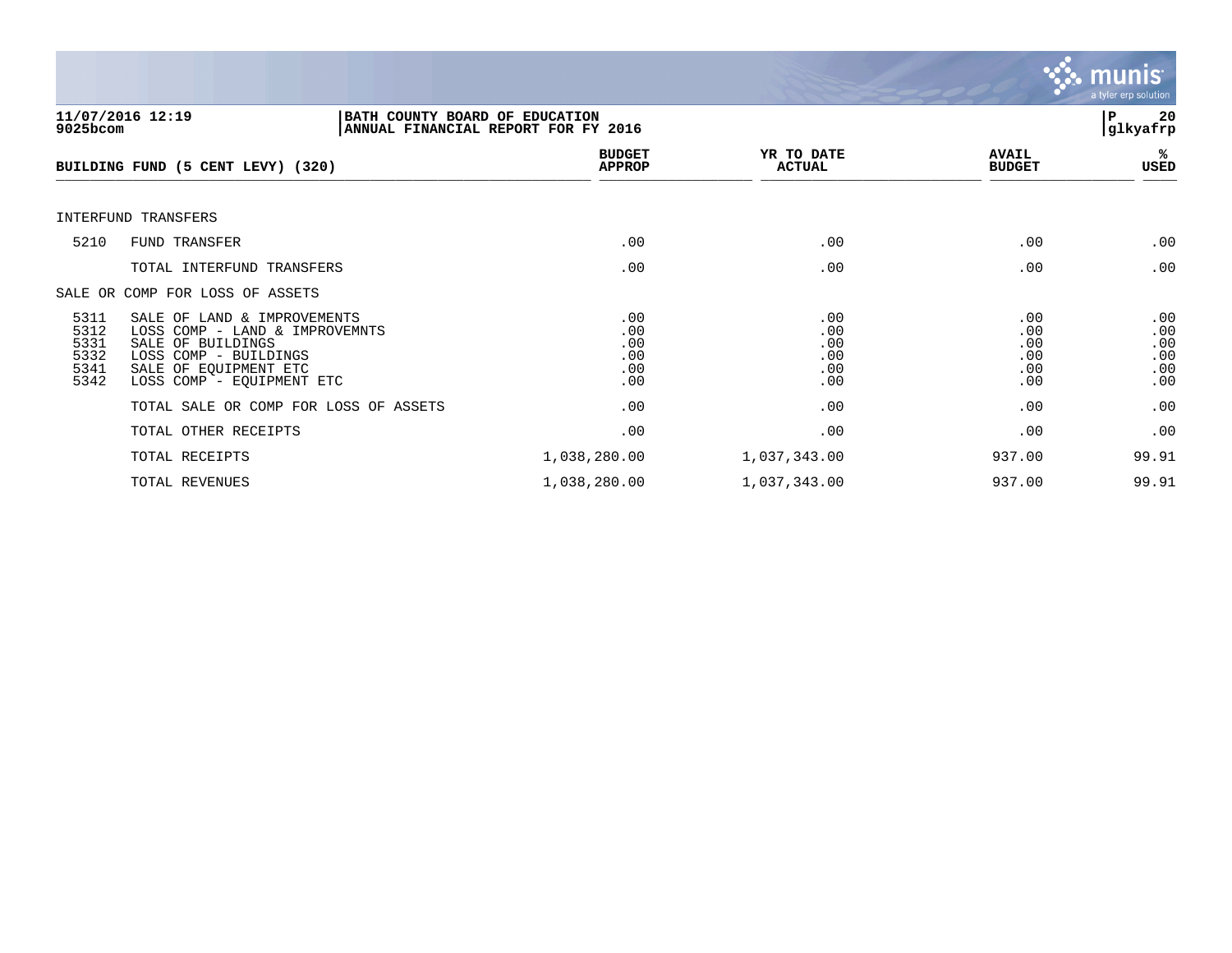11/07/2016 12:19
9025bcom

BATH COUNTY BOARD OF EDUCATION
ANNUAL FINANCIAL REPORT FOR FY 2016

P 20
glkyafrp

| BUILDING FUND (5 CENT LEVY) (320) | | BUDGET APPROP | YR TO DATE ACTUAL | AVAIL BUDGET | % USED |
|---|---|---|---|---|---|
| INTERFUND TRANSFERS | | | | | |
| 5210 | FUND TRANSFER | .00 | .00 | .00 | .00 |
| | TOTAL INTERFUND TRANSFERS | .00 | .00 | .00 | .00 |
| SALE OR COMP FOR LOSS OF ASSETS | | | | | |
| 5311 | SALE OF LAND & IMPROVEMENTS | .00 | .00 | .00 | .00 |
| 5312 | LOSS COMP - LAND & IMPROVEMNTS | .00 | .00 | .00 | .00 |
| 5331 | SALE OF BUILDINGS | .00 | .00 | .00 | .00 |
| 5332 | LOSS COMP - BUILDINGS | .00 | .00 | .00 | .00 |
| 5341 | SALE OF EQUIPMENT ETC | .00 | .00 | .00 | .00 |
| 5342 | LOSS COMP - EQUIPMENT ETC | .00 | .00 | .00 | .00 |
| | TOTAL SALE OR COMP FOR LOSS OF ASSETS | .00 | .00 | .00 | .00 |
| | TOTAL OTHER RECEIPTS | .00 | .00 | .00 | .00 |
| | TOTAL RECEIPTS | 1,038,280.00 | 1,037,343.00 | 937.00 | 99.91 |
| | TOTAL REVENUES | 1,038,280.00 | 1,037,343.00 | 937.00 | 99.91 |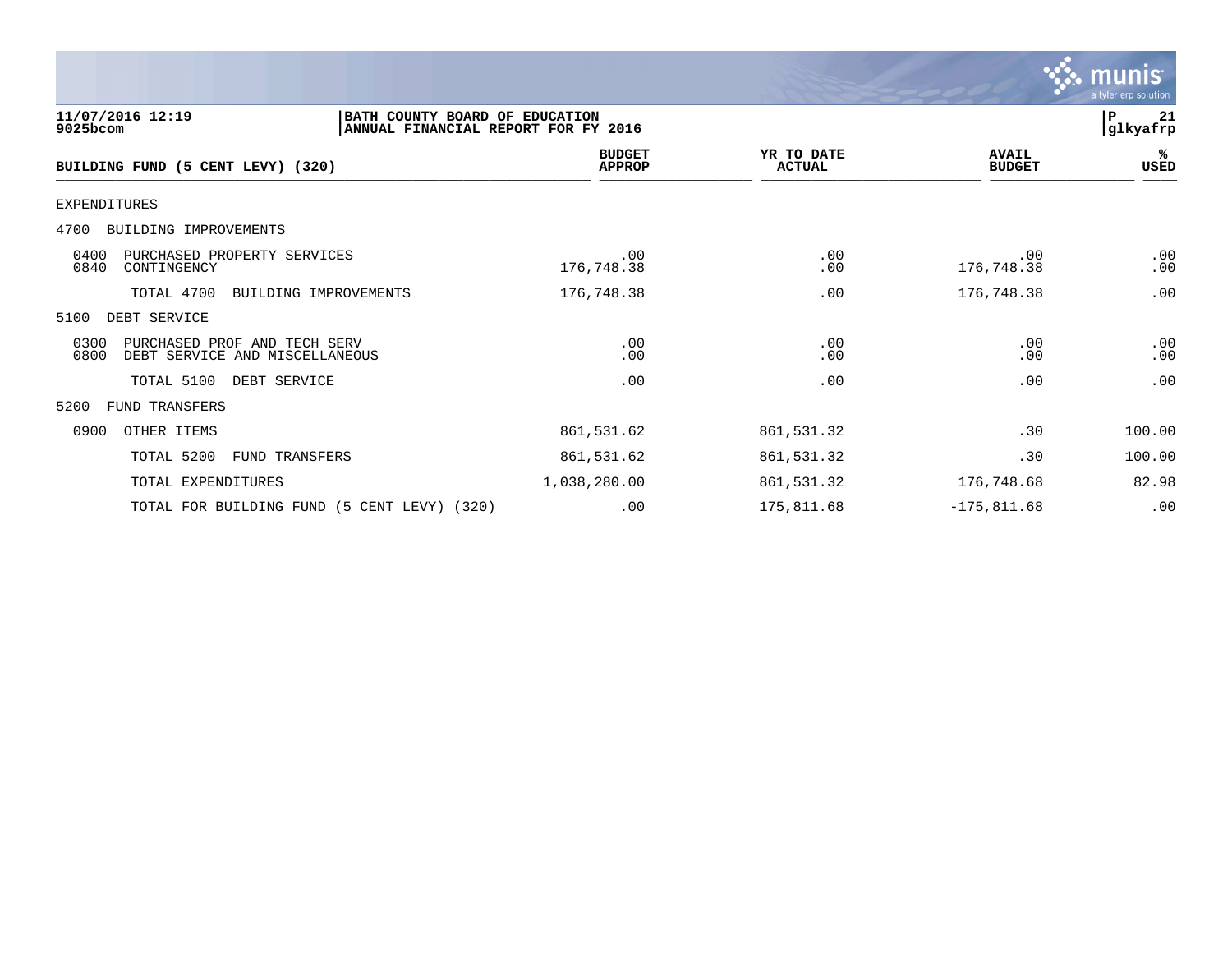**BATH COUNTY BOARD OF EDUCATION**
**ANNUAL FINANCIAL REPORT FOR FY 2016**

11/07/2016 12:19
9025bcom

| BUILDING FUND (5 CENT LEVY) (320) | BUDGET APPROP | YR TO DATE ACTUAL | AVAIL BUDGET | % USED |
|---|---|---|---|---|
| EXPENDITURES | | | | |
| 4700 BUILDING IMPROVEMENTS | | | | |
| 0400 PURCHASED PROPERTY SERVICES | .00 | .00 | .00 | .00 |
| 0840 CONTINGENCY | 176,748.38 | .00 | 176,748.38 | .00 |
| TOTAL 4700 BUILDING IMPROVEMENTS | 176,748.38 | .00 | 176,748.38 | .00 |
| 5100 DEBT SERVICE | | | | |
| 0300 PURCHASED PROF AND TECH SERV | .00 | .00 | .00 | .00 |
| 0800 DEBT SERVICE AND MISCELLANEOUS | .00 | .00 | .00 | .00 |
| TOTAL 5100 DEBT SERVICE | .00 | .00 | .00 | .00 |
| 5200 FUND TRANSFERS | | | | |
| 0900 OTHER ITEMS | 861,531.62 | 861,531.32 | .30 | 100.00 |
| TOTAL 5200 FUND TRANSFERS | 861,531.62 | 861,531.32 | .30 | 100.00 |
| TOTAL EXPENDITURES | 1,038,280.00 | 861,531.32 | 176,748.68 | 82.98 |
| TOTAL FOR BUILDING FUND (5 CENT LEVY) (320) | .00 | 175,811.68 | -175,811.68 | .00 |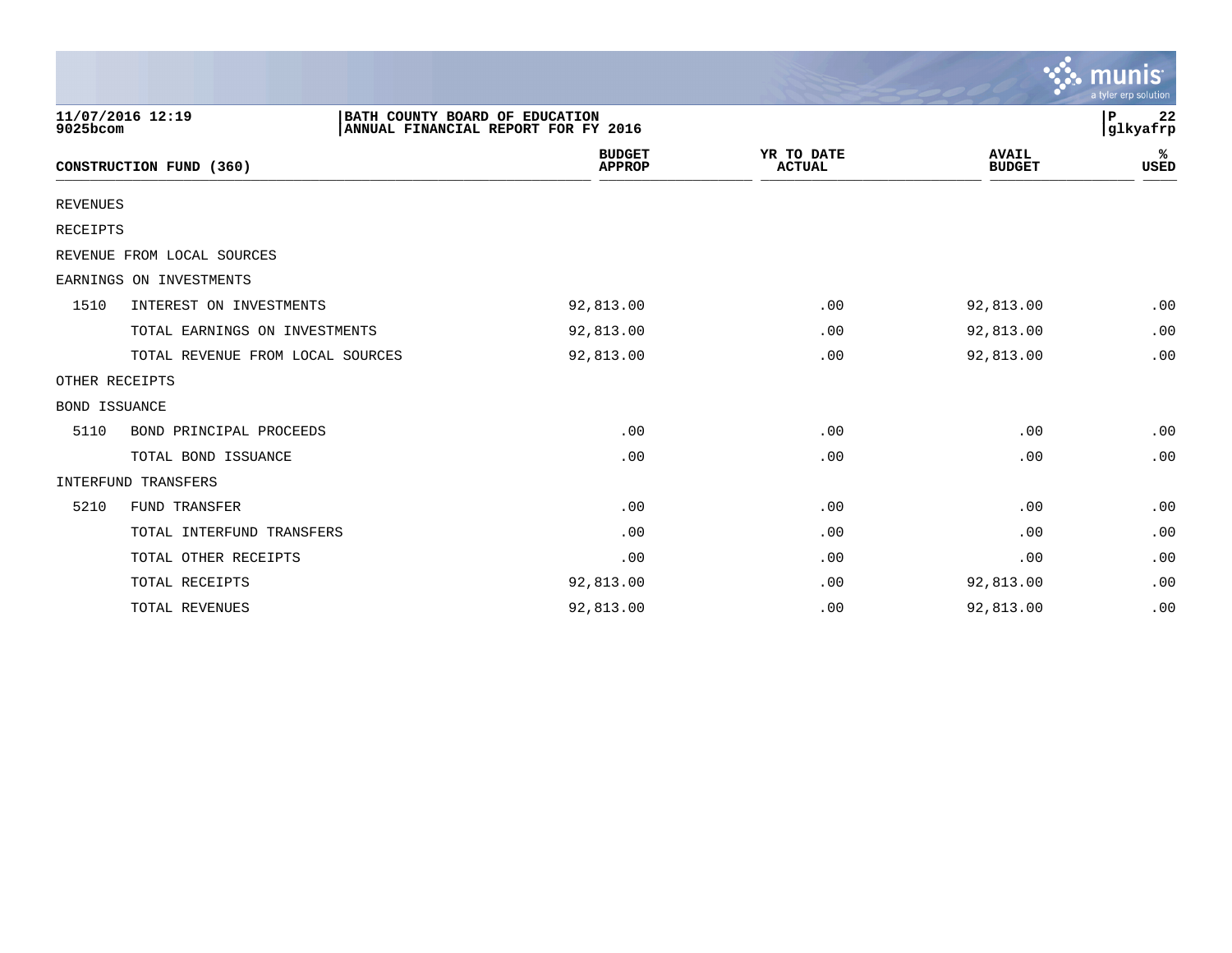11/07/2016 12:19
9025bcom

BATH COUNTY BOARD OF EDUCATION
ANNUAL FINANCIAL REPORT FOR FY 2016

P 22
glkyafrp

| CONSTRUCTION FUND (360) | | BUDGET APPROP | YR TO DATE ACTUAL | AVAIL BUDGET | % USED |
|---|---|---|---|---|---|
| REVENUES | | | | | |
| RECEIPTS | | | | | |
| REVENUE FROM LOCAL SOURCES | | | | | |
| EARNINGS ON INVESTMENTS | | | | | |
| 1510 | INTEREST ON INVESTMENTS | 92,813.00 | .00 | 92,813.00 | .00 |
| | TOTAL EARNINGS ON INVESTMENTS | 92,813.00 | .00 | 92,813.00 | .00 |
| | TOTAL REVENUE FROM LOCAL SOURCES | 92,813.00 | .00 | 92,813.00 | .00 |
| OTHER RECEIPTS | | | | | |
| BOND ISSUANCE | | | | | |
| 5110 | BOND PRINCIPAL PROCEEDS | .00 | .00 | .00 | .00 |
| | TOTAL BOND ISSUANCE | .00 | .00 | .00 | .00 |
| INTERFUND TRANSFERS | | | | | |
| 5210 | FUND TRANSFER | .00 | .00 | .00 | .00 |
| | TOTAL INTERFUND TRANSFERS | .00 | .00 | .00 | .00 |
| | TOTAL OTHER RECEIPTS | .00 | .00 | .00 | .00 |
| | TOTAL RECEIPTS | 92,813.00 | .00 | 92,813.00 | .00 |
| | TOTAL REVENUES | 92,813.00 | .00 | 92,813.00 | .00 |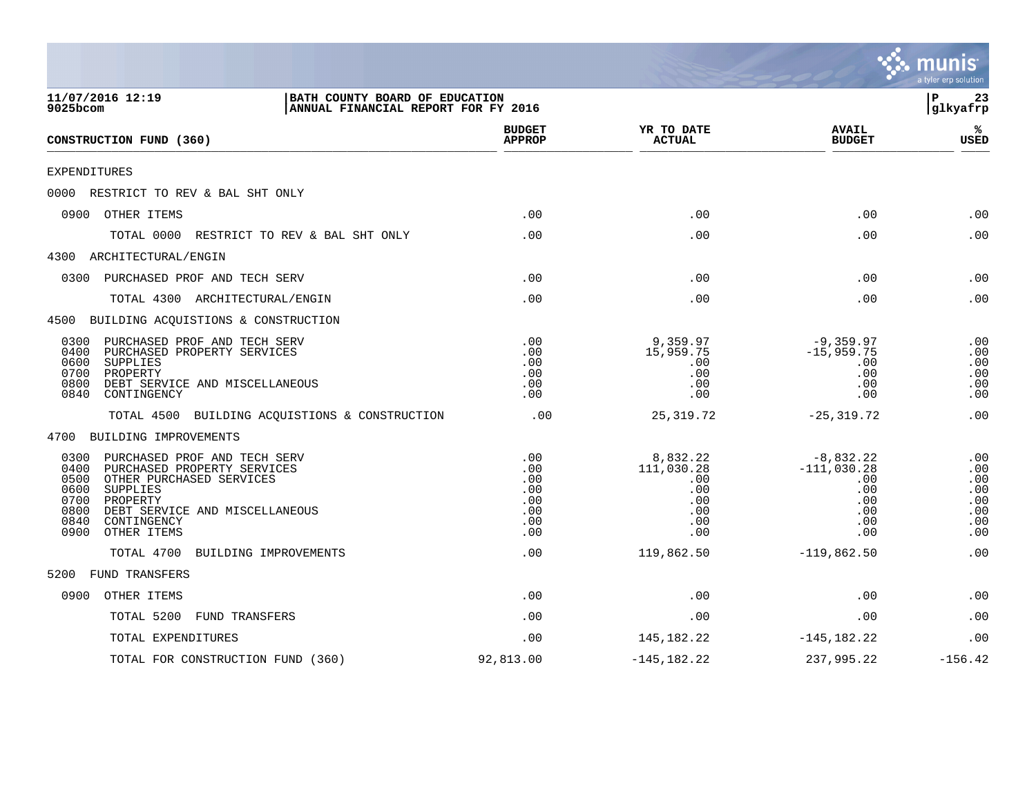**11/07/2016 12:19** | **BATH COUNTY BOARD OF EDUCATION**
**9025bcom** | **ANNUAL FINANCIAL REPORT FOR FY 2016** | P 23 | glkyafrp

| CONSTRUCTION FUND (360) | BUDGET APPROP | YR TO DATE ACTUAL | AVAIL BUDGET | % USED |
|---|---|---|---|---|
| EXPENDITURES | | | | |
| 0000 RESTRICT TO REV & BAL SHT ONLY | | | | |
| 0900 OTHER ITEMS | .00 | .00 | .00 | .00 |
| TOTAL 0000 RESTRICT TO REV & BAL SHT ONLY | .00 | .00 | .00 | .00 |
| 4300 ARCHITECTURAL/ENGIN | | | | |
| 0300 PURCHASED PROF AND TECH SERV | .00 | .00 | .00 | .00 |
| TOTAL 4300 ARCHITECTURAL/ENGIN | .00 | .00 | .00 | .00 |
| 4500 BUILDING ACQUISTIONS & CONSTRUCTION | | | | |
| 0300 PURCHASED PROF AND TECH SERV | .00 | 9,359.97 | -9,359.97 | .00 |
| 0400 PURCHASED PROPERTY SERVICES | .00 | 15,959.75 | -15,959.75 | .00 |
| 0600 SUPPLIES | .00 | .00 | .00 | .00 |
| 0700 PROPERTY | .00 | .00 | .00 | .00 |
| 0800 DEBT SERVICE AND MISCELLANEOUS | .00 | .00 | .00 | .00 |
| 0840 CONTINGENCY | .00 | .00 | .00 | .00 |
| TOTAL 4500 BUILDING ACQUISTIONS & CONSTRUCTION | .00 | 25,319.72 | -25,319.72 | .00 |
| 4700 BUILDING IMPROVEMENTS | | | | |
| 0300 PURCHASED PROF AND TECH SERV | .00 | 8,832.22 | -8,832.22 | .00 |
| 0400 PURCHASED PROPERTY SERVICES | .00 | 111,030.28 | -111,030.28 | .00 |
| 0500 OTHER PURCHASED SERVICES | .00 | .00 | .00 | .00 |
| 0600 SUPPLIES | .00 | .00 | .00 | .00 |
| 0700 PROPERTY | .00 | .00 | .00 | .00 |
| 0800 DEBT SERVICE AND MISCELLANEOUS | .00 | .00 | .00 | .00 |
| 0840 CONTINGENCY | .00 | .00 | .00 | .00 |
| 0900 OTHER ITEMS | .00 | .00 | .00 | .00 |
| TOTAL 4700 BUILDING IMPROVEMENTS | .00 | 119,862.50 | -119,862.50 | .00 |
| 5200 FUND TRANSFERS | | | | |
| 0900 OTHER ITEMS | .00 | .00 | .00 | .00 |
| TOTAL 5200 FUND TRANSFERS | .00 | .00 | .00 | .00 |
| TOTAL EXPENDITURES | .00 | 145,182.22 | -145,182.22 | .00 |
| TOTAL FOR CONSTRUCTION FUND (360) | 92,813.00 | -145,182.22 | 237,995.22 | -156.42 |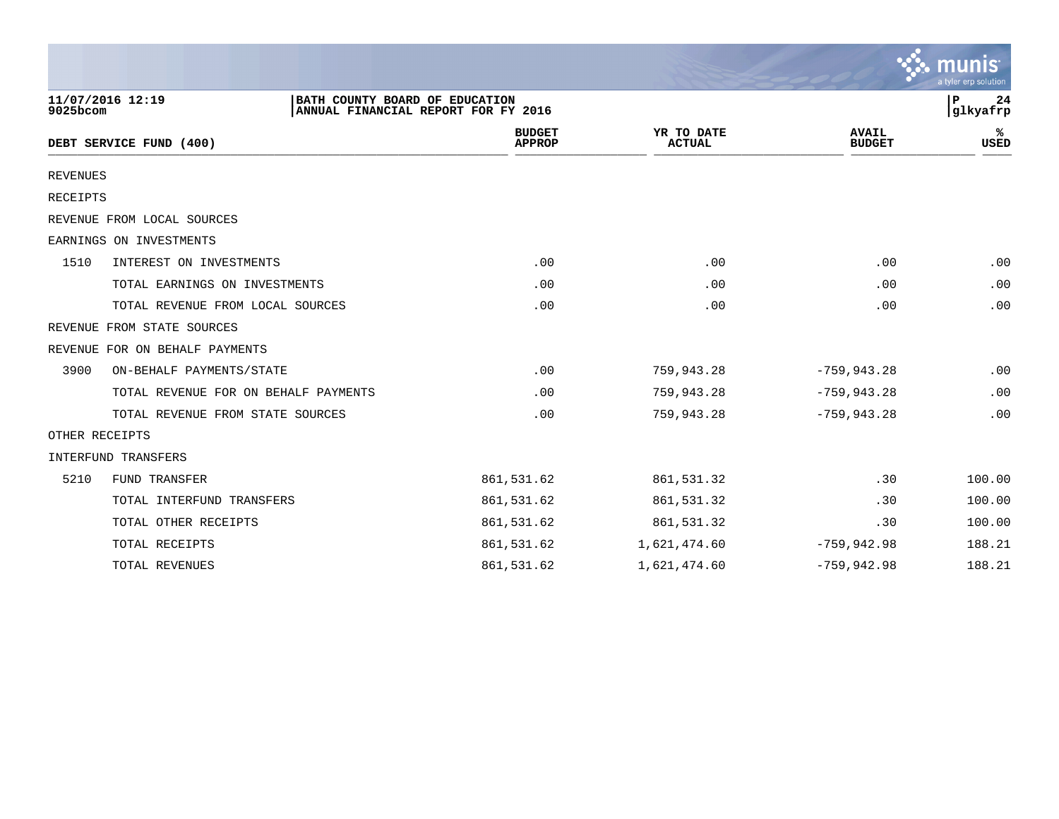11/07/2016 12:19
9025bcom

**BATH COUNTY BOARD OF EDUCATION**
**ANNUAL FINANCIAL REPORT FOR FY 2016**

P 24
glkyafrp

| DEBT SERVICE FUND (400) | | BUDGET APPROP | YR TO DATE ACTUAL | AVAIL BUDGET | % USED |
|---|---|---|---|---|---|
| REVENUES | | | | | |
| RECEIPTS | | | | | |
| REVENUE FROM LOCAL SOURCES | | | | | |
| EARNINGS ON INVESTMENTS | | | | | |
| 1510 | INTEREST ON INVESTMENTS | .00 | .00 | .00 | .00 |
| | TOTAL EARNINGS ON INVESTMENTS | .00 | .00 | .00 | .00 |
| | TOTAL REVENUE FROM LOCAL SOURCES | .00 | .00 | .00 | .00 |
| REVENUE FROM STATE SOURCES | | | | | |
| REVENUE FOR ON BEHALF PAYMENTS | | | | | |
| 3900 | ON-BEHALF PAYMENTS/STATE | .00 | 759,943.28 | -759,943.28 | .00 |
| | TOTAL REVENUE FOR ON BEHALF PAYMENTS | .00 | 759,943.28 | -759,943.28 | .00 |
| | TOTAL REVENUE FROM STATE SOURCES | .00 | 759,943.28 | -759,943.28 | .00 |
| OTHER RECEIPTS | | | | | |
| INTERFUND TRANSFERS | | | | | |
| 5210 | FUND TRANSFER | 861,531.62 | 861,531.32 | .30 | 100.00 |
| | TOTAL INTERFUND TRANSFERS | 861,531.62 | 861,531.32 | .30 | 100.00 |
| | TOTAL OTHER RECEIPTS | 861,531.62 | 861,531.32 | .30 | 100.00 |
| | TOTAL RECEIPTS | 861,531.62 | 1,621,474.60 | -759,942.98 | 188.21 |
| | TOTAL REVENUES | 861,531.62 | 1,621,474.60 | -759,942.98 | 188.21 |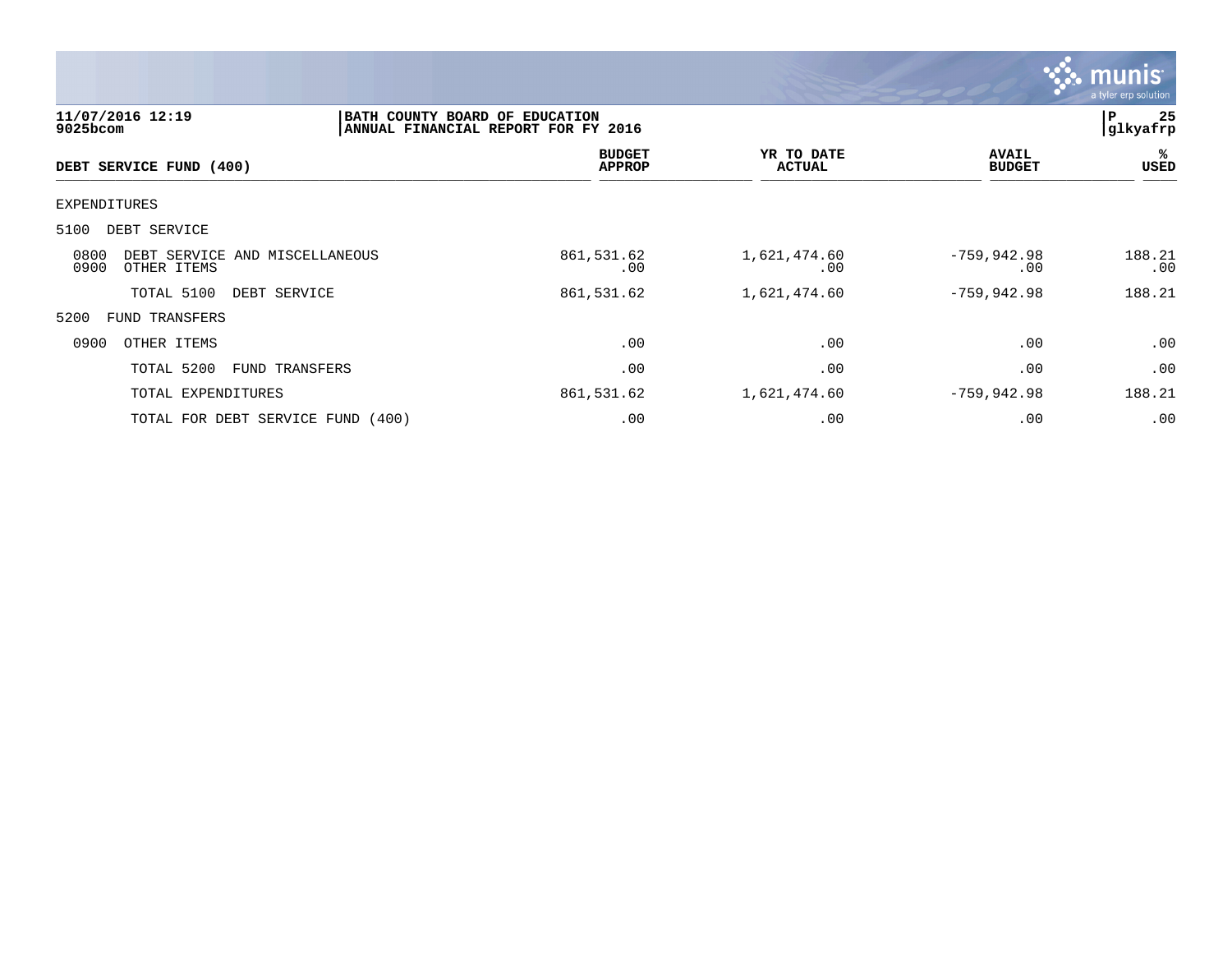11/07/2016 12:19 | BATH COUNTY BOARD OF EDUCATION
9025bcom | ANNUAL FINANCIAL REPORT FOR FY 2016 | P 25 glkyafrp

| DEBT SERVICE FUND (400) | BUDGET APPROP | YR TO DATE ACTUAL | AVAIL BUDGET | % USED |
|---|---|---|---|---|
| EXPENDITURES | | | | |
| 5100 DEBT SERVICE | | | | |
| 0800 DEBT SERVICE AND MISCELLANEOUS | 861,531.62 | 1,621,474.60 | -759,942.98 | 188.21 |
| 0900 OTHER ITEMS | .00 | .00 | .00 | .00 |
| TOTAL 5100 DEBT SERVICE | 861,531.62 | 1,621,474.60 | -759,942.98 | 188.21 |
| 5200 FUND TRANSFERS | | | | |
| 0900 OTHER ITEMS | .00 | .00 | .00 | .00 |
| TOTAL 5200 FUND TRANSFERS | .00 | .00 | .00 | .00 |
| TOTAL EXPENDITURES | 861,531.62 | 1,621,474.60 | -759,942.98 | 188.21 |
| TOTAL FOR DEBT SERVICE FUND (400) | .00 | .00 | .00 | .00 |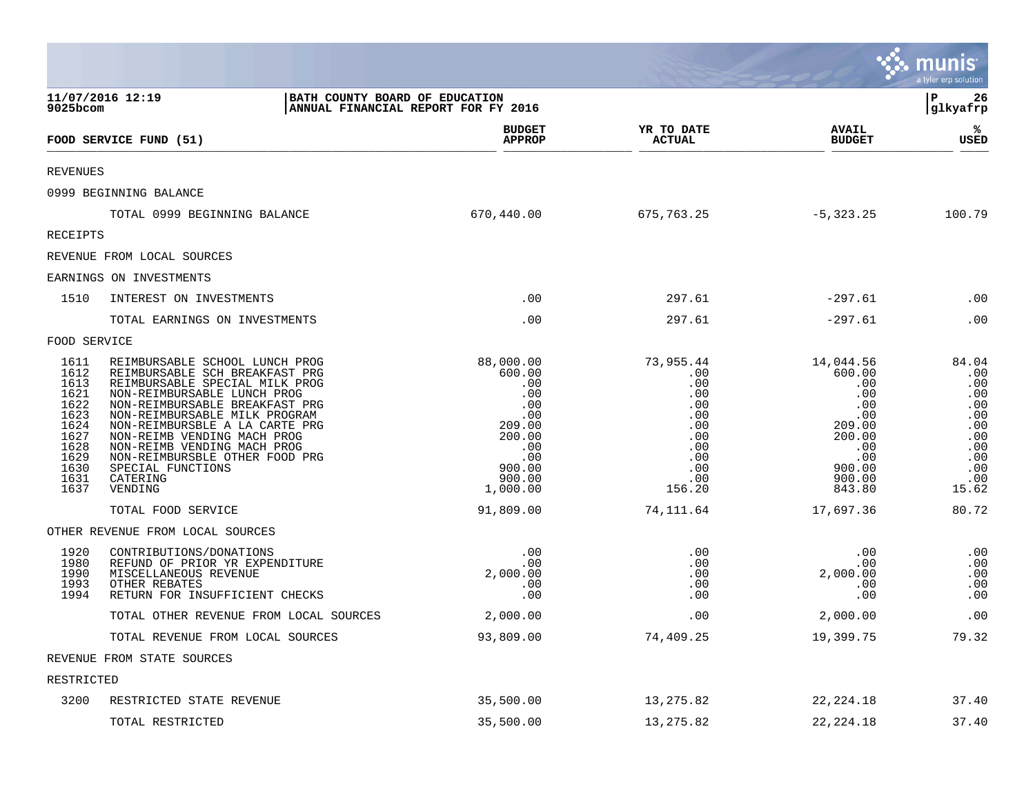11/07/2016 12:19
9025bcom

BATH COUNTY BOARD OF EDUCATION
ANNUAL FINANCIAL REPORT FOR FY 2016

P 26
glkyafrp

| FOOD SERVICE FUND (51) | | BUDGET APPROP | YR TO DATE ACTUAL | AVAIL BUDGET | % USED |
|---|---|---|---|---|---|
| REVENUES | | | | | |
| 0999 BEGINNING BALANCE | | | | | |
| | TOTAL 0999 BEGINNING BALANCE | 670,440.00 | 675,763.25 | -5,323.25 | 100.79 |
| RECEIPTS | | | | | |
| REVENUE FROM LOCAL SOURCES | | | | | |
| EARNINGS ON INVESTMENTS | | | | | |
| 1510 | INTEREST ON INVESTMENTS | .00 | 297.61 | -297.61 | .00 |
| | TOTAL EARNINGS ON INVESTMENTS | .00 | 297.61 | -297.61 | .00 |
| FOOD SERVICE | | | | | |
| 1611 | REIMBURSABLE SCHOOL LUNCH PROG | 88,000.00 | 73,955.44 | 14,044.56 | 84.04 |
| 1612 | REIMBURSABLE SCH BREAKFAST PRG | 600.00 | .00 | 600.00 | .00 |
| 1613 | REIMBURSABLE SPECIAL MILK PROG | .00 | .00 | .00 | .00 |
| 1621 | NON-REIMBURSABLE LUNCH PROG | .00 | .00 | .00 | .00 |
| 1622 | NON-REIMBURSABLE BREAKFAST PRG | .00 | .00 | .00 | .00 |
| 1623 | NON-REIMBURSABLE MILK PROGRAM | .00 | .00 | .00 | .00 |
| 1624 | NON-REIMBURSBLE A LA CARTE PRG | 209.00 | .00 | 209.00 | .00 |
| 1627 | NON-REIMB VENDING MACH PROG | 200.00 | .00 | 200.00 | .00 |
| 1628 | NON-REIMB VENDING MACH PROG | .00 | .00 | .00 | .00 |
| 1629 | NON-REIMBURSBLE OTHER FOOD PRG | .00 | .00 | .00 | .00 |
| 1630 | SPECIAL FUNCTIONS | 900.00 | .00 | 900.00 | .00 |
| 1631 | CATERING | 900.00 | .00 | 900.00 | .00 |
| 1637 | VENDING | 1,000.00 | 156.20 | 843.80 | 15.62 |
| | TOTAL FOOD SERVICE | 91,809.00 | 74,111.64 | 17,697.36 | 80.72 |
| OTHER REVENUE FROM LOCAL SOURCES | | | | | |
| 1920 | CONTRIBUTIONS/DONATIONS | .00 | .00 | .00 | .00 |
| 1980 | REFUND OF PRIOR YR EXPENDITURE | .00 | .00 | .00 | .00 |
| 1990 | MISCELLANEOUS REVENUE | 2,000.00 | .00 | 2,000.00 | .00 |
| 1993 | OTHER REBATES | .00 | .00 | .00 | .00 |
| 1994 | RETURN FOR INSUFFICIENT CHECKS | .00 | .00 | .00 | .00 |
| | TOTAL OTHER REVENUE FROM LOCAL SOURCES | 2,000.00 | .00 | 2,000.00 | .00 |
| | TOTAL REVENUE FROM LOCAL SOURCES | 93,809.00 | 74,409.25 | 19,399.75 | 79.32 |
| REVENUE FROM STATE SOURCES | | | | | |
| RESTRICTED | | | | | |
| 3200 | RESTRICTED STATE REVENUE | 35,500.00 | 13,275.82 | 22,224.18 | 37.40 |
| | TOTAL RESTRICTED | 35,500.00 | 13,275.82 | 22,224.18 | 37.40 |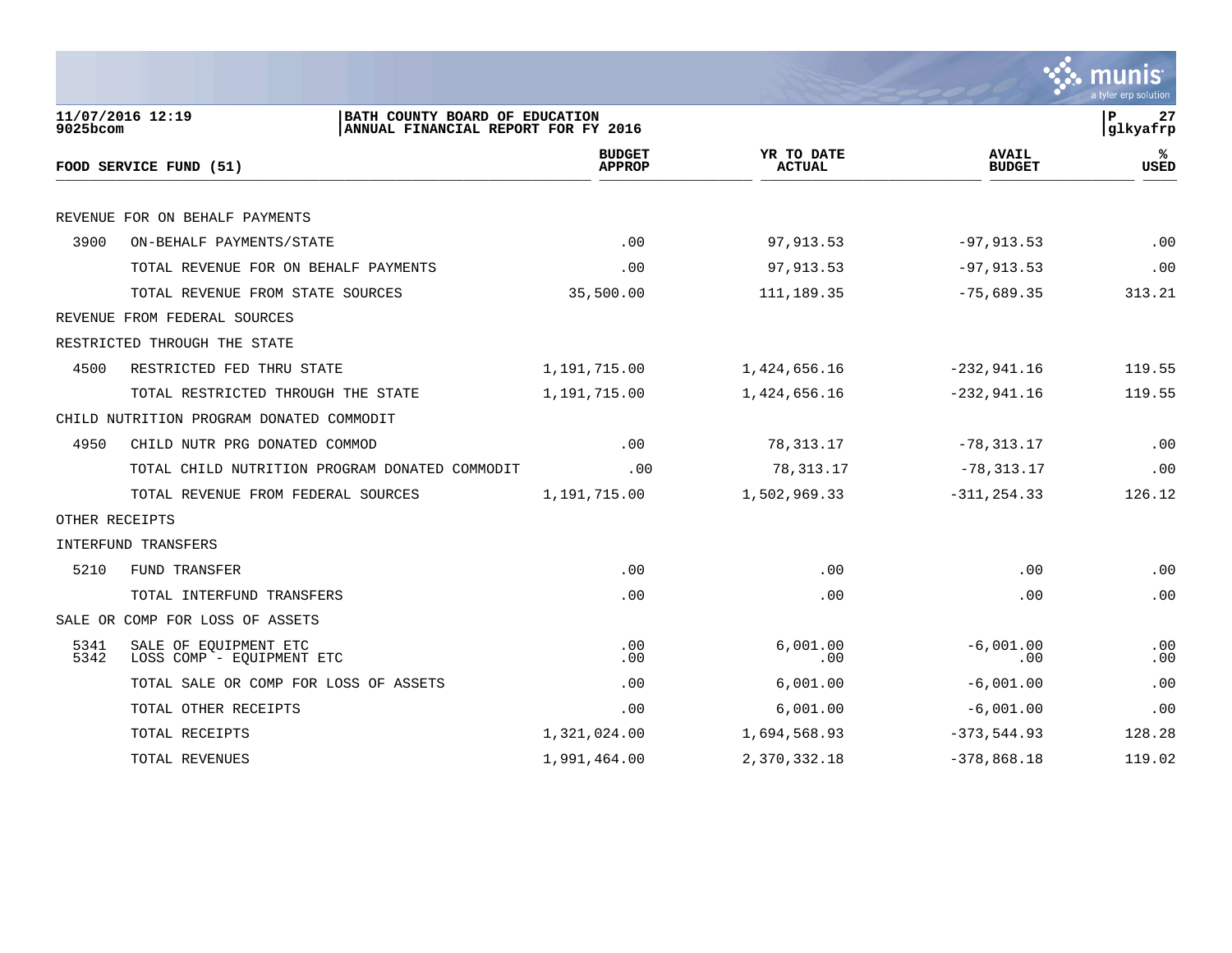11/07/2016 12:19 | BATH COUNTY BOARD OF EDUCATION | P 27
9025bcom | ANNUAL FINANCIAL REPORT FOR FY 2016 | glkyafrp

| FOOD SERVICE FUND (51) | | BUDGET APPROP | YR TO DATE ACTUAL | AVAIL BUDGET | % USED |
|---|---|---|---|---|---|
| REVENUE FOR ON BEHALF PAYMENTS | | | | | |
| 3900 | ON-BEHALF PAYMENTS/STATE | .00 | 97,913.53 | -97,913.53 | .00 |
| | TOTAL REVENUE FOR ON BEHALF PAYMENTS | .00 | 97,913.53 | -97,913.53 | .00 |
| | TOTAL REVENUE FROM STATE SOURCES | 35,500.00 | 111,189.35 | -75,689.35 | 313.21 |
| REVENUE FROM FEDERAL SOURCES | | | | | |
| RESTRICTED THROUGH THE STATE | | | | | |
| 4500 | RESTRICTED FED THRU STATE | 1,191,715.00 | 1,424,656.16 | -232,941.16 | 119.55 |
| | TOTAL RESTRICTED THROUGH THE STATE | 1,191,715.00 | 1,424,656.16 | -232,941.16 | 119.55 |
| CHILD NUTRITION PROGRAM DONATED COMMODIT | | | | | |
| 4950 | CHILD NUTR PRG DONATED COMMOD | .00 | 78,313.17 | -78,313.17 | .00 |
| | TOTAL CHILD NUTRITION PROGRAM DONATED COMMODIT | .00 | 78,313.17 | -78,313.17 | .00 |
| | TOTAL REVENUE FROM FEDERAL SOURCES | 1,191,715.00 | 1,502,969.33 | -311,254.33 | 126.12 |
| OTHER RECEIPTS | | | | | |
| INTERFUND TRANSFERS | | | | | |
| 5210 | FUND TRANSFER | .00 | .00 | .00 | .00 |
| | TOTAL INTERFUND TRANSFERS | .00 | .00 | .00 | .00 |
| SALE OR COMP FOR LOSS OF ASSETS | | | | | |
| 5341 | SALE OF EQUIPMENT ETC | .00 | 6,001.00 | -6,001.00 | .00 |
| 5342 | LOSS COMP - EQUIPMENT ETC | .00 | .00 | .00 | .00 |
| | TOTAL SALE OR COMP FOR LOSS OF ASSETS | .00 | 6,001.00 | -6,001.00 | .00 |
| | TOTAL OTHER RECEIPTS | .00 | 6,001.00 | -6,001.00 | .00 |
| | TOTAL RECEIPTS | 1,321,024.00 | 1,694,568.93 | -373,544.93 | 128.28 |
| | TOTAL REVENUES | 1,991,464.00 | 2,370,332.18 | -378,868.18 | 119.02 |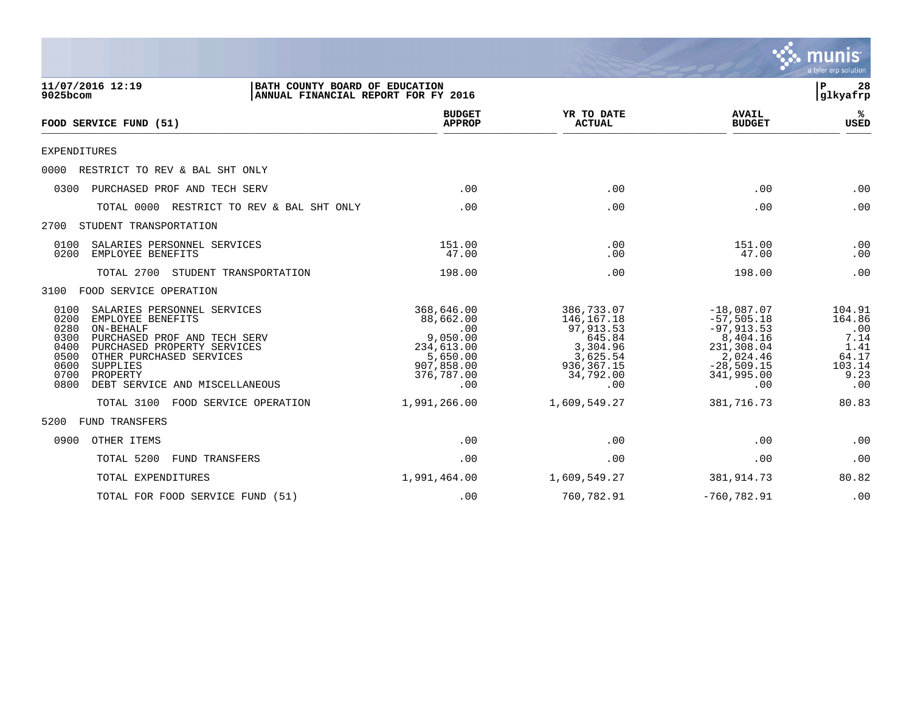**11/07/2016 12:19** | **BATH COUNTY BOARD OF EDUCATION**
**9025bcom** | **ANNUAL FINANCIAL REPORT FOR FY 2016**

**glkyafrp**

| FOOD SERVICE FUND (51) | BUDGET APPROP | YR TO DATE ACTUAL | AVAIL BUDGET | % USED |
|---|---|---|---|---|
| EXPENDITURES | | | | |
| 0000 RESTRICT TO REV & BAL SHT ONLY | | | | |
| 0300 PURCHASED PROF AND TECH SERV | .00 | .00 | .00 | .00 |
| TOTAL 0000 RESTRICT TO REV & BAL SHT ONLY | .00 | .00 | .00 | .00 |
| 2700 STUDENT TRANSPORTATION | | | | |
| 0100 SALARIES PERSONNEL SERVICES | 151.00 | .00 | 151.00 | .00 |
| 0200 EMPLOYEE BENEFITS | 47.00 | .00 | 47.00 | .00 |
| TOTAL 2700 STUDENT TRANSPORTATION | 198.00 | .00 | 198.00 | .00 |
| 3100 FOOD SERVICE OPERATION | | | | |
| 0100 SALARIES PERSONNEL SERVICES | 368,646.00 | 386,733.07 | -18,087.07 | 104.91 |
| 0200 EMPLOYEE BENEFITS | 88,662.00 | 146,167.18 | -57,505.18 | 164.86 |
| 0280 ON-BEHALF | .00 | 97,913.53 | -97,913.53 | .00 |
| 0300 PURCHASED PROF AND TECH SERV | 9,050.00 | 645.84 | 8,404.16 | 7.14 |
| 0400 PURCHASED PROPERTY SERVICES | 234,613.00 | 3,304.96 | 231,308.04 | 1.41 |
| 0500 OTHER PURCHASED SERVICES | 5,650.00 | 3,625.54 | 2,024.46 | 64.17 |
| 0600 SUPPLIES | 907,858.00 | 936,367.15 | -28,509.15 | 103.14 |
| 0700 PROPERTY | 376,787.00 | 34,792.00 | 341,995.00 | 9.23 |
| 0800 DEBT SERVICE AND MISCELLANEOUS | .00 | .00 | .00 | .00 |
| TOTAL 3100 FOOD SERVICE OPERATION | 1,991,266.00 | 1,609,549.27 | 381,716.73 | 80.83 |
| 5200 FUND TRANSFERS | | | | |
| 0900 OTHER ITEMS | .00 | .00 | .00 | .00 |
| TOTAL 5200 FUND TRANSFERS | .00 | .00 | .00 | .00 |
| TOTAL EXPENDITURES | 1,991,464.00 | 1,609,549.27 | 381,914.73 | 80.82 |
| TOTAL FOR FOOD SERVICE FUND (51) | .00 | 760,782.91 | -760,782.91 | .00 |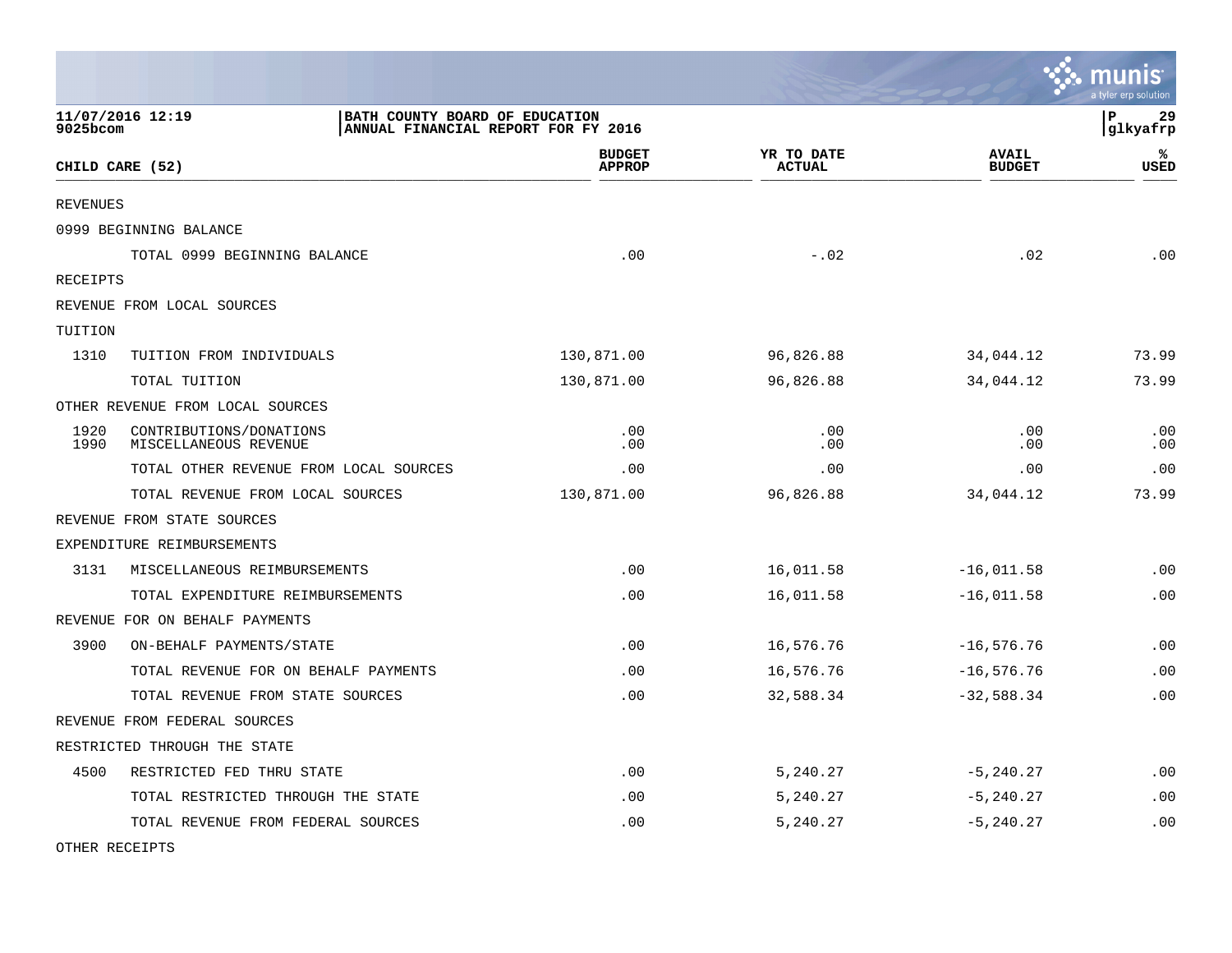11/07/2016 12:19
9025bcom

BATH COUNTY BOARD OF EDUCATION
ANNUAL FINANCIAL REPORT FOR FY 2016

P 29
glkyafrp

| CHILD CARE (52) | | BUDGET APPROP | YR TO DATE ACTUAL | AVAIL BUDGET | % USED |
|---|---|---|---|---|---|
| REVENUES | | | | | |
| 0999 BEGINNING BALANCE | | | | | |
| | TOTAL 0999 BEGINNING BALANCE | .00 | -.02 | .02 | .00 |
| RECEIPTS | | | | | |
| REVENUE FROM LOCAL SOURCES | | | | | |
| TUITION | | | | | |
| 1310 | TUITION FROM INDIVIDUALS | 130,871.00 | 96,826.88 | 34,044.12 | 73.99 |
| | TOTAL TUITION | 130,871.00 | 96,826.88 | 34,044.12 | 73.99 |
| OTHER REVENUE FROM LOCAL SOURCES | | | | | |
| 1920 | CONTRIBUTIONS/DONATIONS | .00 | .00 | .00 | .00 |
| 1990 | MISCELLANEOUS REVENUE | .00 | .00 | .00 | .00 |
| | TOTAL OTHER REVENUE FROM LOCAL SOURCES | .00 | .00 | .00 | .00 |
| | TOTAL REVENUE FROM LOCAL SOURCES | 130,871.00 | 96,826.88 | 34,044.12 | 73.99 |
| REVENUE FROM STATE SOURCES | | | | | |
| EXPENDITURE REIMBURSEMENTS | | | | | |
| 3131 | MISCELLANEOUS REIMBURSEMENTS | .00 | 16,011.58 | -16,011.58 | .00 |
| | TOTAL EXPENDITURE REIMBURSEMENTS | .00 | 16,011.58 | -16,011.58 | .00 |
| REVENUE FOR ON BEHALF PAYMENTS | | | | | |
| 3900 | ON-BEHALF PAYMENTS/STATE | .00 | 16,576.76 | -16,576.76 | .00 |
| | TOTAL REVENUE FOR ON BEHALF PAYMENTS | .00 | 16,576.76 | -16,576.76 | .00 |
| | TOTAL REVENUE FROM STATE SOURCES | .00 | 32,588.34 | -32,588.34 | .00 |
| REVENUE FROM FEDERAL SOURCES | | | | | |
| RESTRICTED THROUGH THE STATE | | | | | |
| 4500 | RESTRICTED FED THRU STATE | .00 | 5,240.27 | -5,240.27 | .00 |
| | TOTAL RESTRICTED THROUGH THE STATE | .00 | 5,240.27 | -5,240.27 | .00 |
| | TOTAL REVENUE FROM FEDERAL SOURCES | .00 | 5,240.27 | -5,240.27 | .00 |
| OTHER RECEIPTS | | | | | |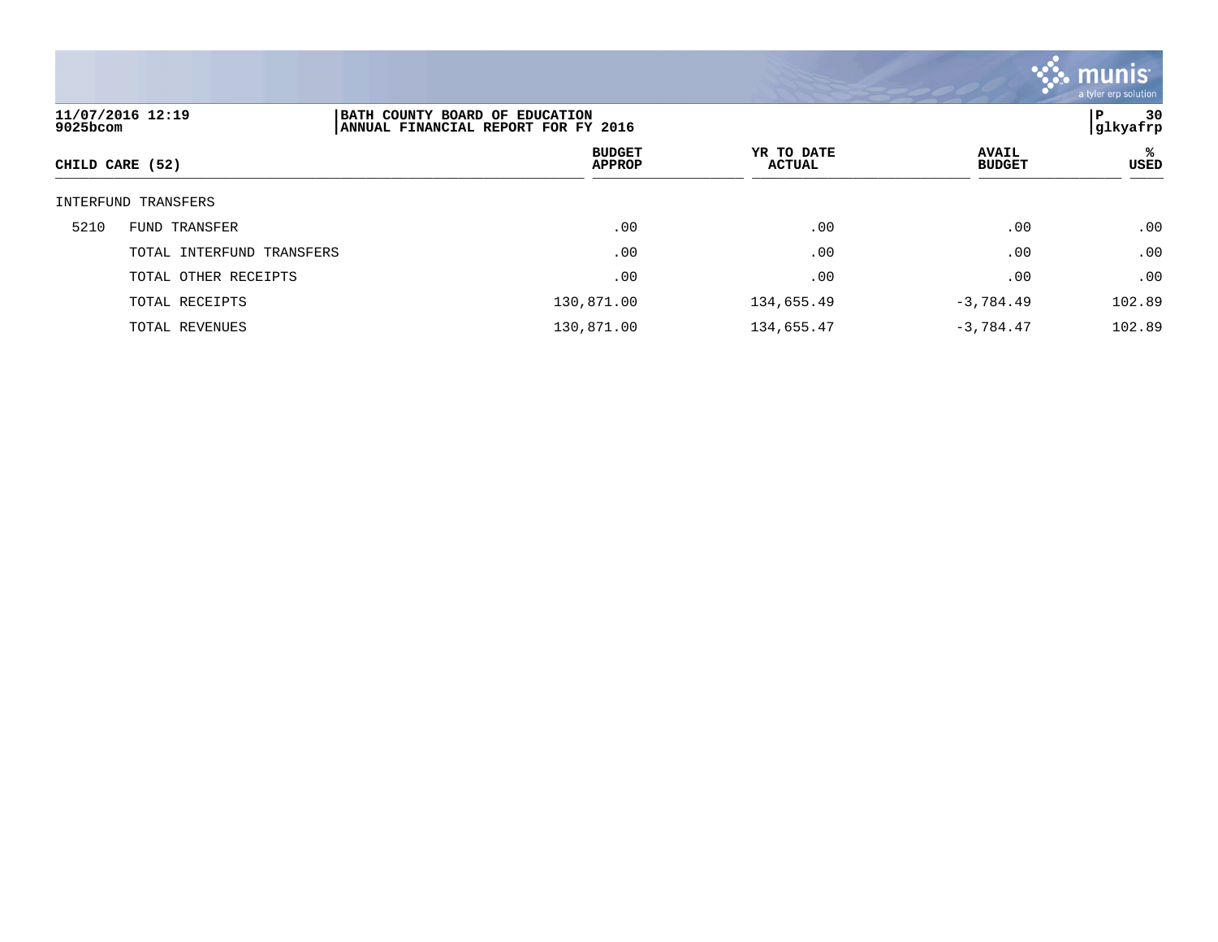| CHILD CARE (52) | | BUDGET APPROP | YR TO DATE ACTUAL | AVAIL BUDGET | % USED |
|---|---|---|---|---|---|
| INTERFUND TRANSFERS | | | | | |
| 5210 | FUND TRANSFER | .00 | .00 | .00 | .00 |
| | TOTAL INTERFUND TRANSFERS | .00 | .00 | .00 | .00 |
| | TOTAL OTHER RECEIPTS | .00 | .00 | .00 | .00 |
| | TOTAL RECEIPTS | 130,871.00 | 134,655.49 | -3,784.49 | 102.89 |
| | TOTAL REVENUES | 130,871.00 | 134,655.47 | -3,784.47 | 102.89 |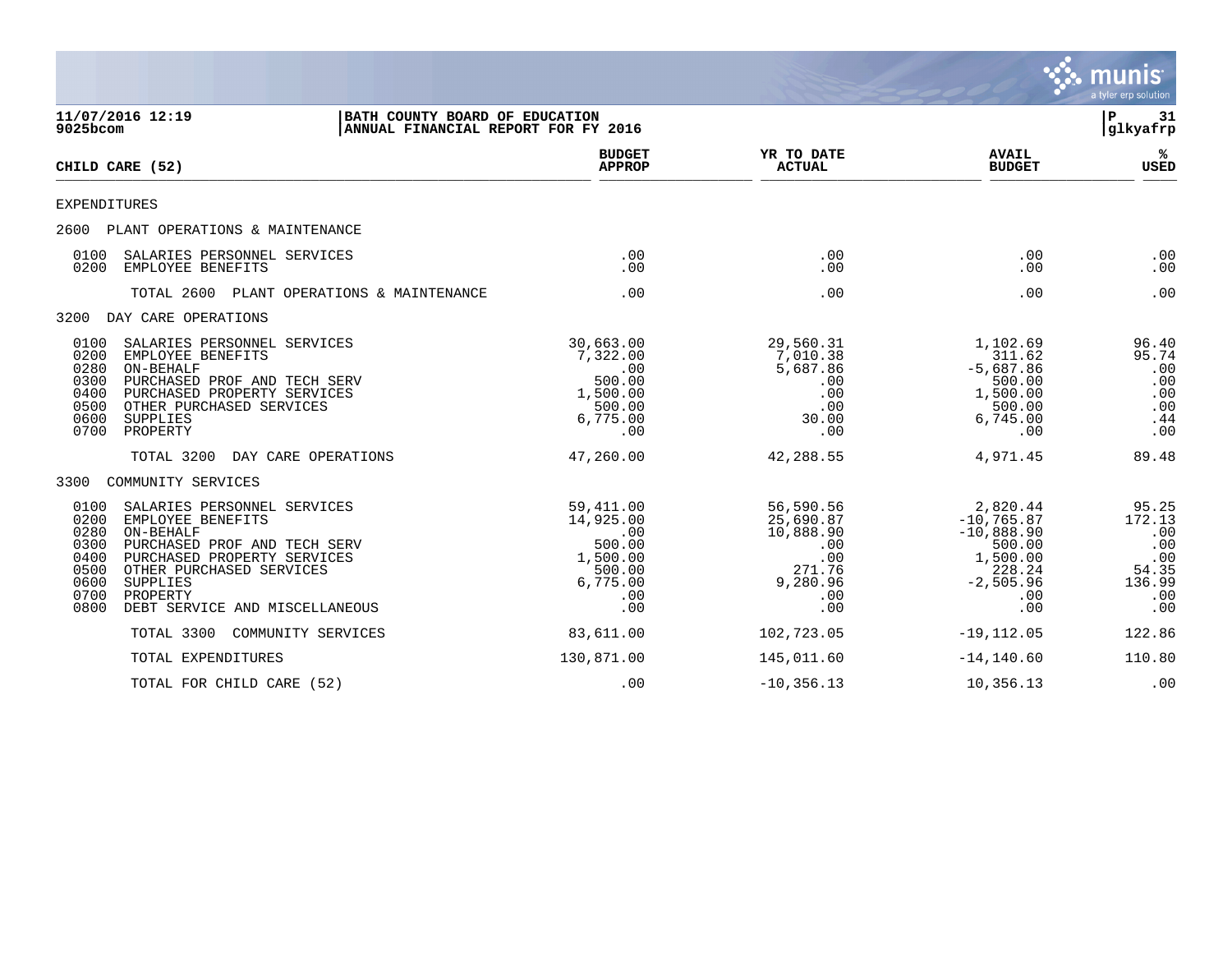**BATH COUNTY BOARD OF EDUCATION**
**ANNUAL FINANCIAL REPORT FOR FY 2016**

11/07/2016 12:19
9025bcom

P 31
glkyafrp

| CHILD CARE (52) | BUDGET APPROP | YR TO DATE ACTUAL | AVAIL BUDGET | % USED |
|---|---|---|---|---|
| **EXPENDITURES** | | | | |
| **2600 PLANT OPERATIONS & MAINTENANCE** | | | | |
| 0100 SALARIES PERSONNEL SERVICES | .00 | .00 | .00 | .00 |
| 0200 EMPLOYEE BENEFITS | .00 | .00 | .00 | .00 |
| TOTAL 2600 PLANT OPERATIONS & MAINTENANCE | .00 | .00 | .00 | .00 |
| **3200 DAY CARE OPERATIONS** | | | | |
| 0100 SALARIES PERSONNEL SERVICES | 30,663.00 | 29,560.31 | 1,102.69 | 96.40 |
| 0200 EMPLOYEE BENEFITS | 7,322.00 | 7,010.38 | 311.62 | 95.74 |
| 0280 ON-BEHALF | .00 | 5,687.86 | -5,687.86 | .00 |
| 0300 PURCHASED PROF AND TECH SERV | 500.00 | .00 | 500.00 | .00 |
| 0400 PURCHASED PROPERTY SERVICES | 1,500.00 | .00 | 1,500.00 | .00 |
| 0500 OTHER PURCHASED SERVICES | 500.00 | .00 | 500.00 | .00 |
| 0600 SUPPLIES | 6,775.00 | 30.00 | 6,745.00 | .44 |
| 0700 PROPERTY | .00 | .00 | .00 | .00 |
| TOTAL 3200 DAY CARE OPERATIONS | 47,260.00 | 42,288.55 | 4,971.45 | 89.48 |
| **3300 COMMUNITY SERVICES** | | | | |
| 0100 SALARIES PERSONNEL SERVICES | 59,411.00 | 56,590.56 | 2,820.44 | 95.25 |
| 0200 EMPLOYEE BENEFITS | 14,925.00 | 25,690.87 | -10,765.87 | 172.13 |
| 0280 ON-BEHALF | .00 | 10,888.90 | -10,888.90 | .00 |
| 0300 PURCHASED PROF AND TECH SERV | 500.00 | .00 | 500.00 | .00 |
| 0400 PURCHASED PROPERTY SERVICES | 1,500.00 | .00 | 1,500.00 | .00 |
| 0500 OTHER PURCHASED SERVICES | 500.00 | 271.76 | 228.24 | 54.35 |
| 0600 SUPPLIES | 6,775.00 | 9,280.96 | -2,505.96 | 136.99 |
| 0700 PROPERTY | .00 | .00 | .00 | .00 |
| 0800 DEBT SERVICE AND MISCELLANEOUS | .00 | .00 | .00 | .00 |
| TOTAL 3300 COMMUNITY SERVICES | 83,611.00 | 102,723.05 | -19,112.05 | 122.86 |
| TOTAL EXPENDITURES | 130,871.00 | 145,011.60 | -14,140.60 | 110.80 |
| TOTAL FOR CHILD CARE (52) | .00 | -10,356.13 | 10,356.13 | .00 |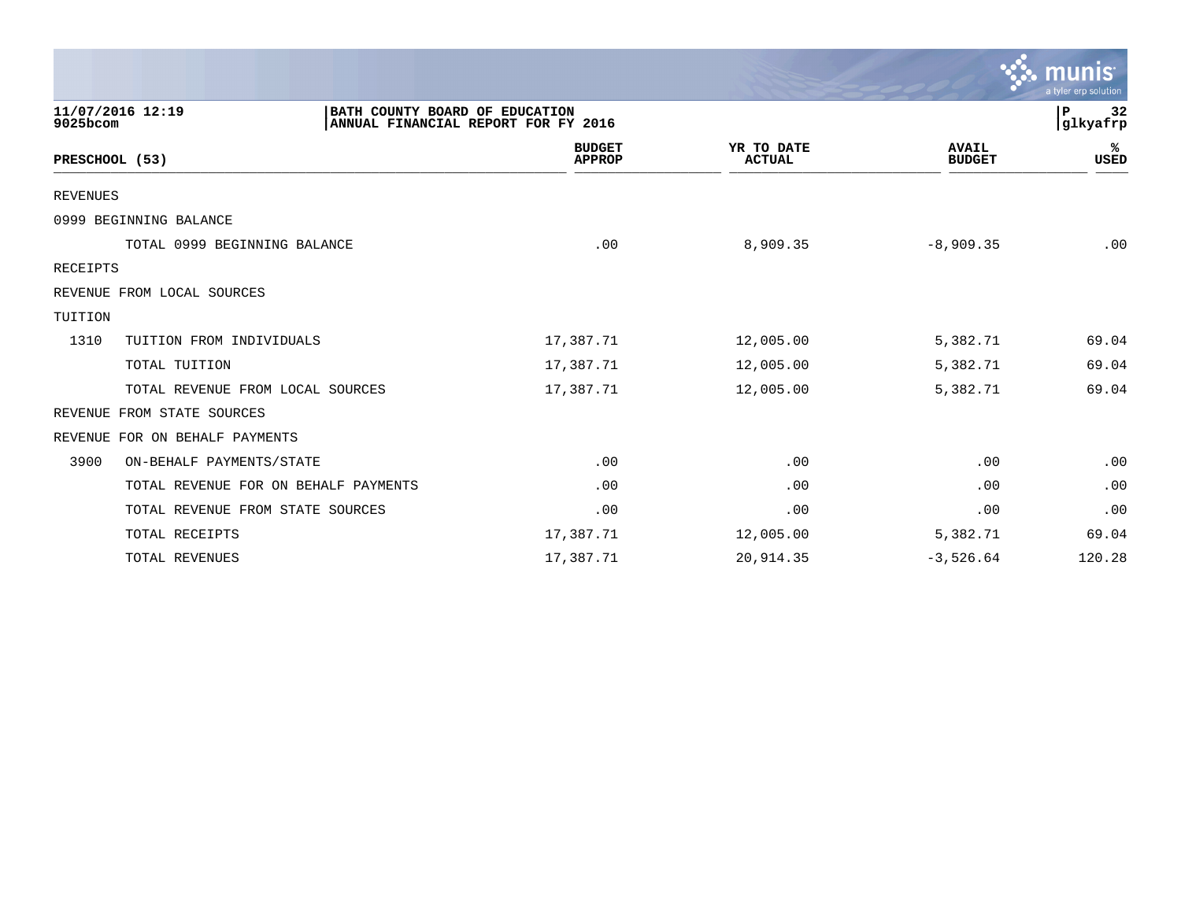11/07/2016 12:19
9025bcom

BATH COUNTY BOARD OF EDUCATION
ANNUAL FINANCIAL REPORT FOR FY 2016

| PRESCHOOL (53) | | BUDGET APPROP | YR TO DATE ACTUAL | AVAIL BUDGET | % USED |
|---|---|---|---|---|---|
| REVENUES | | | | | |
| 0999 BEGINNING BALANCE | | | | | |
| | TOTAL 0999 BEGINNING BALANCE | .00 | 8,909.35 | -8,909.35 | .00 |
| RECEIPTS | | | | | |
| REVENUE FROM LOCAL SOURCES | | | | | |
| TUITION | | | | | |
| 1310 | TUITION FROM INDIVIDUALS | 17,387.71 | 12,005.00 | 5,382.71 | 69.04 |
| | TOTAL TUITION | 17,387.71 | 12,005.00 | 5,382.71 | 69.04 |
| | TOTAL REVENUE FROM LOCAL SOURCES | 17,387.71 | 12,005.00 | 5,382.71 | 69.04 |
| REVENUE FROM STATE SOURCES | | | | | |
| REVENUE FOR ON BEHALF PAYMENTS | | | | | |
| 3900 | ON-BEHALF PAYMENTS/STATE | .00 | .00 | .00 | .00 |
| | TOTAL REVENUE FOR ON BEHALF PAYMENTS | .00 | .00 | .00 | .00 |
| | TOTAL REVENUE FROM STATE SOURCES | .00 | .00 | .00 | .00 |
| | TOTAL RECEIPTS | 17,387.71 | 12,005.00 | 5,382.71 | 69.04 |
| | TOTAL REVENUES | 17,387.71 | 20,914.35 | -3,526.64 | 120.28 |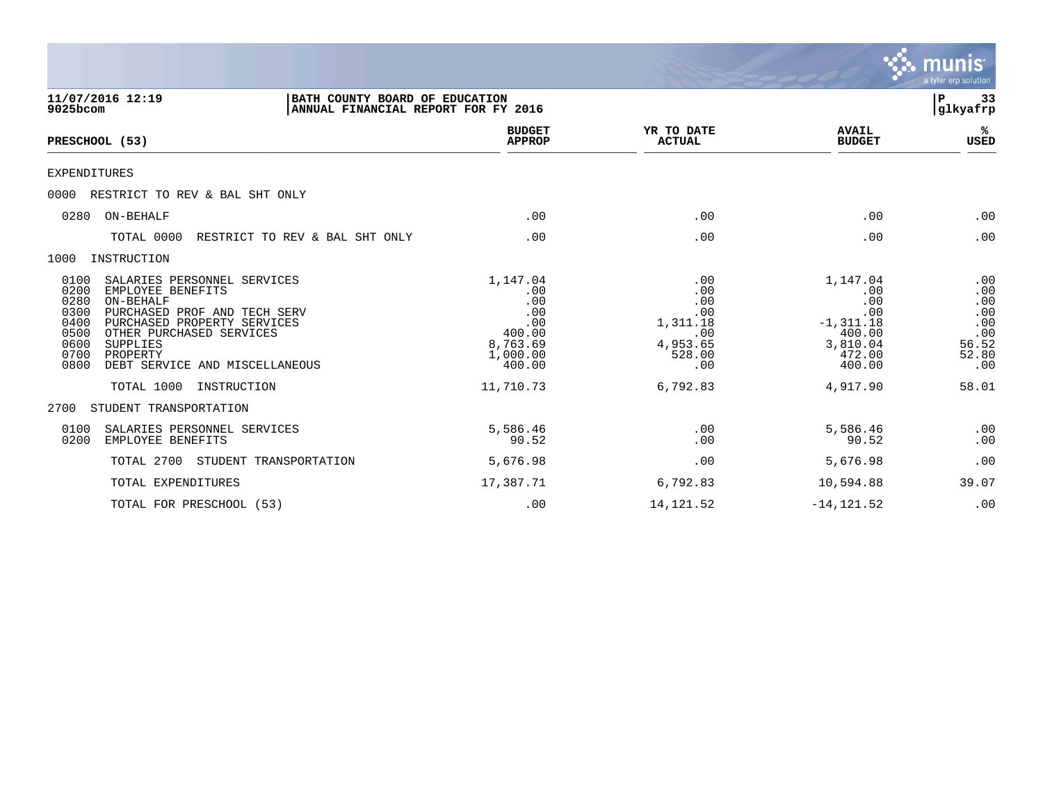**11/07/2016 12:19**
**9025bcom**

**BATH COUNTY BOARD OF EDUCATION**
**ANNUAL FINANCIAL REPORT FOR FY 2016**

**P 33**
**glkyafrp**

| PRESCHOOL (53) | BUDGET APPROP | YR TO DATE ACTUAL | AVAIL BUDGET | % USED |
|---|---|---|---|---|
| EXPENDITURES | | | | |
| 0000 RESTRICT TO REV & BAL SHT ONLY | | | | |
| 0280 ON-BEHALF | .00 | .00 | .00 | .00 |
| TOTAL 0000 RESTRICT TO REV & BAL SHT ONLY | .00 | .00 | .00 | .00 |
| 1000 INSTRUCTION | | | | |
| 0100 SALARIES PERSONNEL SERVICES | 1,147.04 | .00 | 1,147.04 | .00 |
| 0200 EMPLOYEE BENEFITS | .00 | .00 | .00 | .00 |
| 0280 ON-BEHALF | .00 | .00 | .00 | .00 |
| 0300 PURCHASED PROF AND TECH SERV | .00 | .00 | .00 | .00 |
| 0400 PURCHASED PROPERTY SERVICES | .00 | 1,311.18 | -1,311.18 | .00 |
| 0500 OTHER PURCHASED SERVICES | 400.00 | .00 | 400.00 | .00 |
| 0600 SUPPLIES | 8,763.69 | 4,953.65 | 3,810.04 | 56.52 |
| 0700 PROPERTY | 1,000.00 | 528.00 | 472.00 | 52.80 |
| 0800 DEBT SERVICE AND MISCELLANEOUS | 400.00 | .00 | 400.00 | .00 |
| TOTAL 1000 INSTRUCTION | 11,710.73 | 6,792.83 | 4,917.90 | 58.01 |
| 2700 STUDENT TRANSPORTATION | | | | |
| 0100 SALARIES PERSONNEL SERVICES | 5,586.46 | .00 | 5,586.46 | .00 |
| 0200 EMPLOYEE BENEFITS | 90.52 | .00 | 90.52 | .00 |
| TOTAL 2700 STUDENT TRANSPORTATION | 5,676.98 | .00 | 5,676.98 | .00 |
| TOTAL EXPENDITURES | 17,387.71 | 6,792.83 | 10,594.88 | 39.07 |
| TOTAL FOR PRESCHOOL (53) | .00 | 14,121.52 | -14,121.52 | .00 |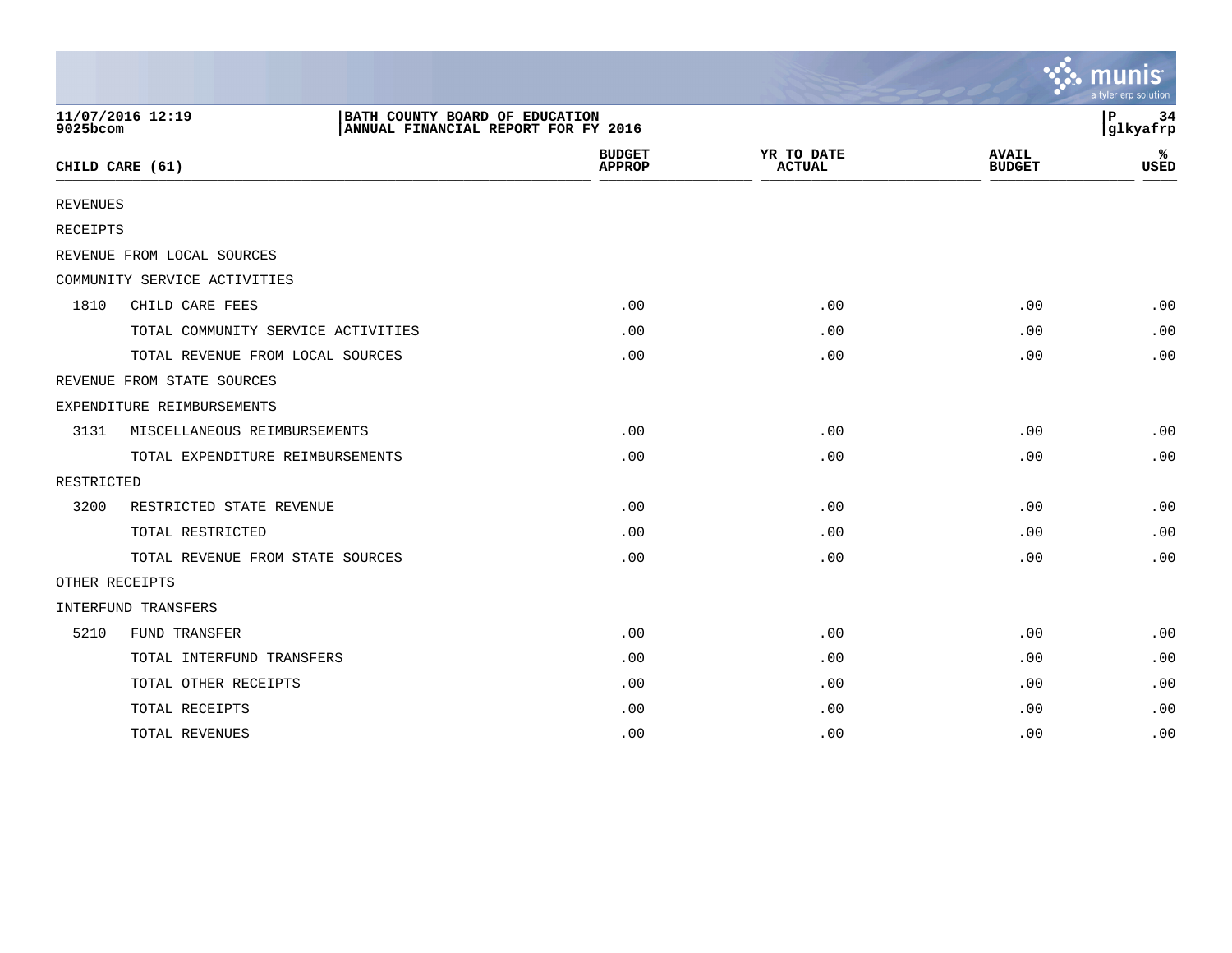11/07/2016 12:19
9025bcom

**BATH COUNTY BOARD OF EDUCATION**
**ANNUAL FINANCIAL REPORT FOR FY 2016**

P 34
glkyafrp

| CHILD CARE (61) | | BUDGET APPROP | YR TO DATE ACTUAL | AVAIL BUDGET | % USED |
|---|---|---|---|---|---|
| REVENUES | | | | | |
| RECEIPTS | | | | | |
| REVENUE FROM LOCAL SOURCES | | | | | |
| COMMUNITY SERVICE ACTIVITIES | | | | | |
| 1810 | CHILD CARE FEES | .00 | .00 | .00 | .00 |
| | TOTAL COMMUNITY SERVICE ACTIVITIES | .00 | .00 | .00 | .00 |
| | TOTAL REVENUE FROM LOCAL SOURCES | .00 | .00 | .00 | .00 |
| REVENUE FROM STATE SOURCES | | | | | |
| EXPENDITURE REIMBURSEMENTS | | | | | |
| 3131 | MISCELLANEOUS REIMBURSEMENTS | .00 | .00 | .00 | .00 |
| | TOTAL EXPENDITURE REIMBURSEMENTS | .00 | .00 | .00 | .00 |
| RESTRICTED | | | | | |
| 3200 | RESTRICTED STATE REVENUE | .00 | .00 | .00 | .00 |
| | TOTAL RESTRICTED | .00 | .00 | .00 | .00 |
| | TOTAL REVENUE FROM STATE SOURCES | .00 | .00 | .00 | .00 |
| OTHER RECEIPTS | | | | | |
| INTERFUND TRANSFERS | | | | | |
| 5210 | FUND TRANSFER | .00 | .00 | .00 | .00 |
| | TOTAL INTERFUND TRANSFERS | .00 | .00 | .00 | .00 |
| | TOTAL OTHER RECEIPTS | .00 | .00 | .00 | .00 |
| | TOTAL RECEIPTS | .00 | .00 | .00 | .00 |
| | TOTAL REVENUES | .00 | .00 | .00 | .00 |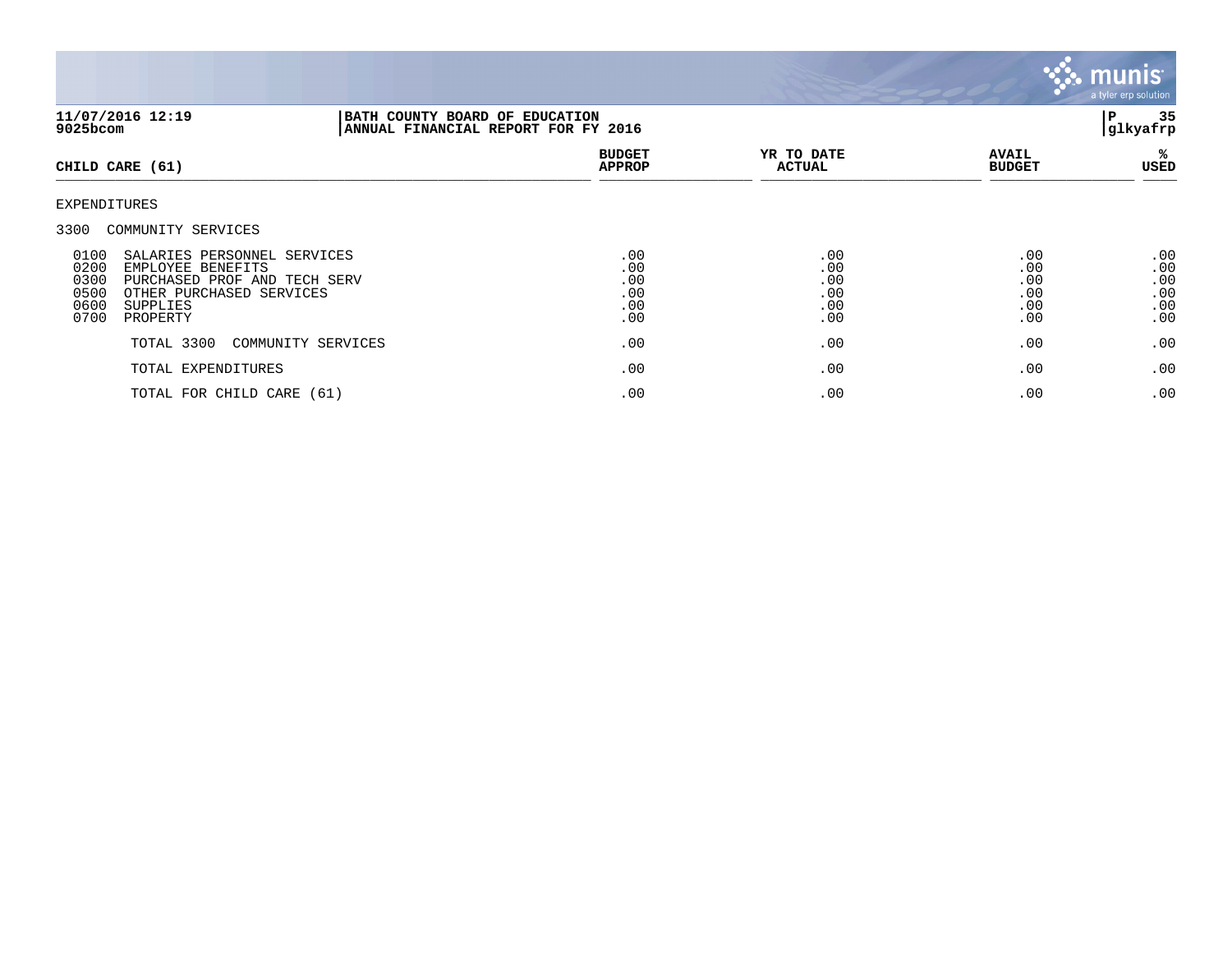**11/07/2016 12:19** | **BATH COUNTY BOARD OF EDUCATION**
**9025bcom** | **ANNUAL FINANCIAL REPORT FOR FY 2016** | **P 35** | **glkyafrp**

| CHILD CARE (61) | BUDGET APPROP | YR TO DATE ACTUAL | AVAIL BUDGET | % USED |
|---|---|---|---|---|
| EXPENDITURES | | | | |
| 3300 COMMUNITY SERVICES | | | | |
| 0100 SALARIES PERSONNEL SERVICES | .00 | .00 | .00 | .00 |
| 0200 EMPLOYEE BENEFITS | .00 | .00 | .00 | .00 |
| 0300 PURCHASED PROF AND TECH SERV | .00 | .00 | .00 | .00 |
| 0500 OTHER PURCHASED SERVICES | .00 | .00 | .00 | .00 |
| 0600 SUPPLIES | .00 | .00 | .00 | .00 |
| 0700 PROPERTY | .00 | .00 | .00 | .00 |
| TOTAL 3300 COMMUNITY SERVICES | .00 | .00 | .00 | .00 |
| TOTAL EXPENDITURES | .00 | .00 | .00 | .00 |
| TOTAL FOR CHILD CARE (61) | .00 | .00 | .00 | .00 |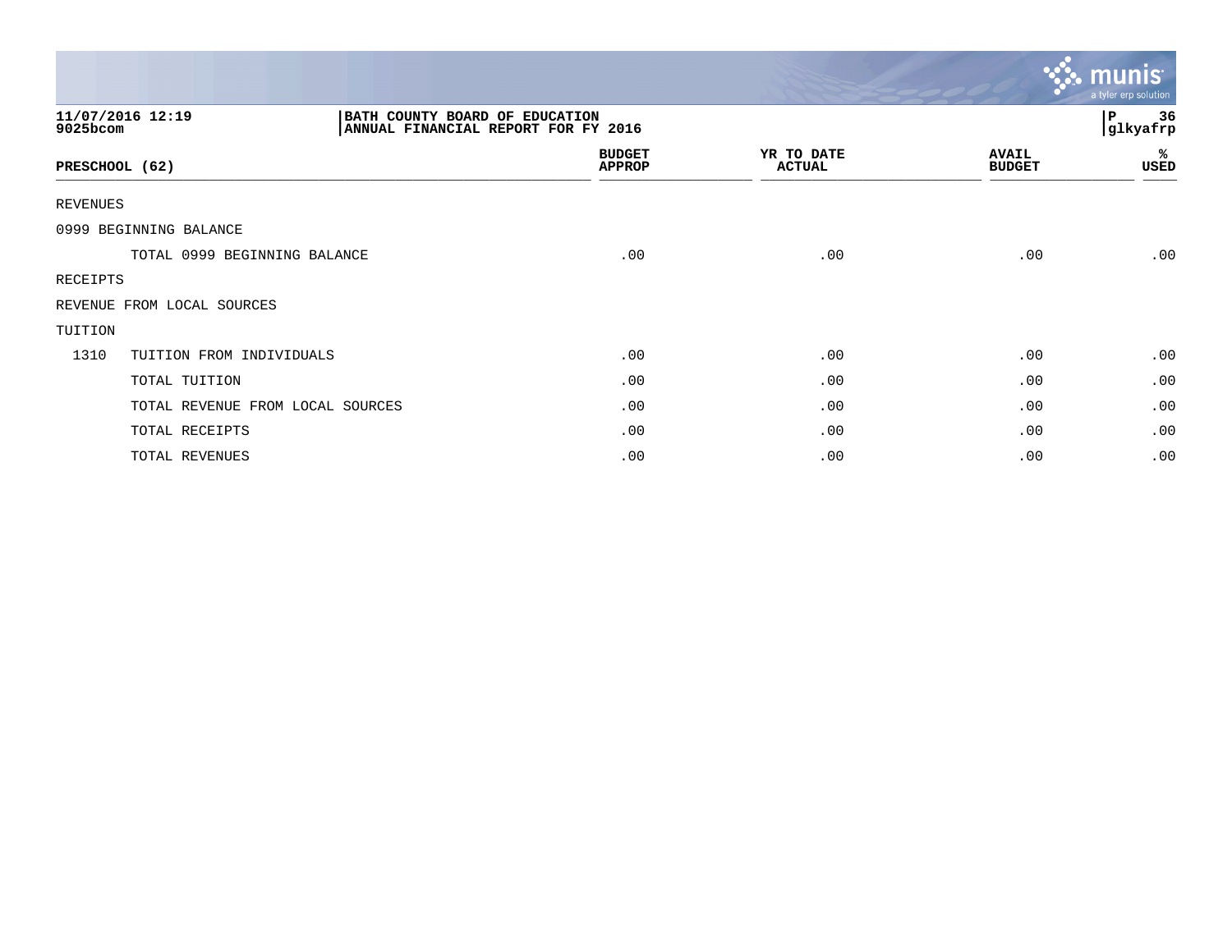11/07/2016 12:19 | BATH COUNTY BOARD OF EDUCATION
9025bcom | ANNUAL FINANCIAL REPORT FOR FY 2016

P 36
glkyafrp

| PRESCHOOL (62) | | BUDGET APPROP | YR TO DATE ACTUAL | AVAIL BUDGET | % USED |
|---|---|---|---|---|---|
| REVENUES | | | | | |
| 0999 BEGINNING BALANCE | | | | | |
| | TOTAL 0999 BEGINNING BALANCE | .00 | .00 | .00 | .00 |
| RECEIPTS | | | | | |
| REVENUE FROM LOCAL SOURCES | | | | | |
| TUITION | | | | | |
| 1310 | TUITION FROM INDIVIDUALS | .00 | .00 | .00 | .00 |
| | TOTAL TUITION | .00 | .00 | .00 | .00 |
| | TOTAL REVENUE FROM LOCAL SOURCES | .00 | .00 | .00 | .00 |
| | TOTAL RECEIPTS | .00 | .00 | .00 | .00 |
| | TOTAL REVENUES | .00 | .00 | .00 | .00 |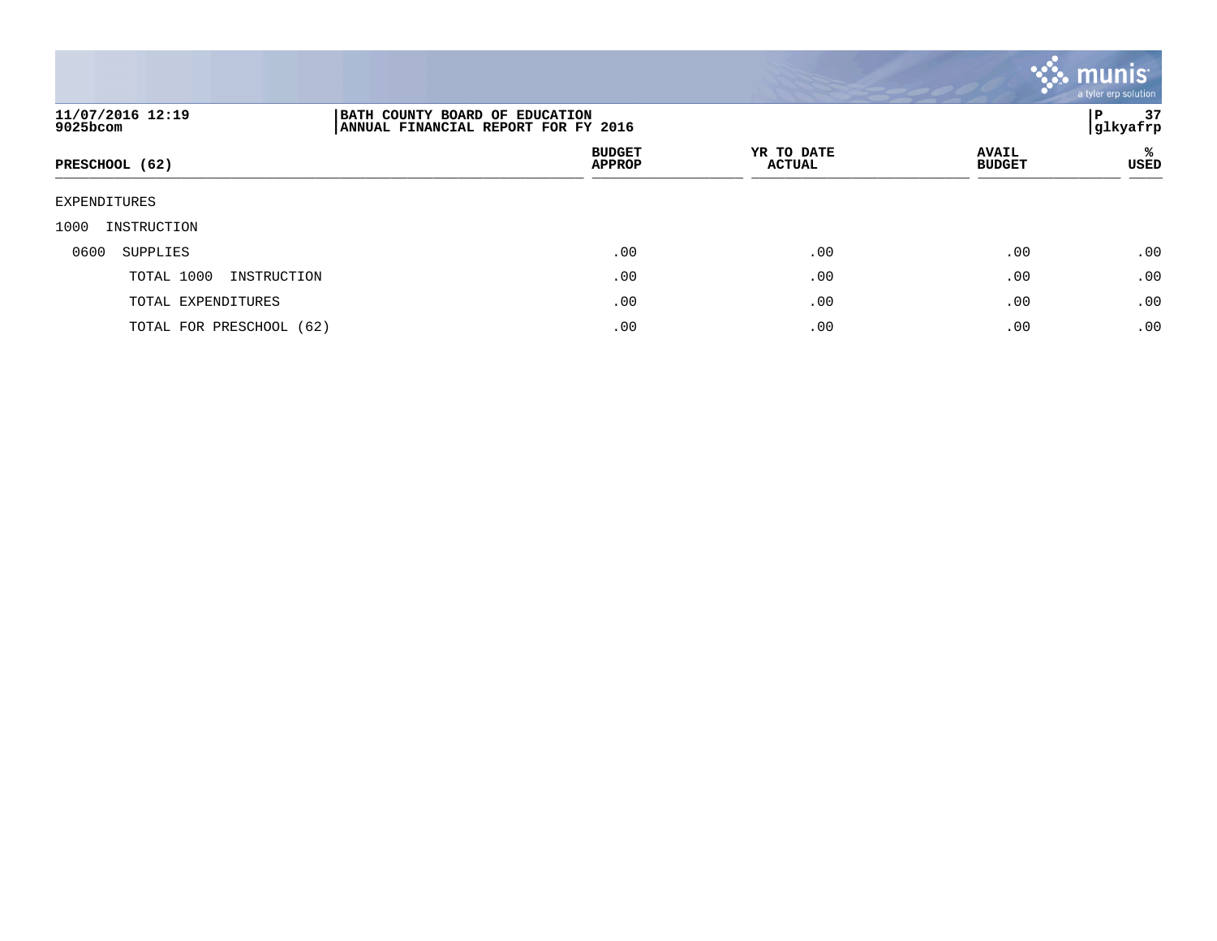**BATH COUNTY BOARD OF EDUCATION**
**ANNUAL FINANCIAL REPORT FOR FY 2016**

11/07/2016 12:19
9025bcom

glkyafrp

| PRESCHOOL (62) | BUDGET APPROP | YR TO DATE ACTUAL | AVAIL BUDGET | % USED |
|---|---|---|---|---|
| EXPENDITURES | | | | |
| 1000 INSTRUCTION | | | | |
| 0600 SUPPLIES | .00 | .00 | .00 | .00 |
| TOTAL 1000 INSTRUCTION | .00 | .00 | .00 | .00 |
| TOTAL EXPENDITURES | .00 | .00 | .00 | .00 |
| TOTAL FOR PRESCHOOL (62) | .00 | .00 | .00 | .00 |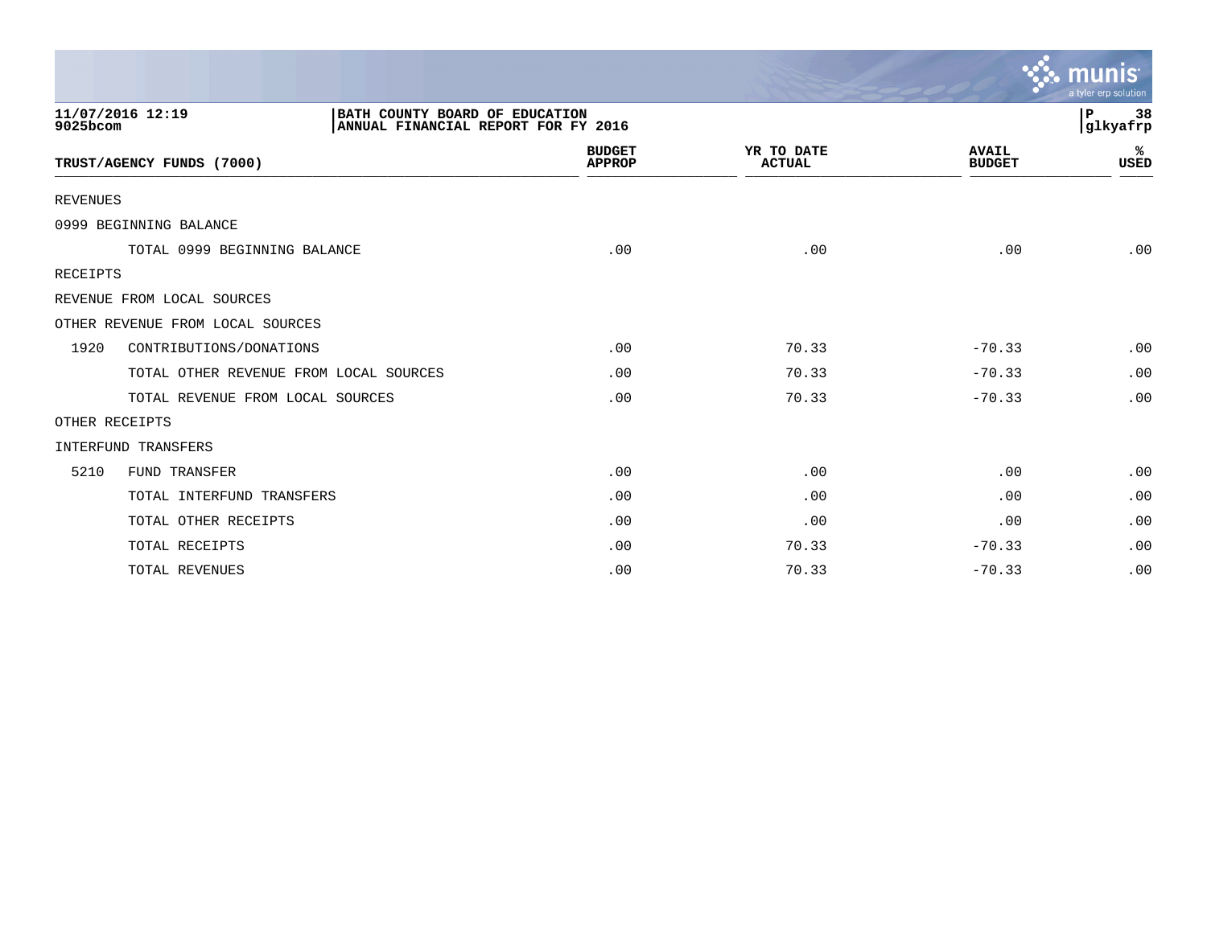11/07/2016 12:19
9025bcom

BATH COUNTY BOARD OF EDUCATION
ANNUAL FINANCIAL REPORT FOR FY 2016

P 38
glkyafrp

| TRUST/AGENCY FUNDS (7000) | | BUDGET APPROP | YR TO DATE ACTUAL | AVAIL BUDGET | % USED |
|---|---|---|---|---|---|
| REVENUES | | | | | |
| 0999 BEGINNING BALANCE | | | | | |
| | TOTAL 0999 BEGINNING BALANCE | .00 | .00 | .00 | .00 |
| RECEIPTS | | | | | |
| REVENUE FROM LOCAL SOURCES | | | | | |
| OTHER REVENUE FROM LOCAL SOURCES | | | | | |
| 1920 | CONTRIBUTIONS/DONATIONS | .00 | 70.33 | -70.33 | .00 |
| | TOTAL OTHER REVENUE FROM LOCAL SOURCES | .00 | 70.33 | -70.33 | .00 |
| | TOTAL REVENUE FROM LOCAL SOURCES | .00 | 70.33 | -70.33 | .00 |
| OTHER RECEIPTS | | | | | |
| INTERFUND TRANSFERS | | | | | |
| 5210 | FUND TRANSFER | .00 | .00 | .00 | .00 |
| | TOTAL INTERFUND TRANSFERS | .00 | .00 | .00 | .00 |
| | TOTAL OTHER RECEIPTS | .00 | .00 | .00 | .00 |
| | TOTAL RECEIPTS | .00 | 70.33 | -70.33 | .00 |
| | TOTAL REVENUES | .00 | 70.33 | -70.33 | .00 |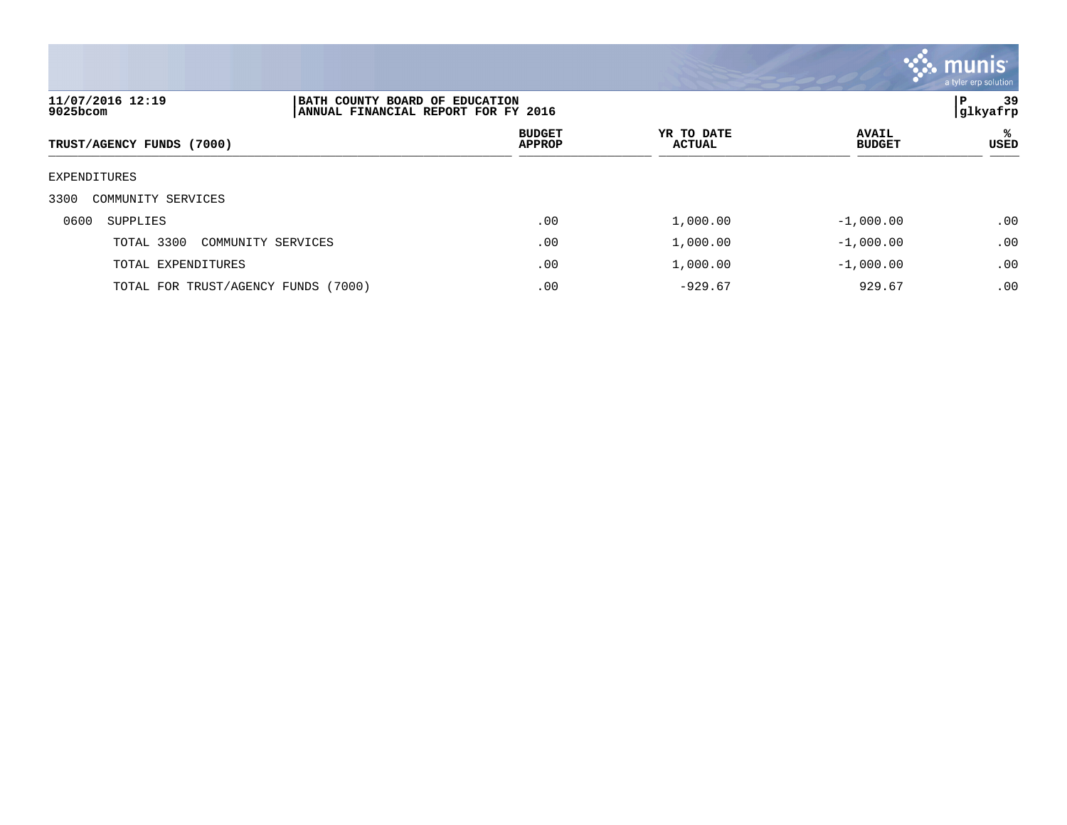11/07/2016 12:19
9025bcom

BATH COUNTY BOARD OF EDUCATION
ANNUAL FINANCIAL REPORT FOR FY 2016

P 39
glkyafrp

| TRUST/AGENCY FUNDS (7000) | BUDGET APPROP | YR TO DATE ACTUAL | AVAIL BUDGET | % USED |
|---|---|---|---|---|
| EXPENDITURES | | | | |
| 3300 COMMUNITY SERVICES | | | | |
| 0600 SUPPLIES | .00 | 1,000.00 | -1,000.00 | .00 |
| TOTAL 3300 COMMUNITY SERVICES | .00 | 1,000.00 | -1,000.00 | .00 |
| TOTAL EXPENDITURES | .00 | 1,000.00 | -1,000.00 | .00 |
| TOTAL FOR TRUST/AGENCY FUNDS (7000) | .00 | -929.67 | 929.67 | .00 |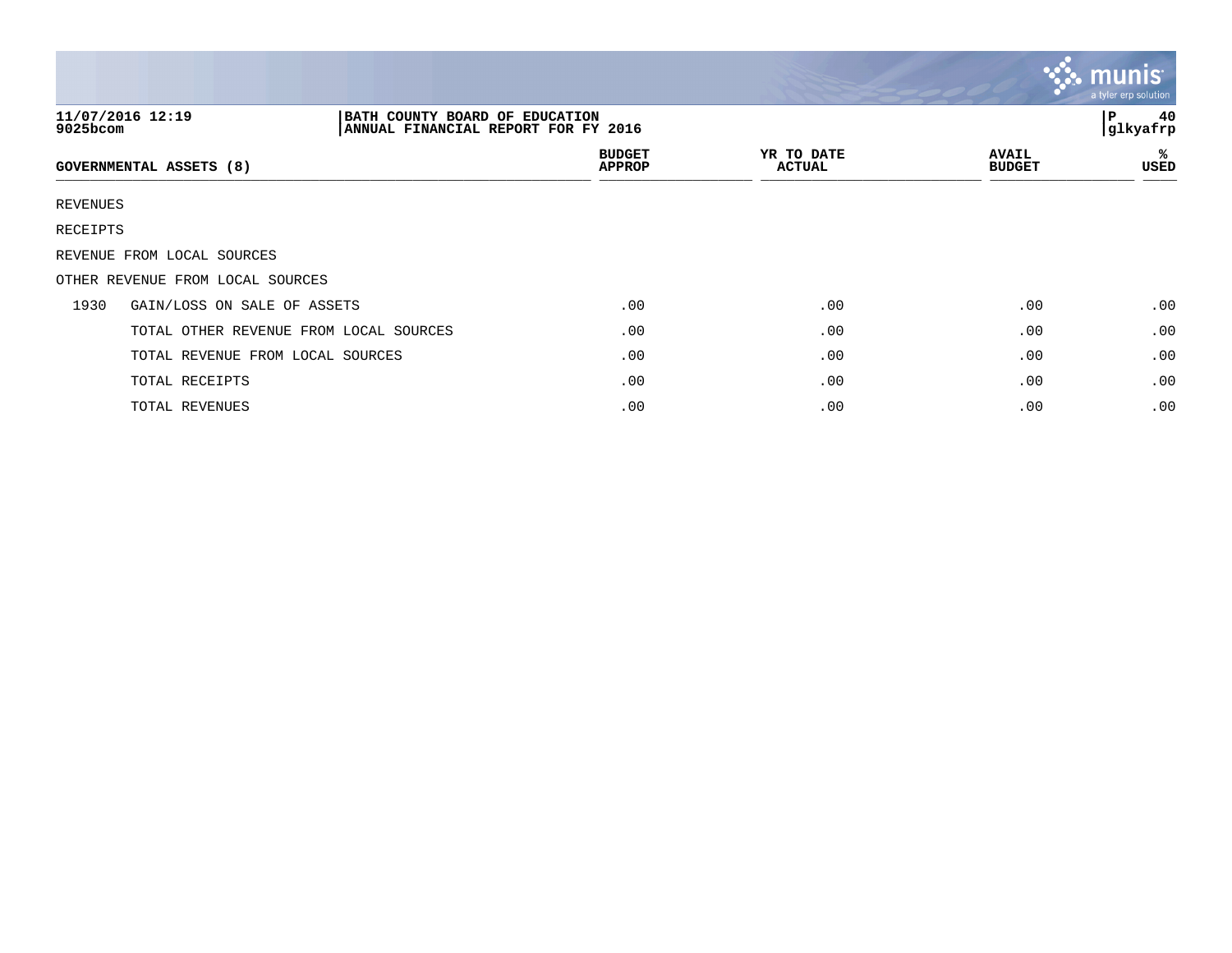| GOVERNMENTAL ASSETS (8) | | BUDGET APPROP | YR TO DATE ACTUAL | AVAIL BUDGET | % USED |
|---|---|---|---|---|---|
| REVENUES | | | | | |
| RECEIPTS | | | | | |
| REVENUE FROM LOCAL SOURCES | | | | | |
| OTHER REVENUE FROM LOCAL SOURCES | | | | | |
| 1930 | GAIN/LOSS ON SALE OF ASSETS | .00 | .00 | .00 | .00 |
| | TOTAL OTHER REVENUE FROM LOCAL SOURCES | .00 | .00 | .00 | .00 |
| | TOTAL REVENUE FROM LOCAL SOURCES | .00 | .00 | .00 | .00 |
| | TOTAL RECEIPTS | .00 | .00 | .00 | .00 |
| | TOTAL REVENUES | .00 | .00 | .00 | .00 |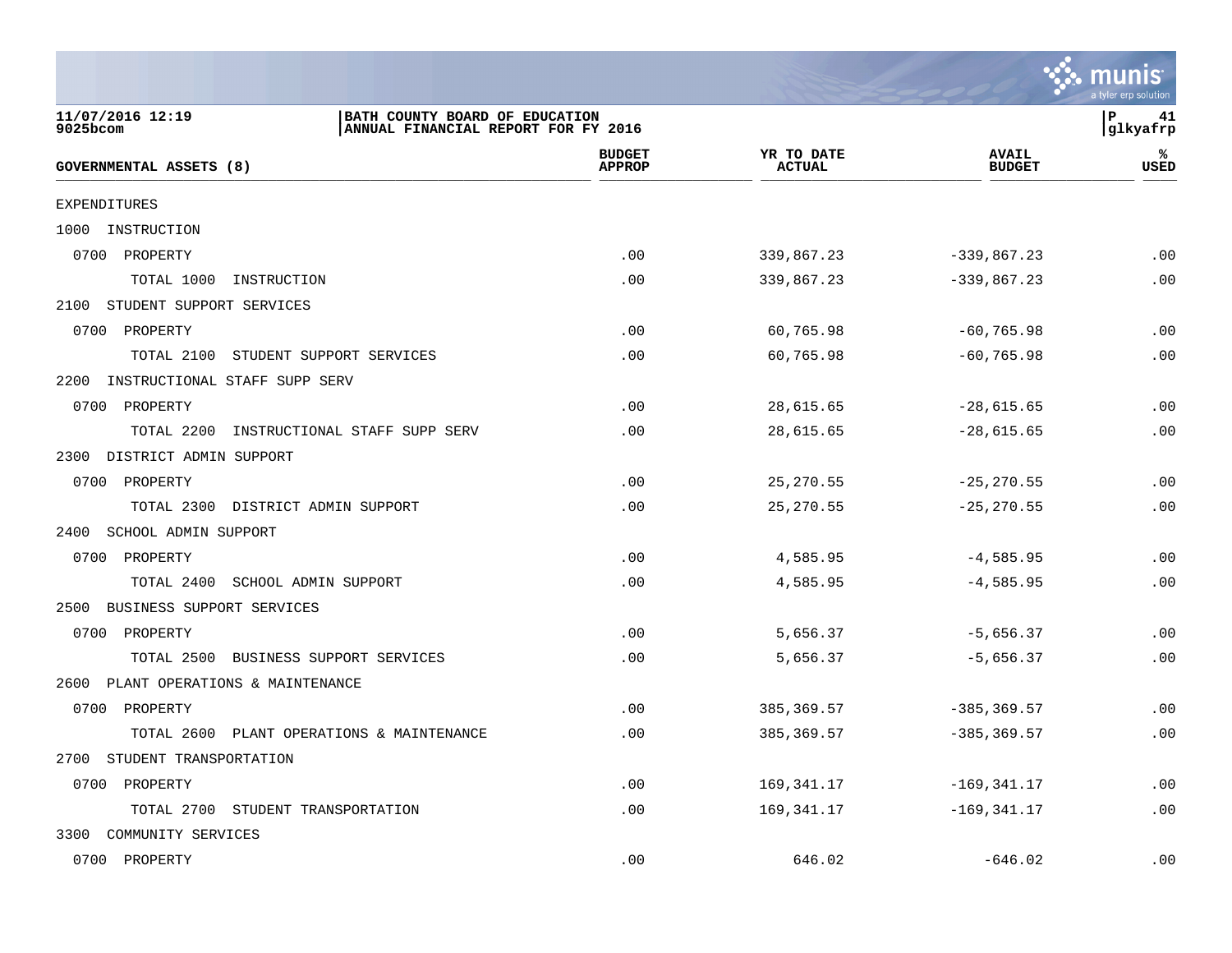BATH COUNTY BOARD OF EDUCATION
ANNUAL FINANCIAL REPORT FOR FY 2016

| GOVERNMENTAL ASSETS (8) | BUDGET APPROP | YR TO DATE ACTUAL | AVAIL BUDGET | % USED |
|---|---|---|---|---|
| EXPENDITURES | | | | |
| 1000 INSTRUCTION | | | | |
| 0700 PROPERTY | .00 | 339,867.23 | -339,867.23 | .00 |
| TOTAL 1000 INSTRUCTION | .00 | 339,867.23 | -339,867.23 | .00 |
| 2100 STUDENT SUPPORT SERVICES | | | | |
| 0700 PROPERTY | .00 | 60,765.98 | -60,765.98 | .00 |
| TOTAL 2100 STUDENT SUPPORT SERVICES | .00 | 60,765.98 | -60,765.98 | .00 |
| 2200 INSTRUCTIONAL STAFF SUPP SERV | | | | |
| 0700 PROPERTY | .00 | 28,615.65 | -28,615.65 | .00 |
| TOTAL 2200 INSTRUCTIONAL STAFF SUPP SERV | .00 | 28,615.65 | -28,615.65 | .00 |
| 2300 DISTRICT ADMIN SUPPORT | | | | |
| 0700 PROPERTY | .00 | 25,270.55 | -25,270.55 | .00 |
| TOTAL 2300 DISTRICT ADMIN SUPPORT | .00 | 25,270.55 | -25,270.55 | .00 |
| 2400 SCHOOL ADMIN SUPPORT | | | | |
| 0700 PROPERTY | .00 | 4,585.95 | -4,585.95 | .00 |
| TOTAL 2400 SCHOOL ADMIN SUPPORT | .00 | 4,585.95 | -4,585.95 | .00 |
| 2500 BUSINESS SUPPORT SERVICES | | | | |
| 0700 PROPERTY | .00 | 5,656.37 | -5,656.37 | .00 |
| TOTAL 2500 BUSINESS SUPPORT SERVICES | .00 | 5,656.37 | -5,656.37 | .00 |
| 2600 PLANT OPERATIONS & MAINTENANCE | | | | |
| 0700 PROPERTY | .00 | 385,369.57 | -385,369.57 | .00 |
| TOTAL 2600 PLANT OPERATIONS & MAINTENANCE | .00 | 385,369.57 | -385,369.57 | .00 |
| 2700 STUDENT TRANSPORTATION | | | | |
| 0700 PROPERTY | .00 | 169,341.17 | -169,341.17 | .00 |
| TOTAL 2700 STUDENT TRANSPORTATION | .00 | 169,341.17 | -169,341.17 | .00 |
| 3300 COMMUNITY SERVICES | | | | |
| 0700 PROPERTY | .00 | 646.02 | -646.02 | .00 |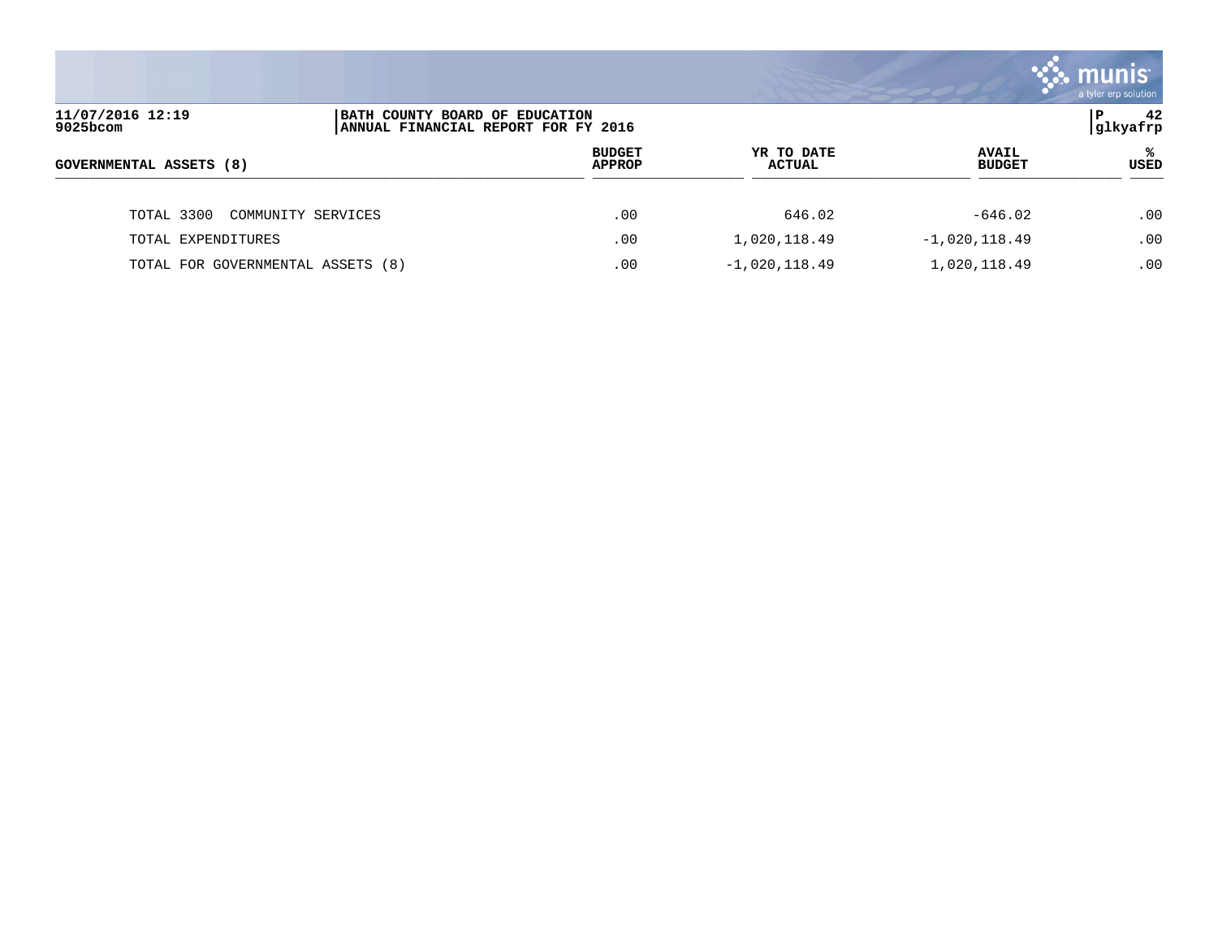| GOVERNMENTAL ASSETS (8) | BUDGET APPROP | YR TO DATE ACTUAL | AVAIL BUDGET | % USED |
|---|---|---|---|---|
| TOTAL 3300 COMMUNITY SERVICES | .00 | 646.02 | -646.02 | .00 |
| TOTAL EXPENDITURES | .00 | 1,020,118.49 | -1,020,118.49 | .00 |
| TOTAL FOR GOVERNMENTAL ASSETS (8) | .00 | -1,020,118.49 | 1,020,118.49 | .00 |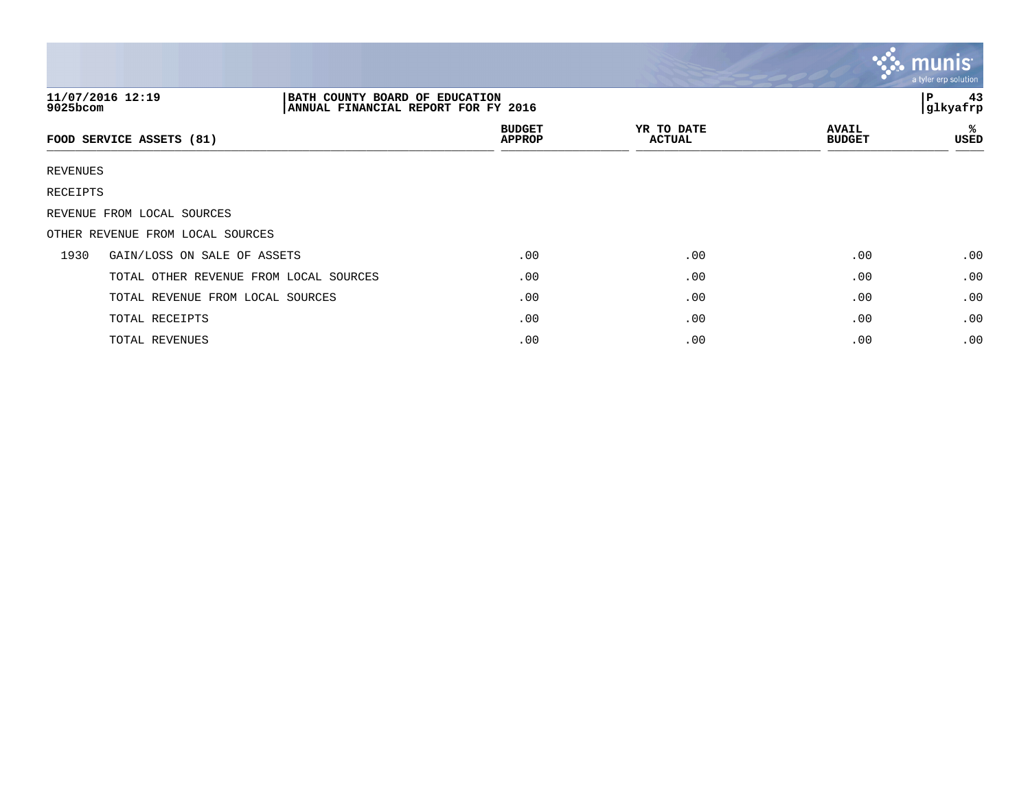BATH COUNTY BOARD OF EDUCATION
ANNUAL FINANCIAL REPORT FOR FY 2016

11/07/2016 12:19
9025bcom

| FOOD SERVICE ASSETS (81) | | BUDGET APPROP | YR TO DATE ACTUAL | AVAIL BUDGET | % USED |
|---|---|---|---|---|---|
| REVENUES | | | | | |
| RECEIPTS | | | | | |
| REVENUE FROM LOCAL SOURCES | | | | | |
| OTHER REVENUE FROM LOCAL SOURCES | | | | | |
| 1930 | GAIN/LOSS ON SALE OF ASSETS | .00 | .00 | .00 | .00 |
| | TOTAL OTHER REVENUE FROM LOCAL SOURCES | .00 | .00 | .00 | .00 |
| | TOTAL REVENUE FROM LOCAL SOURCES | .00 | .00 | .00 | .00 |
| | TOTAL RECEIPTS | .00 | .00 | .00 | .00 |
| | TOTAL REVENUES | .00 | .00 | .00 | .00 |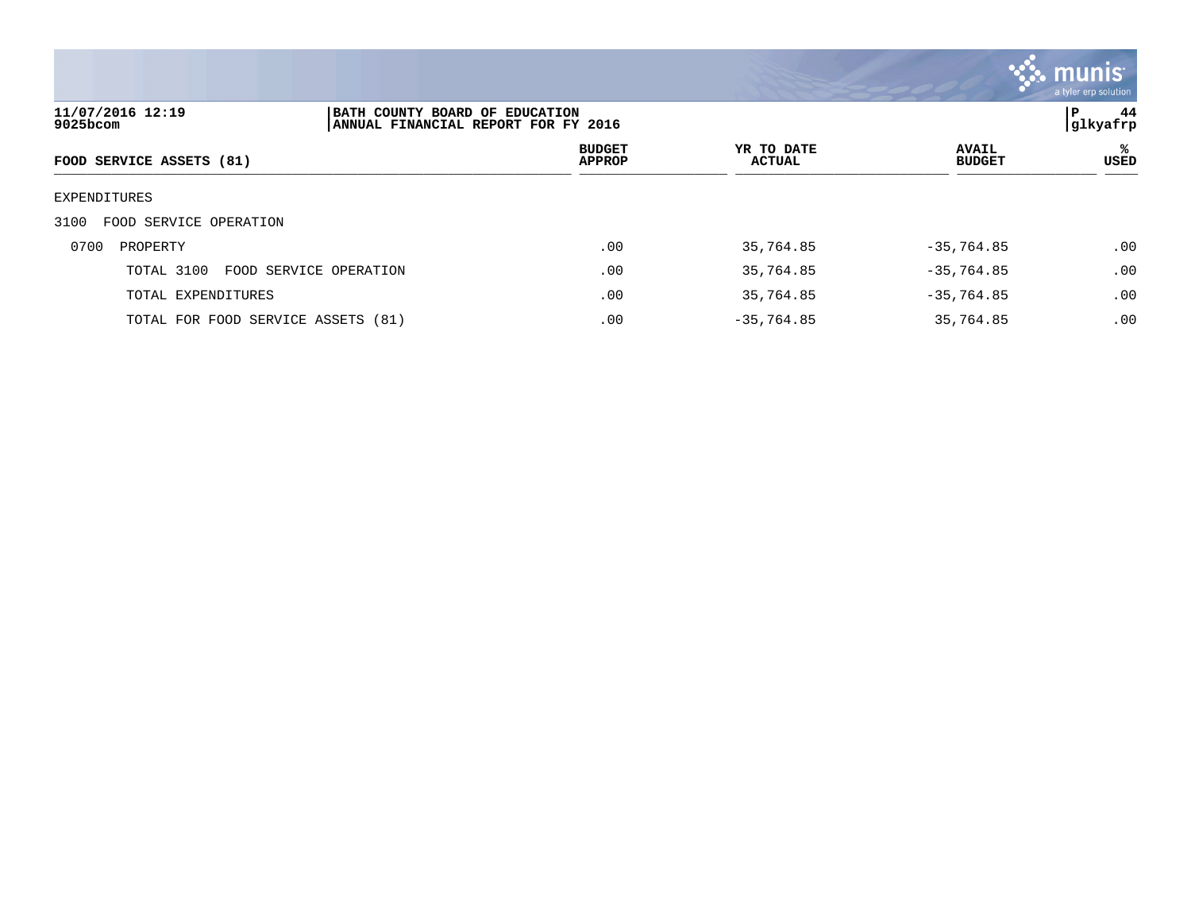BATH COUNTY BOARD OF EDUCATION
ANNUAL FINANCIAL REPORT FOR FY 2016

| FOOD SERVICE ASSETS (81) | BUDGET APPROP | YR TO DATE ACTUAL | AVAIL BUDGET | % USED |
|---|---|---|---|---|
| EXPENDITURES | | | | |
| 3100 FOOD SERVICE OPERATION | | | | |
| 0700 PROPERTY | .00 | 35,764.85 | -35,764.85 | .00 |
| TOTAL 3100 FOOD SERVICE OPERATION | .00 | 35,764.85 | -35,764.85 | .00 |
| TOTAL EXPENDITURES | .00 | 35,764.85 | -35,764.85 | .00 |
| TOTAL FOR FOOD SERVICE ASSETS (81) | .00 | -35,764.85 | 35,764.85 | .00 |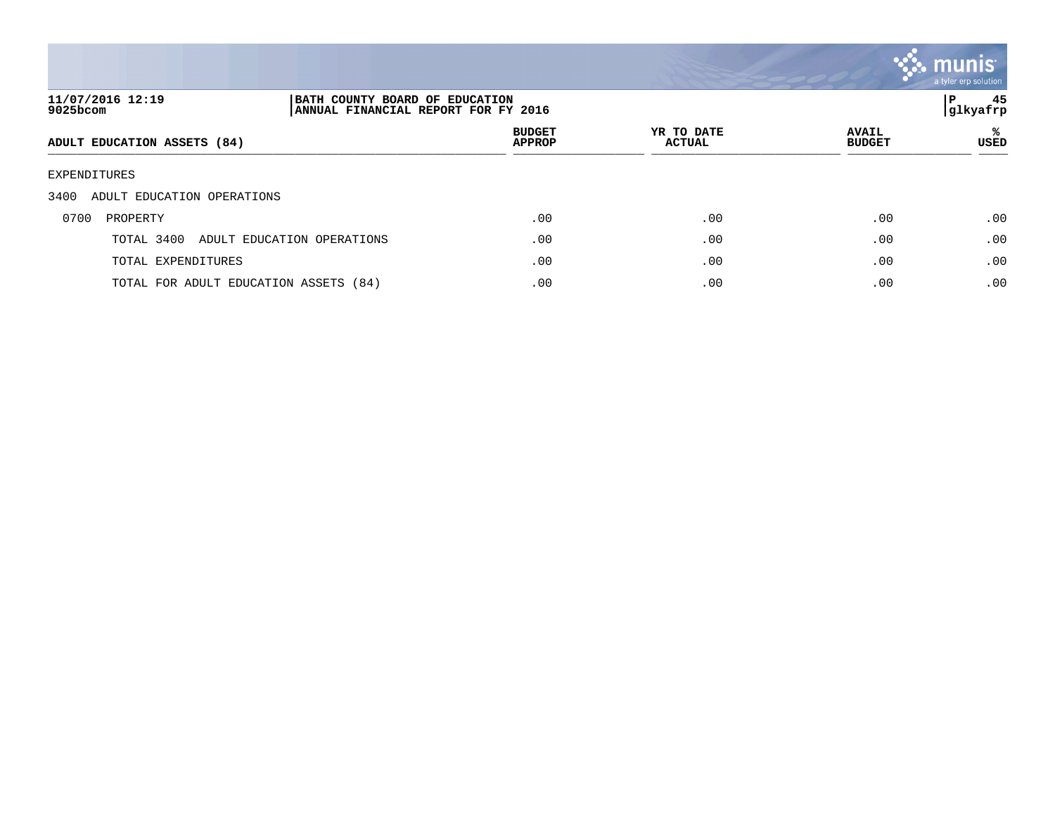**11/07/2016 12:19**
**9025bcom**

**BATH COUNTY BOARD OF EDUCATION**
**ANNUAL FINANCIAL REPORT FOR FY 2016**

**P 45**
**glkyafrp**

| ADULT EDUCATION ASSETS (84) | BUDGET APPROP | YR TO DATE ACTUAL | AVAIL BUDGET | % USED |
|---|---|---|---|---|
| EXPENDITURES | | | | |
| 3400 ADULT EDUCATION OPERATIONS | | | | |
| 0700 PROPERTY | .00 | .00 | .00 | .00 |
| TOTAL 3400 ADULT EDUCATION OPERATIONS | .00 | .00 | .00 | .00 |
| TOTAL EXPENDITURES | .00 | .00 | .00 | .00 |
| TOTAL FOR ADULT EDUCATION ASSETS (84) | .00 | .00 | .00 | .00 |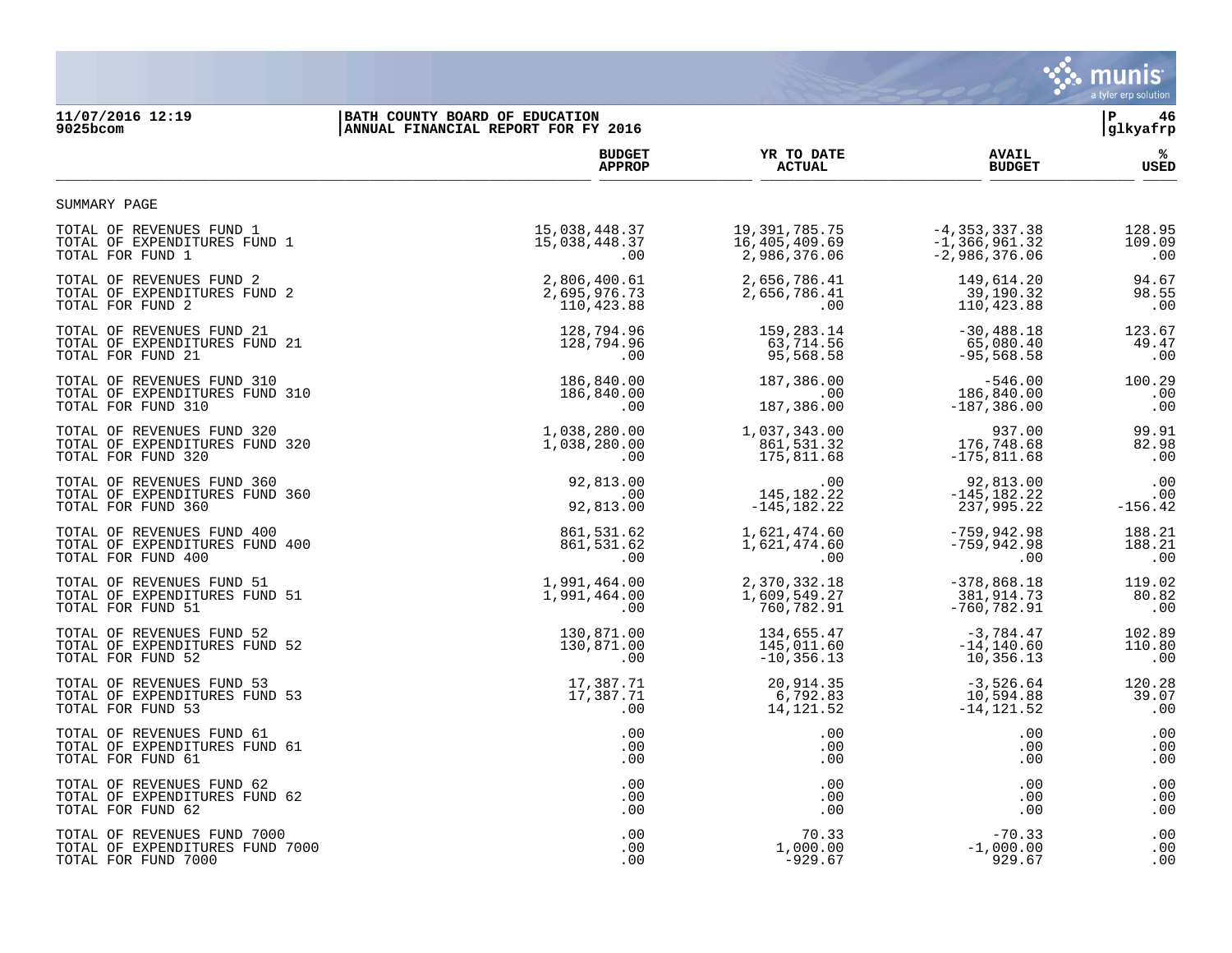**11/07/2016 12:19**
**9025bcom**

**BATH COUNTY BOARD OF EDUCATION**
**ANNUAL FINANCIAL REPORT FOR FY 2016**

**P 46**
**glkyafrp**

| | BUDGET APPROP | YR TO DATE ACTUAL | AVAIL BUDGET | % USED |
|---|---|---|---|---|
| SUMMARY PAGE | | | | |
| TOTAL OF REVENUES FUND 1 | 15,038,448.37 | 19,391,785.75 | -4,353,337.38 | 128.95 |
| TOTAL OF EXPENDITURES FUND 1 | 15,038,448.37 | 16,405,409.69 | -1,366,961.32 | 109.09 |
| TOTAL FOR FUND 1 | .00 | 2,986,376.06 | -2,986,376.06 | .00 |
| TOTAL OF REVENUES FUND 2 | 2,806,400.61 | 2,656,786.41 | 149,614.20 | 94.67 |
| TOTAL OF EXPENDITURES FUND 2 | 2,695,976.73 | 2,656,786.41 | 39,190.32 | 98.55 |
| TOTAL FOR FUND 2 | 110,423.88 | .00 | 110,423.88 | .00 |
| TOTAL OF REVENUES FUND 21 | 128,794.96 | 159,283.14 | -30,488.18 | 123.67 |
| TOTAL OF EXPENDITURES FUND 21 | 128,794.96 | 63,714.56 | 65,080.40 | 49.47 |
| TOTAL FOR FUND 21 | .00 | 95,568.58 | -95,568.58 | .00 |
| TOTAL OF REVENUES FUND 310 | 186,840.00 | 187,386.00 | -546.00 | 100.29 |
| TOTAL OF EXPENDITURES FUND 310 | 186,840.00 | .00 | 186,840.00 | .00 |
| TOTAL FOR FUND 310 | .00 | 187,386.00 | -187,386.00 | .00 |
| TOTAL OF REVENUES FUND 320 | 1,038,280.00 | 1,037,343.00 | 937.00 | 99.91 |
| TOTAL OF EXPENDITURES FUND 320 | 1,038,280.00 | 861,531.32 | 176,748.68 | 82.98 |
| TOTAL FOR FUND 320 | .00 | 175,811.68 | -175,811.68 | .00 |
| TOTAL OF REVENUES FUND 360 | 92,813.00 | .00 | 92,813.00 | .00 |
| TOTAL OF EXPENDITURES FUND 360 | .00 | 145,182.22 | -145,182.22 | .00 |
| TOTAL FOR FUND 360 | 92,813.00 | -145,182.22 | 237,995.22 | -156.42 |
| TOTAL OF REVENUES FUND 400 | 861,531.62 | 1,621,474.60 | -759,942.98 | 188.21 |
| TOTAL OF EXPENDITURES FUND 400 | 861,531.62 | 1,621,474.60 | -759,942.98 | 188.21 |
| TOTAL FOR FUND 400 | .00 | .00 | .00 | .00 |
| TOTAL OF REVENUES FUND 51 | 1,991,464.00 | 2,370,332.18 | -378,868.18 | 119.02 |
| TOTAL OF EXPENDITURES FUND 51 | 1,991,464.00 | 1,609,549.27 | 381,914.73 | 80.82 |
| TOTAL FOR FUND 51 | .00 | 760,782.91 | -760,782.91 | .00 |
| TOTAL OF REVENUES FUND 52 | 130,871.00 | 134,655.47 | -3,784.47 | 102.89 |
| TOTAL OF EXPENDITURES FUND 52 | 130,871.00 | 145,011.60 | -14,140.60 | 110.80 |
| TOTAL FOR FUND 52 | .00 | -10,356.13 | 10,356.13 | .00 |
| TOTAL OF REVENUES FUND 53 | 17,387.71 | 20,914.35 | -3,526.64 | 120.28 |
| TOTAL OF EXPENDITURES FUND 53 | 17,387.71 | 6,792.83 | 10,594.88 | 39.07 |
| TOTAL FOR FUND 53 | .00 | 14,121.52 | -14,121.52 | .00 |
| TOTAL OF REVENUES FUND 61 | .00 | .00 | .00 | .00 |
| TOTAL OF EXPENDITURES FUND 61 | .00 | .00 | .00 | .00 |
| TOTAL FOR FUND 61 | .00 | .00 | .00 | .00 |
| TOTAL OF REVENUES FUND 62 | .00 | .00 | .00 | .00 |
| TOTAL OF EXPENDITURES FUND 62 | .00 | .00 | .00 | .00 |
| TOTAL FOR FUND 62 | .00 | .00 | .00 | .00 |
| TOTAL OF REVENUES FUND 7000 | .00 | 70.33 | -70.33 | .00 |
| TOTAL OF EXPENDITURES FUND 7000 | .00 | 1,000.00 | -1,000.00 | .00 |
| TOTAL FOR FUND 7000 | .00 | -929.67 | 929.67 | .00 |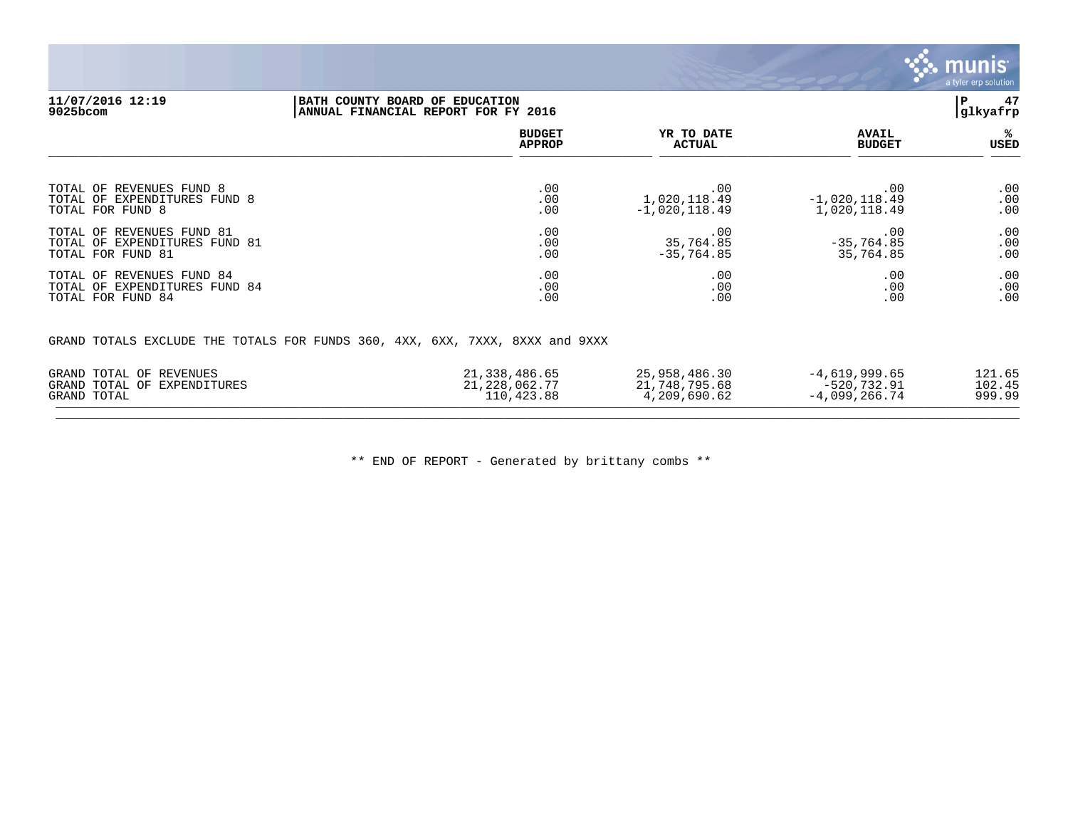| | BUDGET APPROP | YR TO DATE ACTUAL | AVAIL BUDGET | % USED |
|---|---|---|---|---|
| TOTAL OF REVENUES FUND 8 | .00 | .00 | .00 | .00 |
| TOTAL OF EXPENDITURES FUND 8 | .00 | 1,020,118.49 | -1,020,118.49 | .00 |
| TOTAL FOR FUND 8 | .00 | -1,020,118.49 | 1,020,118.49 | .00 |
| TOTAL OF REVENUES FUND 81 | .00 | .00 | .00 | .00 |
| TOTAL OF EXPENDITURES FUND 81 | .00 | 35,764.85 | -35,764.85 | .00 |
| TOTAL FOR FUND 81 | .00 | -35,764.85 | 35,764.85 | .00 |
| TOTAL OF REVENUES FUND 84 | .00 | .00 | .00 | .00 |
| TOTAL OF EXPENDITURES FUND 84 | .00 | .00 | .00 | .00 |
| TOTAL FOR FUND 84 | .00 | .00 | .00 | .00 |

GRAND TOTALS EXCLUDE THE TOTALS FOR FUNDS 360, 4XX, 6XX, 7XXX, 8XXX and 9XXX

| | BUDGET APPROP | YR TO DATE ACTUAL | AVAIL BUDGET | % USED |
|---|---|---|---|---|
| GRAND TOTAL OF REVENUES | 21,338,486.65 | 25,958,486.30 | -4,619,999.65 | 121.65 |
| GRAND TOTAL OF EXPENDITURES | 21,228,062.77 | 21,748,795.68 | -520,732.91 | 102.45 |
| GRAND TOTAL | 110,423.88 | 4,209,690.62 | -4,099,266.74 | 999.99 |

** END OF REPORT - Generated by brittany combs **